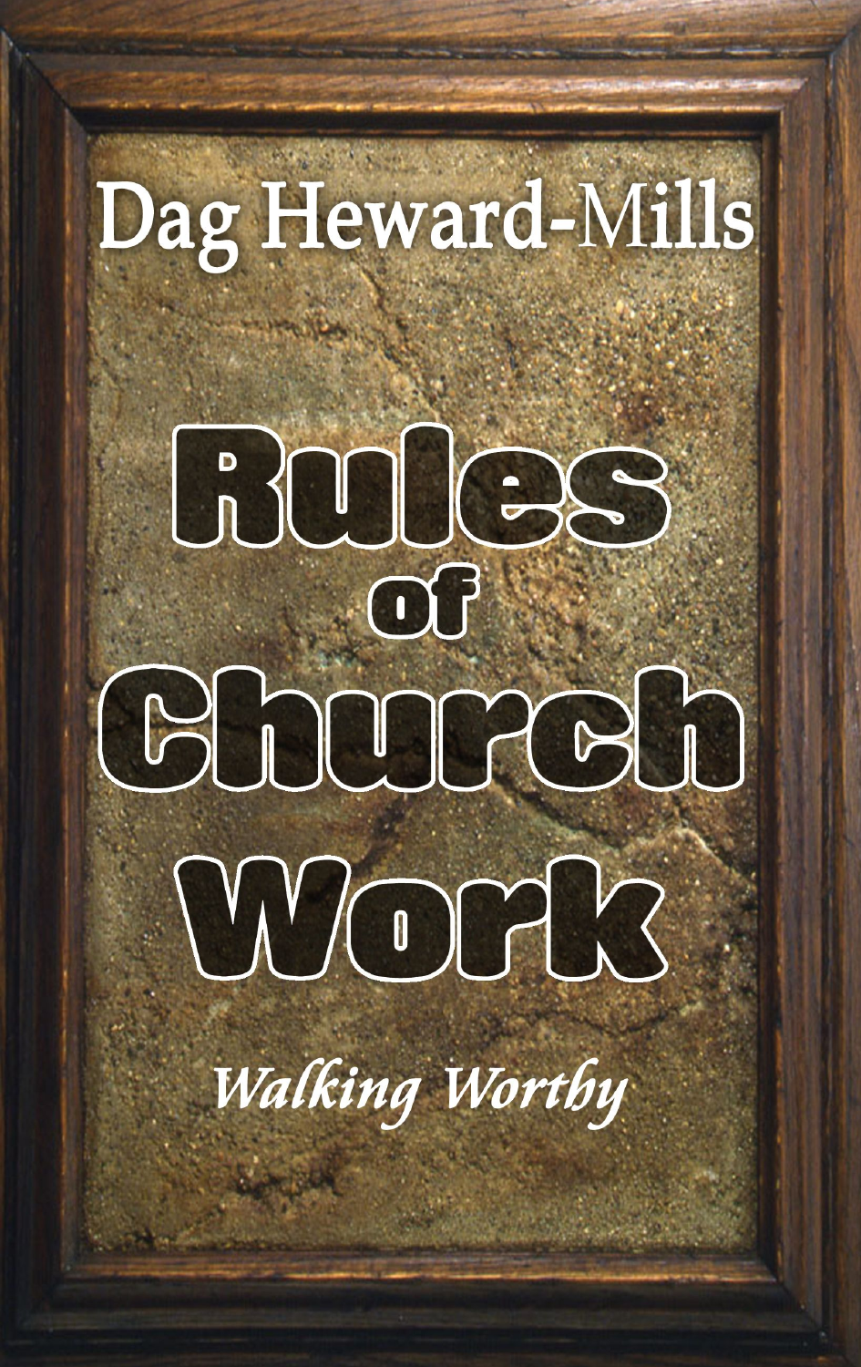Dag Heward-Mills

# Rules of Church Work

*Walking Worthy*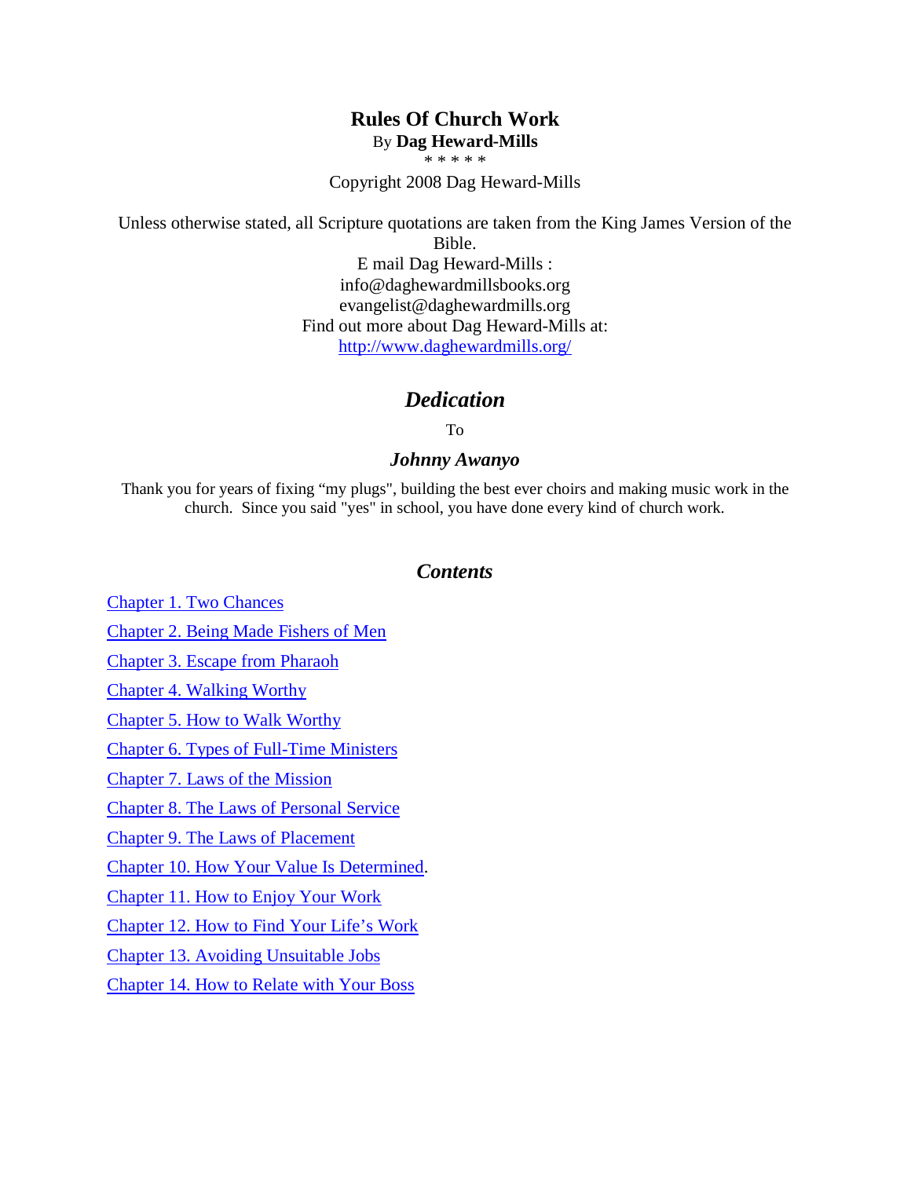# Rules Of Church Work

By **Dag Heward-Mills**

\* \* \* \* \*

Copyright 2008 Dag Heward-Mills

Unless otherwise stated, all Scripture quotations are taken from the King James Version of the Bible.

E mail Dag Heward-Mills :
info@daghewardmillsbooks.org
evangelist@daghewardmills.org
Find out more about Dag Heward-Mills at:
http://www.daghewardmills.org/

## *Dedication*

To

### *Johnny Awanyo*

Thank you for years of fixing "my plugs", building the best ever choirs and making music work in the church. Since you said "yes" in school, you have done every kind of church work.

## *Contents*

Chapter 1. Two Chances

Chapter 2. Being Made Fishers of Men

Chapter 3. Escape from Pharaoh

Chapter 4. Walking Worthy

Chapter 5. How to Walk Worthy

Chapter 6. Types of Full-Time Ministers

Chapter 7. Laws of the Mission

Chapter 8. The Laws of Personal Service

Chapter 9. The Laws of Placement

Chapter 10. How Your Value Is Determined.

Chapter 11. How to Enjoy Your Work

Chapter 12. How to Find Your Life's Work

Chapter 13. Avoiding Unsuitable Jobs

Chapter 14. How to Relate with Your Boss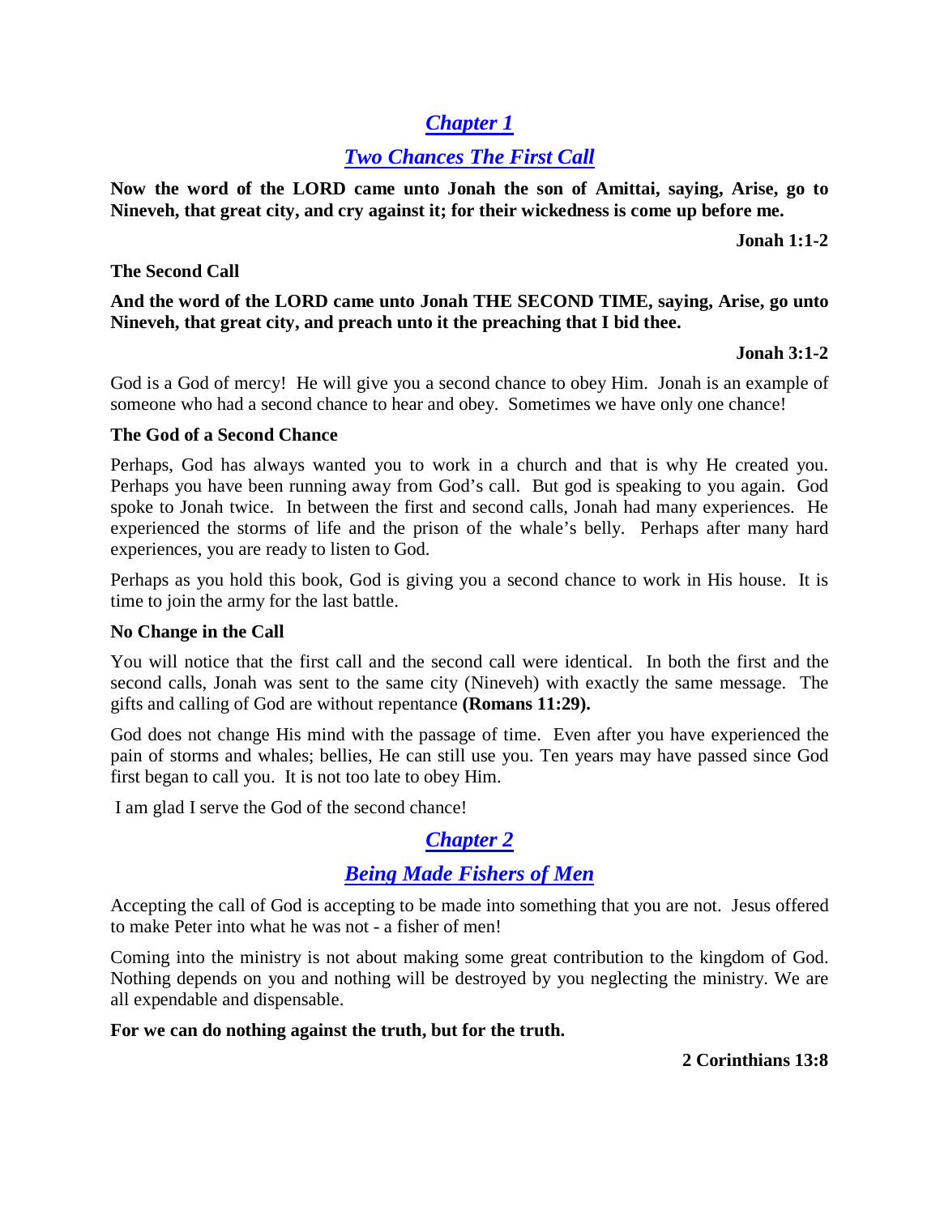## *Chapter 1*

## *Two Chances The First Call*

**Now the word of the LORD came unto Jonah the son of Amittai, saying, Arise, go to Nineveh, that great city, and cry against it; for their wickedness is come up before me.**

**Jonah 1:1-2**

**The Second Call**

**And the word of the LORD came unto Jonah THE SECOND TIME, saying, Arise, go unto Nineveh, that great city, and preach unto it the preaching that I bid thee.**

**Jonah 3:1-2**

God is a God of mercy! He will give you a second chance to obey Him. Jonah is an example of someone who had a second chance to hear and obey. Sometimes we have only one chance!

**The God of a Second Chance**

Perhaps, God has always wanted you to work in a church and that is why He created you. Perhaps you have been running away from God's call. But god is speaking to you again. God spoke to Jonah twice. In between the first and second calls, Jonah had many experiences. He experienced the storms of life and the prison of the whale's belly. Perhaps after many hard experiences, you are ready to listen to God.

Perhaps as you hold this book, God is giving you a second chance to work in His house. It is time to join the army for the last battle.

**No Change in the Call**

You will notice that the first call and the second call were identical. In both the first and the second calls, Jonah was sent to the same city (Nineveh) with exactly the same message. The gifts and calling of God are without repentance **(Romans 11:29).**

God does not change His mind with the passage of time. Even after you have experienced the pain of storms and whales; bellies, He can still use you. Ten years may have passed since God first began to call you. It is not too late to obey Him.

I am glad I serve the God of the second chance!

## *Chapter 2*

## *Being Made Fishers of Men*

Accepting the call of God is accepting to be made into something that you are not. Jesus offered to make Peter into what he was not - a fisher of men!

Coming into the ministry is not about making some great contribution to the kingdom of God. Nothing depends on you and nothing will be destroyed by you neglecting the ministry. We are all expendable and dispensable.

**For we can do nothing against the truth, but for the truth.**

**2 Corinthians 13:8**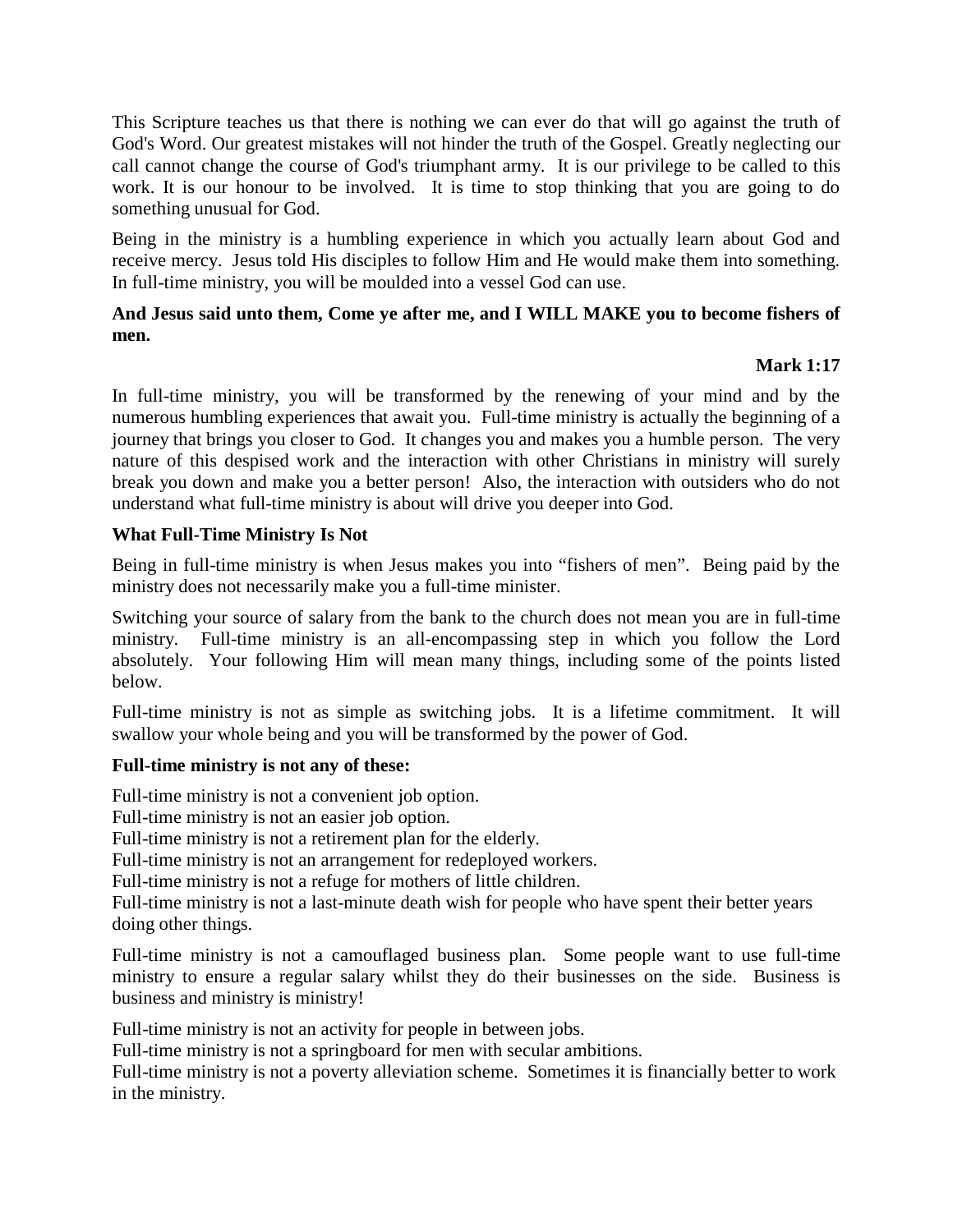This Scripture teaches us that there is nothing we can ever do that will go against the truth of God's Word. Our greatest mistakes will not hinder the truth of the Gospel. Greatly neglecting our call cannot change the course of God's triumphant army. It is our privilege to be called to this work. It is our honour to be involved. It is time to stop thinking that you are going to do something unusual for God.

Being in the ministry is a humbling experience in which you actually learn about God and receive mercy. Jesus told His disciples to follow Him and He would make them into something. In full-time ministry, you will be moulded into a vessel God can use.

**And Jesus said unto them, Come ye after me, and I WILL MAKE you to become fishers of men.**

**Mark 1:17**

In full-time ministry, you will be transformed by the renewing of your mind and by the numerous humbling experiences that await you. Full-time ministry is actually the beginning of a journey that brings you closer to God. It changes you and makes you a humble person. The very nature of this despised work and the interaction with other Christians in ministry will surely break you down and make you a better person! Also, the interaction with outsiders who do not understand what full-time ministry is about will drive you deeper into God.

### What Full-Time Ministry Is Not

Being in full-time ministry is when Jesus makes you into "fishers of men". Being paid by the ministry does not necessarily make you a full-time minister.

Switching your source of salary from the bank to the church does not mean you are in full-time ministry. Full-time ministry is an all-encompassing step in which you follow the Lord absolutely. Your following Him will mean many things, including some of the points listed below.

Full-time ministry is not as simple as switching jobs. It is a lifetime commitment. It will swallow your whole being and you will be transformed by the power of God.

**Full-time ministry is not any of these:**

Full-time ministry is not a convenient job option.
Full-time ministry is not an easier job option.
Full-time ministry is not a retirement plan for the elderly.
Full-time ministry is not an arrangement for redeployed workers.
Full-time ministry is not a refuge for mothers of little children.
Full-time ministry is not a last-minute death wish for people who have spent their better years doing other things.

Full-time ministry is not a camouflaged business plan. Some people want to use full-time ministry to ensure a regular salary whilst they do their businesses on the side. Business is business and ministry is ministry!

Full-time ministry is not an activity for people in between jobs.
Full-time ministry is not a springboard for men with secular ambitions.
Full-time ministry is not a poverty alleviation scheme. Sometimes it is financially better to work in the ministry.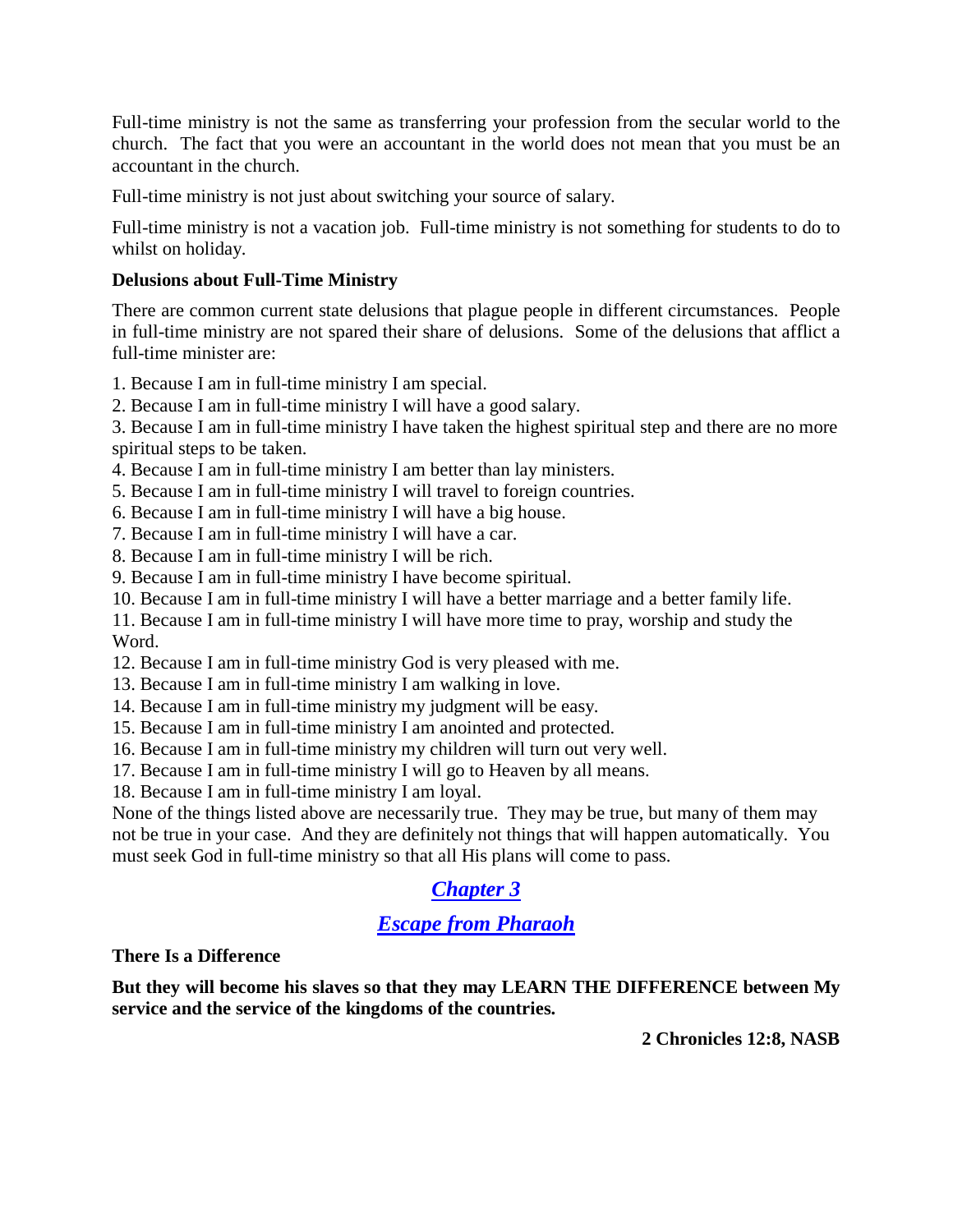Full-time ministry is not the same as transferring your profession from the secular world to the church. The fact that you were an accountant in the world does not mean that you must be an accountant in the church.

Full-time ministry is not just about switching your source of salary.

Full-time ministry is not a vacation job. Full-time ministry is not something for students to do to whilst on holiday.

**Delusions about Full-Time Ministry**

There are common current state delusions that plague people in different circumstances. People in full-time ministry are not spared their share of delusions. Some of the delusions that afflict a full-time minister are:

1. Because I am in full-time ministry I am special.
2. Because I am in full-time ministry I will have a good salary.
3. Because I am in full-time ministry I have taken the highest spiritual step and there are no more spiritual steps to be taken.
4. Because I am in full-time ministry I am better than lay ministers.
5. Because I am in full-time ministry I will travel to foreign countries.
6. Because I am in full-time ministry I will have a big house.
7. Because I am in full-time ministry I will have a car.
8. Because I am in full-time ministry I will be rich.
9. Because I am in full-time ministry I have become spiritual.
10. Because I am in full-time ministry I will have a better marriage and a better family life.
11. Because I am in full-time ministry I will have more time to pray, worship and study the Word.
12. Because I am in full-time ministry God is very pleased with me.
13. Because I am in full-time ministry I am walking in love.
14. Because I am in full-time ministry my judgment will be easy.
15. Because I am in full-time ministry I am anointed and protected.
16. Because I am in full-time ministry my children will turn out very well.
17. Because I am in full-time ministry I will go to Heaven by all means.
18. Because I am in full-time ministry I am loyal.

None of the things listed above are necessarily true. They may be true, but many of them may not be true in your case. And they are definitely not things that will happen automatically. You must seek God in full-time ministry so that all His plans will come to pass.

## *Chapter 3*

## *Escape from Pharaoh*

**There Is a Difference**

**But they will become his slaves so that they may LEARN THE DIFFERENCE between My service and the service of the kingdoms of the countries.**

**2 Chronicles 12:8, NASB**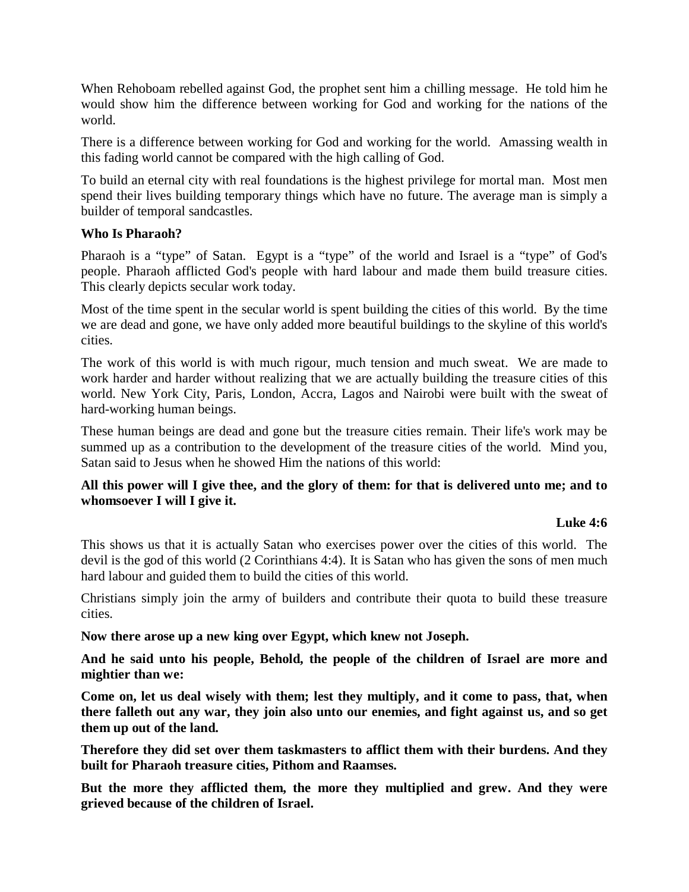When Rehoboam rebelled against God, the prophet sent him a chilling message. He told him he would show him the difference between working for God and working for the nations of the world.

There is a difference between working for God and working for the world. Amassing wealth in this fading world cannot be compared with the high calling of God.

To build an eternal city with real foundations is the highest privilege for mortal man. Most men spend their lives building temporary things which have no future. The average man is simply a builder of temporal sandcastles.

**Who Is Pharaoh?**

Pharaoh is a "type" of Satan. Egypt is a "type" of the world and Israel is a "type" of God's people. Pharaoh afflicted God's people with hard labour and made them build treasure cities. This clearly depicts secular work today.

Most of the time spent in the secular world is spent building the cities of this world. By the time we are dead and gone, we have only added more beautiful buildings to the skyline of this world's cities.

The work of this world is with much rigour, much tension and much sweat. We are made to work harder and harder without realizing that we are actually building the treasure cities of this world. New York City, Paris, London, Accra, Lagos and Nairobi were built with the sweat of hard-working human beings.

These human beings are dead and gone but the treasure cities remain. Their life's work may be summed up as a contribution to the development of the treasure cities of the world. Mind you, Satan said to Jesus when he showed Him the nations of this world:

**All this power will I give thee, and the glory of them: for that is delivered unto me; and to whomsoever I will I give it.**

**Luke 4:6**

This shows us that it is actually Satan who exercises power over the cities of this world. The devil is the god of this world (2 Corinthians 4:4). It is Satan who has given the sons of men much hard labour and guided them to build the cities of this world.

Christians simply join the army of builders and contribute their quota to build these treasure cities.

**Now there arose up a new king over Egypt, which knew not Joseph.**

**And he said unto his people, Behold, the people of the children of Israel are more and mightier than we:**

**Come on, let us deal wisely with them; lest they multiply, and it come to pass, that, when there falleth out any war, they join also unto our enemies, and fight against us, and so get them up out of the land.**

**Therefore they did set over them taskmasters to afflict them with their burdens. And they built for Pharaoh treasure cities, Pithom and Raamses.**

**But the more they afflicted them, the more they multiplied and grew. And they were grieved because of the children of Israel.**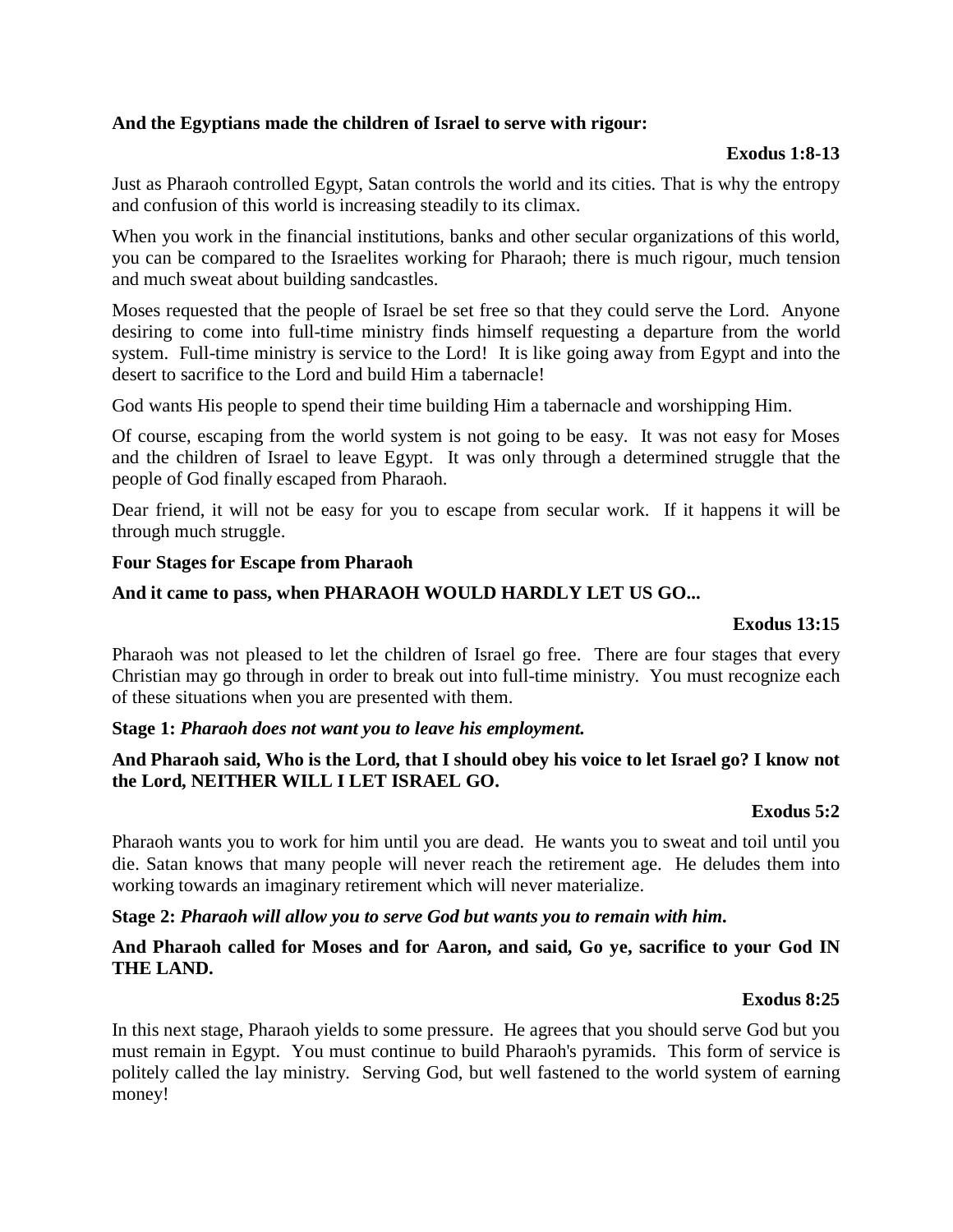**And the Egyptians made the children of Israel to serve with rigour:**

**Exodus 1:8-13**

Just as Pharaoh controlled Egypt, Satan controls the world and its cities. That is why the entropy and confusion of this world is increasing steadily to its climax.

When you work in the financial institutions, banks and other secular organizations of this world, you can be compared to the Israelites working for Pharaoh; there is much rigour, much tension and much sweat about building sandcastles.

Moses requested that the people of Israel be set free so that they could serve the Lord. Anyone desiring to come into full-time ministry finds himself requesting a departure from the world system. Full-time ministry is service to the Lord! It is like going away from Egypt and into the desert to sacrifice to the Lord and build Him a tabernacle!

God wants His people to spend their time building Him a tabernacle and worshipping Him.

Of course, escaping from the world system is not going to be easy. It was not easy for Moses and the children of Israel to leave Egypt. It was only through a determined struggle that the people of God finally escaped from Pharaoh.

Dear friend, it will not be easy for you to escape from secular work. If it happens it will be through much struggle.

**Four Stages for Escape from Pharaoh**

**And it came to pass, when PHARAOH WOULD HARDLY LET US GO...**

**Exodus 13:15**

Pharaoh was not pleased to let the children of Israel go free. There are four stages that every Christian may go through in order to break out into full-time ministry. You must recognize each of these situations when you are presented with them.

**Stage 1:** ***Pharaoh does not want you to leave his employment.***

**And Pharaoh said, Who is the Lord, that I should obey his voice to let Israel go? I know not the Lord, NEITHER WILL I LET ISRAEL GO.**

**Exodus 5:2**

Pharaoh wants you to work for him until you are dead. He wants you to sweat and toil until you die. Satan knows that many people will never reach the retirement age. He deludes them into working towards an imaginary retirement which will never materialize.

**Stage 2:** ***Pharaoh will allow you to serve God but wants you to remain with him.***

**And Pharaoh called for Moses and for Aaron, and said, Go ye, sacrifice to your God IN THE LAND.**

**Exodus 8:25**

In this next stage, Pharaoh yields to some pressure. He agrees that you should serve God but you must remain in Egypt. You must continue to build Pharaoh's pyramids. This form of service is politely called the lay ministry. Serving God, but well fastened to the world system of earning money!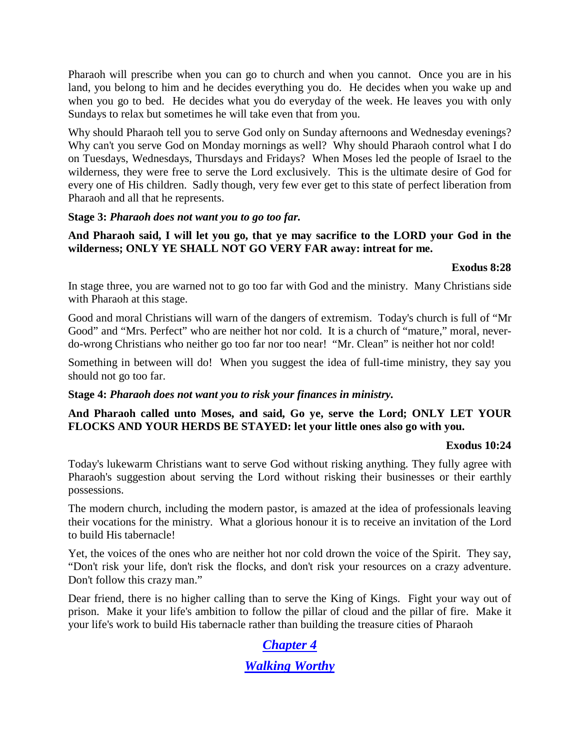Pharaoh will prescribe when you can go to church and when you cannot. Once you are in his land, you belong to him and he decides everything you do. He decides when you wake up and when you go to bed. He decides what you do everyday of the week. He leaves you with only Sundays to relax but sometimes he will take even that from you.

Why should Pharaoh tell you to serve God only on Sunday afternoons and Wednesday evenings? Why can't you serve God on Monday mornings as well? Why should Pharaoh control what I do on Tuesdays, Wednesdays, Thursdays and Fridays? When Moses led the people of Israel to the wilderness, they were free to serve the Lord exclusively. This is the ultimate desire of God for every one of His children. Sadly though, very few ever get to this state of perfect liberation from Pharaoh and all that he represents.

**Stage 3:** ***Pharaoh does not want you to go too far.***

**And Pharaoh said, I will let you go, that ye may sacrifice to the LORD your God in the wilderness; ONLY YE SHALL NOT GO VERY FAR away: intreat for me.**

**Exodus 8:28**

In stage three, you are warned not to go too far with God and the ministry. Many Christians side with Pharaoh at this stage.

Good and moral Christians will warn of the dangers of extremism. Today's church is full of "Mr Good" and "Mrs. Perfect" who are neither hot nor cold. It is a church of "mature," moral, never-do-wrong Christians who neither go too far nor too near! "Mr. Clean" is neither hot nor cold!

Something in between will do! When you suggest the idea of full-time ministry, they say you should not go too far.

**Stage 4:** ***Pharaoh does not want you to risk your finances in ministry.***

**And Pharaoh called unto Moses, and said, Go ye, serve the Lord; ONLY LET YOUR FLOCKS AND YOUR HERDS BE STAYED: let your little ones also go with you.**

**Exodus 10:24**

Today's lukewarm Christians want to serve God without risking anything. They fully agree with Pharaoh's suggestion about serving the Lord without risking their businesses or their earthly possessions.

The modern church, including the modern pastor, is amazed at the idea of professionals leaving their vocations for the ministry. What a glorious honour it is to receive an invitation of the Lord to build His tabernacle!

Yet, the voices of the ones who are neither hot nor cold drown the voice of the Spirit. They say, "Don't risk your life, don't risk the flocks, and don't risk your resources on a crazy adventure. Don't follow this crazy man."

Dear friend, there is no higher calling than to serve the King of Kings. Fight your way out of prison. Make it your life's ambition to follow the pillar of cloud and the pillar of fire. Make it your life's work to build His tabernacle rather than building the treasure cities of Pharaoh

## *Chapter 4*

## *Walking Worthy*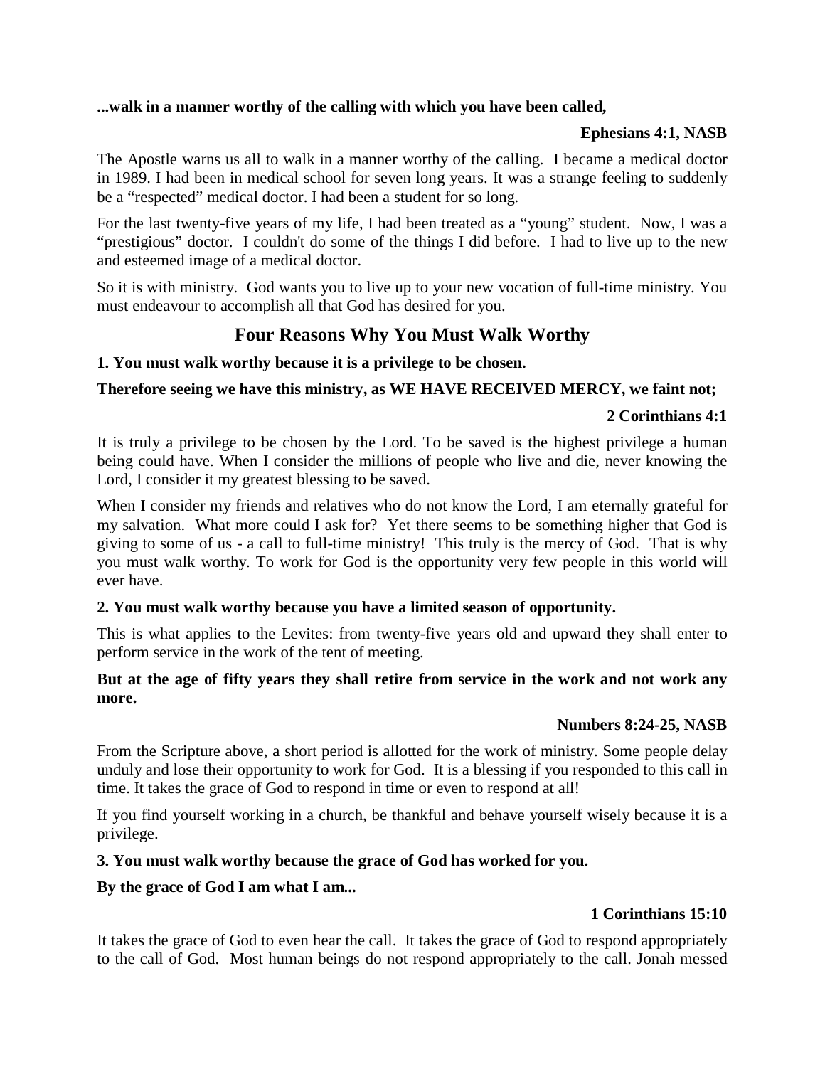**...walk in a manner worthy of the calling with which you have been called,**

**Ephesians 4:1, NASB**

The Apostle warns us all to walk in a manner worthy of the calling. I became a medical doctor in 1989. I had been in medical school for seven long years. It was a strange feeling to suddenly be a “respected” medical doctor. I had been a student for so long.

For the last twenty-five years of my life, I had been treated as a “young” student. Now, I was a “prestigious” doctor. I couldn't do some of the things I did before. I had to live up to the new and esteemed image of a medical doctor.

So it is with ministry. God wants you to live up to your new vocation of full-time ministry. You must endeavour to accomplish all that God has desired for you.

## Four Reasons Why You Must Walk Worthy

**1. You must walk worthy because it is a privilege to be chosen.**

**Therefore seeing we have this ministry, as WE HAVE RECEIVED MERCY, we faint not;**

**2 Corinthians 4:1**

It is truly a privilege to be chosen by the Lord. To be saved is the highest privilege a human being could have. When I consider the millions of people who live and die, never knowing the Lord, I consider it my greatest blessing to be saved.

When I consider my friends and relatives who do not know the Lord, I am eternally grateful for my salvation. What more could I ask for? Yet there seems to be something higher that God is giving to some of us - a call to full-time ministry! This truly is the mercy of God. That is why you must walk worthy. To work for God is the opportunity very few people in this world will ever have.

**2. You must walk worthy because you have a limited season of opportunity.**

This is what applies to the Levites: from twenty-five years old and upward they shall enter to perform service in the work of the tent of meeting.

**But at the age of fifty years they shall retire from service in the work and not work any more.**

**Numbers 8:24-25, NASB**

From the Scripture above, a short period is allotted for the work of ministry. Some people delay unduly and lose their opportunity to work for God. It is a blessing if you responded to this call in time. It takes the grace of God to respond in time or even to respond at all!

If you find yourself working in a church, be thankful and behave yourself wisely because it is a privilege.

**3. You must walk worthy because the grace of God has worked for you.**

**By the grace of God I am what I am...**

**1 Corinthians 15:10**

It takes the grace of God to even hear the call. It takes the grace of God to respond appropriately to the call of God. Most human beings do not respond appropriately to the call. Jonah messed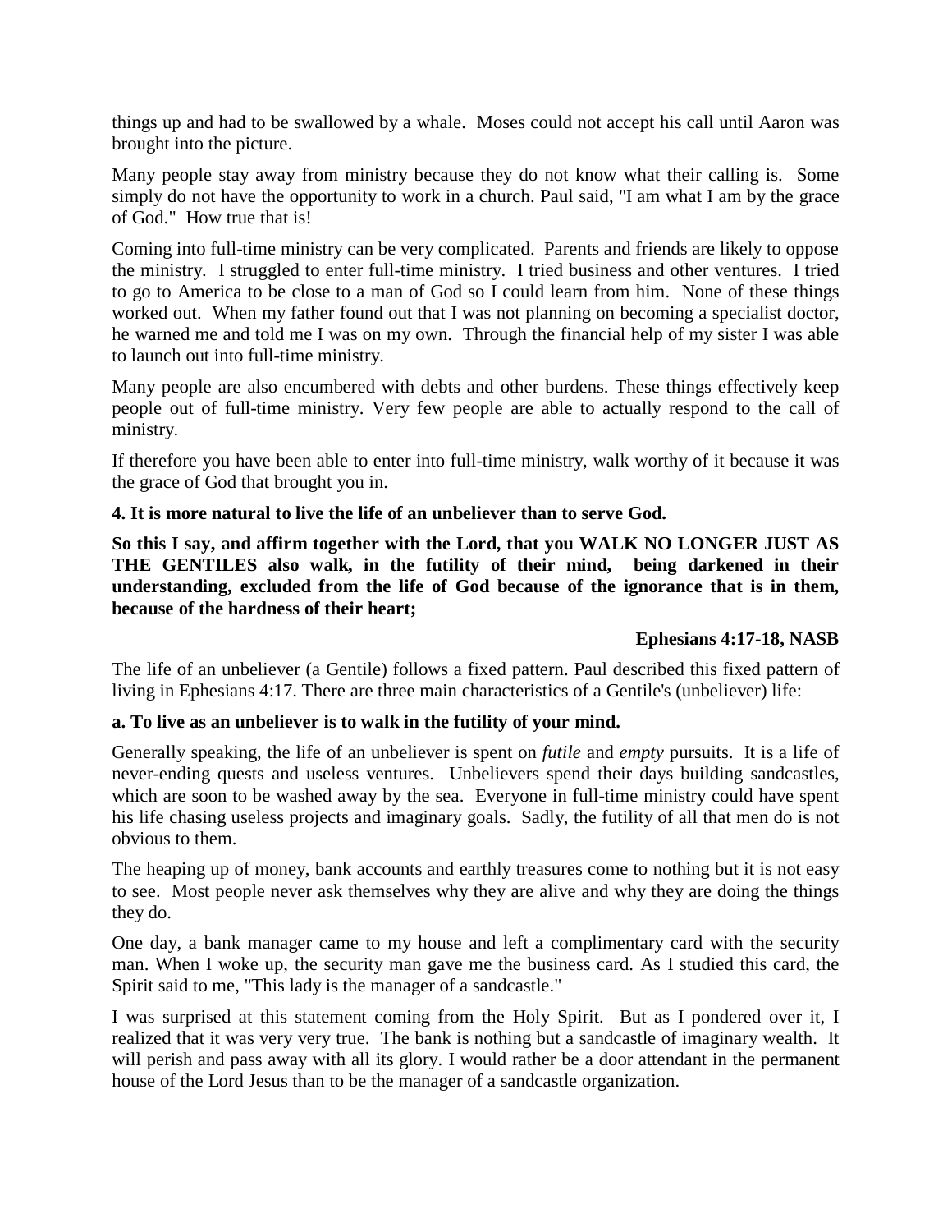things up and had to be swallowed by a whale. Moses could not accept his call until Aaron was brought into the picture.

Many people stay away from ministry because they do not know what their calling is. Some simply do not have the opportunity to work in a church. Paul said, "I am what I am by the grace of God." How true that is!

Coming into full-time ministry can be very complicated. Parents and friends are likely to oppose the ministry. I struggled to enter full-time ministry. I tried business and other ventures. I tried to go to America to be close to a man of God so I could learn from him. None of these things worked out. When my father found out that I was not planning on becoming a specialist doctor, he warned me and told me I was on my own. Through the financial help of my sister I was able to launch out into full-time ministry.

Many people are also encumbered with debts and other burdens. These things effectively keep people out of full-time ministry. Very few people are able to actually respond to the call of ministry.

If therefore you have been able to enter into full-time ministry, walk worthy of it because it was the grace of God that brought you in.

**4. It is more natural to live the life of an unbeliever than to serve God.**

**So this I say, and affirm together with the Lord, that you WALK NO LONGER JUST AS THE GENTILES also walk, in the futility of their mind, being darkened in their understanding, excluded from the life of God because of the ignorance that is in them, because of the hardness of their heart;**

**Ephesians 4:17-18, NASB**

The life of an unbeliever (a Gentile) follows a fixed pattern. Paul described this fixed pattern of living in Ephesians 4:17. There are three main characteristics of a Gentile's (unbeliever) life:

**a. To live as an unbeliever is to walk in the futility of your mind.**

Generally speaking, the life of an unbeliever is spent on *futile* and *empty* pursuits. It is a life of never-ending quests and useless ventures. Unbelievers spend their days building sandcastles, which are soon to be washed away by the sea. Everyone in full-time ministry could have spent his life chasing useless projects and imaginary goals. Sadly, the futility of all that men do is not obvious to them.

The heaping up of money, bank accounts and earthly treasures come to nothing but it is not easy to see. Most people never ask themselves why they are alive and why they are doing the things they do.

One day, a bank manager came to my house and left a complimentary card with the security man. When I woke up, the security man gave me the business card. As I studied this card, the Spirit said to me, "This lady is the manager of a sandcastle."

I was surprised at this statement coming from the Holy Spirit. But as I pondered over it, I realized that it was very very true. The bank is nothing but a sandcastle of imaginary wealth. It will perish and pass away with all its glory. I would rather be a door attendant in the permanent house of the Lord Jesus than to be the manager of a sandcastle organization.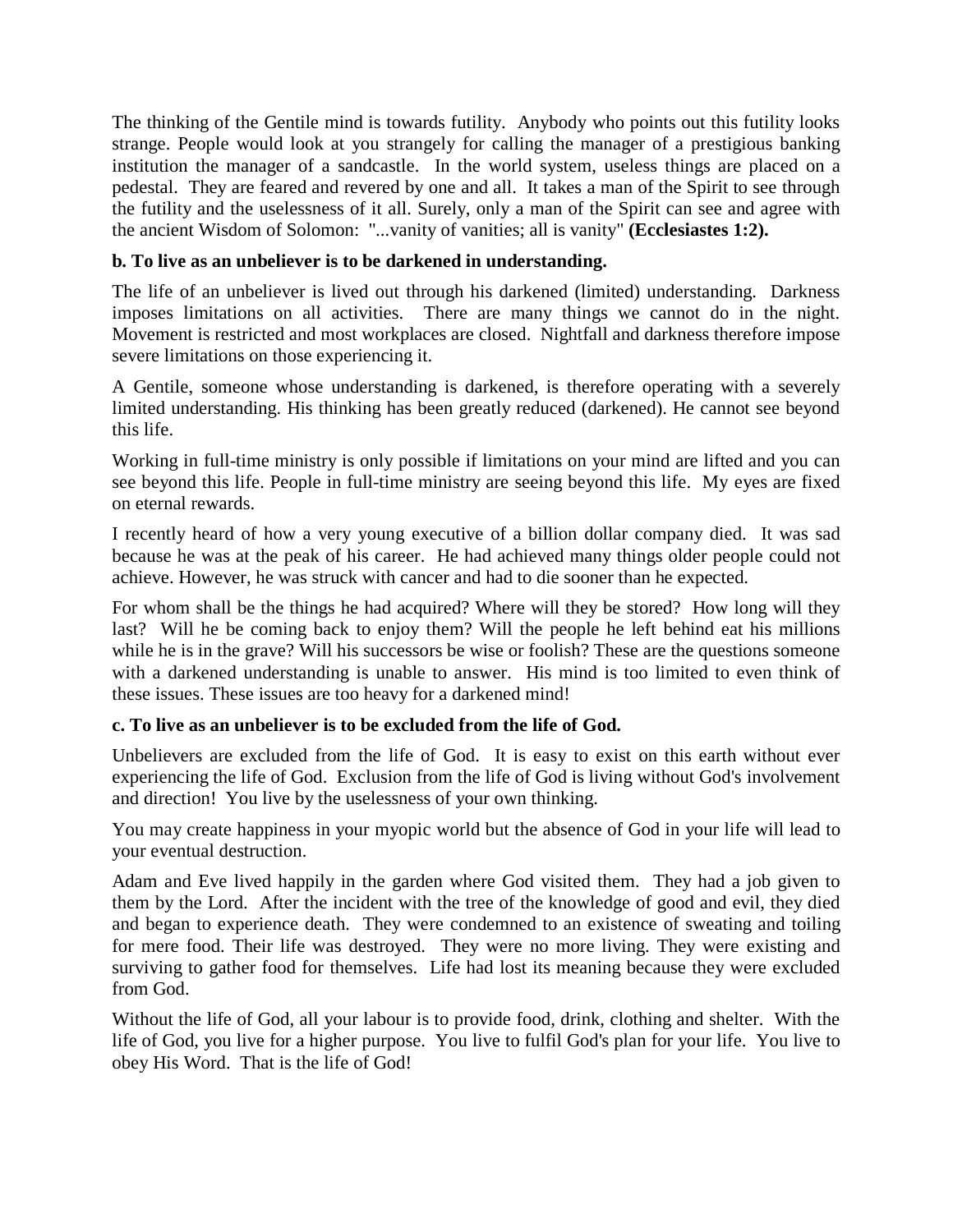The thinking of the Gentile mind is towards futility. Anybody who points out this futility looks strange. People would look at you strangely for calling the manager of a prestigious banking institution the manager of a sandcastle. In the world system, useless things are placed on a pedestal. They are feared and revered by one and all. It takes a man of the Spirit to see through the futility and the uselessness of it all. Surely, only a man of the Spirit can see and agree with the ancient Wisdom of Solomon: "...vanity of vanities; all is vanity" **(Ecclesiastes 1:2).**

**b. To live as an unbeliever is to be darkened in understanding.**

The life of an unbeliever is lived out through his darkened (limited) understanding. Darkness imposes limitations on all activities. There are many things we cannot do in the night. Movement is restricted and most workplaces are closed. Nightfall and darkness therefore impose severe limitations on those experiencing it.

A Gentile, someone whose understanding is darkened, is therefore operating with a severely limited understanding. His thinking has been greatly reduced (darkened). He cannot see beyond this life.

Working in full-time ministry is only possible if limitations on your mind are lifted and you can see beyond this life. People in full-time ministry are seeing beyond this life. My eyes are fixed on eternal rewards.

I recently heard of how a very young executive of a billion dollar company died. It was sad because he was at the peak of his career. He had achieved many things older people could not achieve. However, he was struck with cancer and had to die sooner than he expected.

For whom shall be the things he had acquired? Where will they be stored? How long will they last? Will he be coming back to enjoy them? Will the people he left behind eat his millions while he is in the grave? Will his successors be wise or foolish? These are the questions someone with a darkened understanding is unable to answer. His mind is too limited to even think of these issues. These issues are too heavy for a darkened mind!

**c. To live as an unbeliever is to be excluded from the life of God.**

Unbelievers are excluded from the life of God. It is easy to exist on this earth without ever experiencing the life of God. Exclusion from the life of God is living without God's involvement and direction! You live by the uselessness of your own thinking.

You may create happiness in your myopic world but the absence of God in your life will lead to your eventual destruction.

Adam and Eve lived happily in the garden where God visited them. They had a job given to them by the Lord. After the incident with the tree of the knowledge of good and evil, they died and began to experience death. They were condemned to an existence of sweating and toiling for mere food. Their life was destroyed. They were no more living. They were existing and surviving to gather food for themselves. Life had lost its meaning because they were excluded from God.

Without the life of God, all your labour is to provide food, drink, clothing and shelter. With the life of God, you live for a higher purpose. You live to fulfil God's plan for your life. You live to obey His Word. That is the life of God!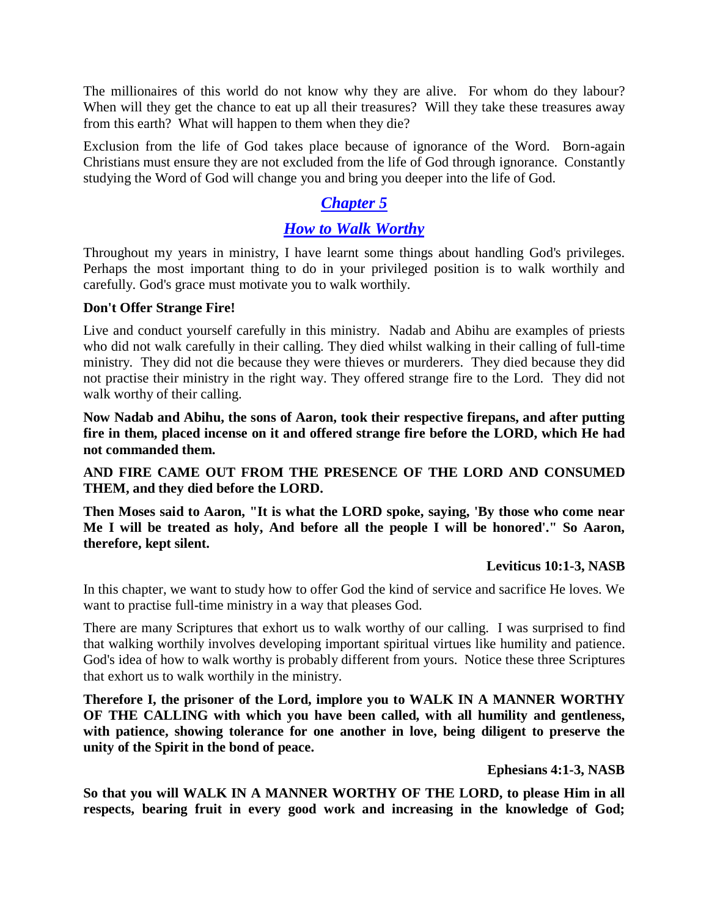The millionaires of this world do not know why they are alive. For whom do they labour? When will they get the chance to eat up all their treasures? Will they take these treasures away from this earth? What will happen to them when they die?

Exclusion from the life of God takes place because of ignorance of the Word. Born-again Christians must ensure they are not excluded from the life of God through ignorance. Constantly studying the Word of God will change you and bring you deeper into the life of God.

# *Chapter 5*

## *How to Walk Worthy*

Throughout my years in ministry, I have learnt some things about handling God's privileges. Perhaps the most important thing to do in your privileged position is to walk worthily and carefully. God's grace must motivate you to walk worthily.

**Don't Offer Strange Fire!**

Live and conduct yourself carefully in this ministry. Nadab and Abihu are examples of priests who did not walk carefully in their calling. They died whilst walking in their calling of full-time ministry. They did not die because they were thieves or murderers. They died because they did not practise their ministry in the right way. They offered strange fire to the Lord. They did not walk worthy of their calling.

**Now Nadab and Abihu, the sons of Aaron, took their respective firepans, and after putting fire in them, placed incense on it and offered strange fire before the LORD, which He had not commanded them.**

**AND FIRE CAME OUT FROM THE PRESENCE OF THE LORD AND CONSUMED THEM, and they died before the LORD.**

**Then Moses said to Aaron, "It is what the LORD spoke, saying, 'By those who come near Me I will be treated as holy, And before all the people I will be honored'." So Aaron, therefore, kept silent.**

**Leviticus 10:1-3, NASB**

In this chapter, we want to study how to offer God the kind of service and sacrifice He loves. We want to practise full-time ministry in a way that pleases God.

There are many Scriptures that exhort us to walk worthy of our calling. I was surprised to find that walking worthily involves developing important spiritual virtues like humility and patience. God's idea of how to walk worthy is probably different from yours. Notice these three Scriptures that exhort us to walk worthily in the ministry.

**Therefore I, the prisoner of the Lord, implore you to WALK IN A MANNER WORTHY OF THE CALLING with which you have been called, with all humility and gentleness, with patience, showing tolerance for one another in love, being diligent to preserve the unity of the Spirit in the bond of peace.**

**Ephesians 4:1-3, NASB**

**So that you will WALK IN A MANNER WORTHY OF THE LORD, to please Him in all respects, bearing fruit in every good work and increasing in the knowledge of God;**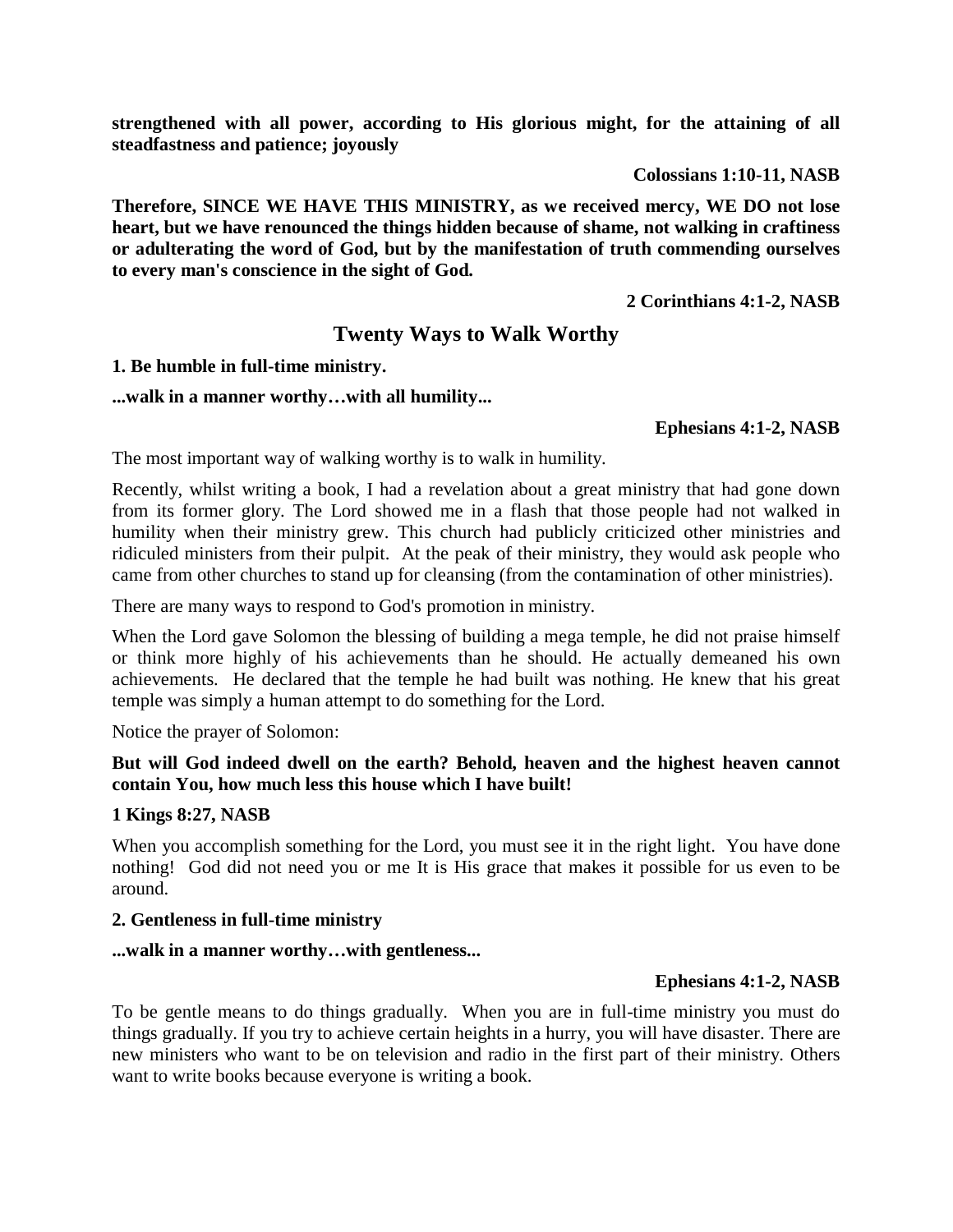**strengthened with all power, according to His glorious might, for the attaining of all steadfastness and patience; joyously**

**Colossians 1:10-11, NASB**

**Therefore, SINCE WE HAVE THIS MINISTRY, as we received mercy, WE DO not lose heart, but we have renounced the things hidden because of shame, not walking in craftiness or adulterating the word of God, but by the manifestation of truth commending ourselves to every man's conscience in the sight of God.**

**2 Corinthians 4:1-2, NASB**

## Twenty Ways to Walk Worthy

**1. Be humble in full-time ministry.**

**...walk in a manner worthy…with all humility...**

**Ephesians 4:1-2, NASB**

The most important way of walking worthy is to walk in humility.

Recently, whilst writing a book, I had a revelation about a great ministry that had gone down from its former glory. The Lord showed me in a flash that those people had not walked in humility when their ministry grew. This church had publicly criticized other ministries and ridiculed ministers from their pulpit. At the peak of their ministry, they would ask people who came from other churches to stand up for cleansing (from the contamination of other ministries).

There are many ways to respond to God's promotion in ministry.

When the Lord gave Solomon the blessing of building a mega temple, he did not praise himself or think more highly of his achievements than he should. He actually demeaned his own achievements. He declared that the temple he had built was nothing. He knew that his great temple was simply a human attempt to do something for the Lord.

Notice the prayer of Solomon:

**But will God indeed dwell on the earth? Behold, heaven and the highest heaven cannot contain You, how much less this house which I have built!**

**1 Kings 8:27, NASB**

When you accomplish something for the Lord, you must see it in the right light. You have done nothing! God did not need you or me It is His grace that makes it possible for us even to be around.

**2. Gentleness in full-time ministry**

**...walk in a manner worthy…with gentleness...**

**Ephesians 4:1-2, NASB**

To be gentle means to do things gradually. When you are in full-time ministry you must do things gradually. If you try to achieve certain heights in a hurry, you will have disaster. There are new ministers who want to be on television and radio in the first part of their ministry. Others want to write books because everyone is writing a book.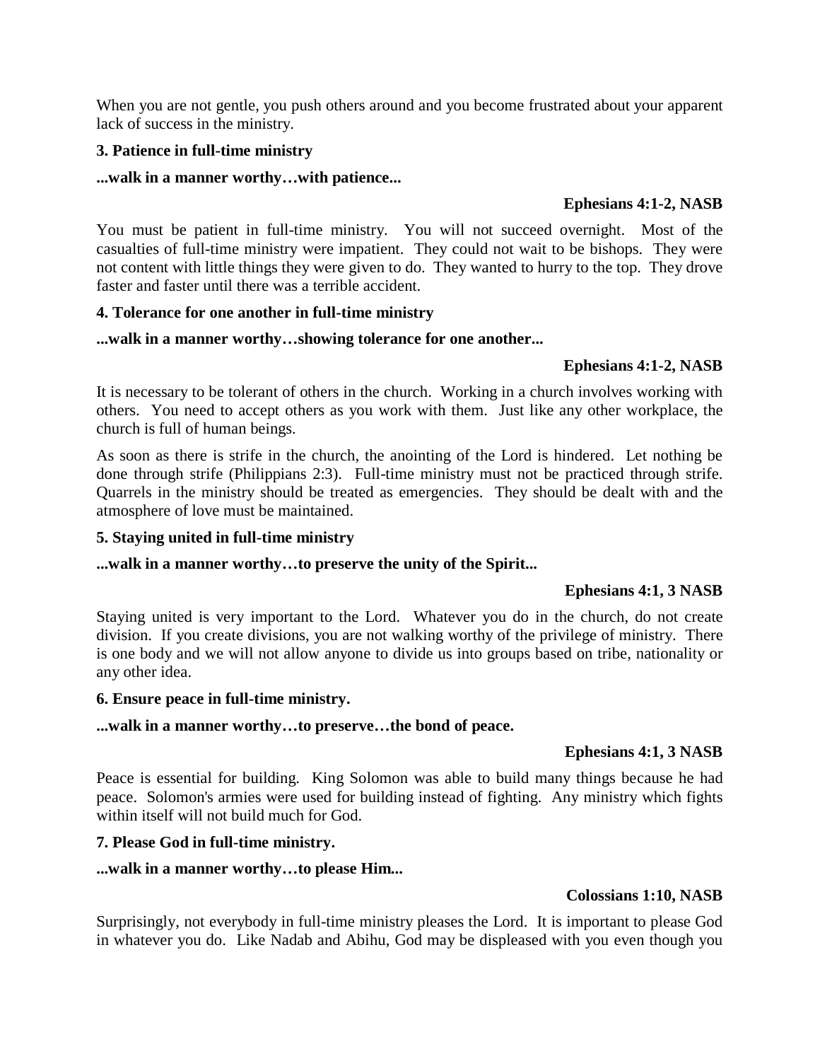When you are not gentle, you push others around and you become frustrated about your apparent lack of success in the ministry.

**3. Patience in full-time ministry**

**...walk in a manner worthy…with patience...**

**Ephesians 4:1-2, NASB**

You must be patient in full-time ministry. You will not succeed overnight. Most of the casualties of full-time ministry were impatient. They could not wait to be bishops. They were not content with little things they were given to do. They wanted to hurry to the top. They drove faster and faster until there was a terrible accident.

**4. Tolerance for one another in full-time ministry**

**...walk in a manner worthy…showing tolerance for one another...**

**Ephesians 4:1-2, NASB**

It is necessary to be tolerant of others in the church. Working in a church involves working with others. You need to accept others as you work with them. Just like any other workplace, the church is full of human beings.

As soon as there is strife in the church, the anointing of the Lord is hindered. Let nothing be done through strife (Philippians 2:3). Full-time ministry must not be practiced through strife. Quarrels in the ministry should be treated as emergencies. They should be dealt with and the atmosphere of love must be maintained.

**5. Staying united in full-time ministry**

**...walk in a manner worthy…to preserve the unity of the Spirit...**

**Ephesians 4:1, 3 NASB**

Staying united is very important to the Lord. Whatever you do in the church, do not create division. If you create divisions, you are not walking worthy of the privilege of ministry. There is one body and we will not allow anyone to divide us into groups based on tribe, nationality or any other idea.

**6. Ensure peace in full-time ministry.**

**...walk in a manner worthy…to preserve…the bond of peace.**

**Ephesians 4:1, 3 NASB**

Peace is essential for building. King Solomon was able to build many things because he had peace. Solomon's armies were used for building instead of fighting. Any ministry which fights within itself will not build much for God.

**7. Please God in full-time ministry.**

**...walk in a manner worthy…to please Him...**

**Colossians 1:10, NASB**

Surprisingly, not everybody in full-time ministry pleases the Lord. It is important to please God in whatever you do. Like Nadab and Abihu, God may be displeased with you even though you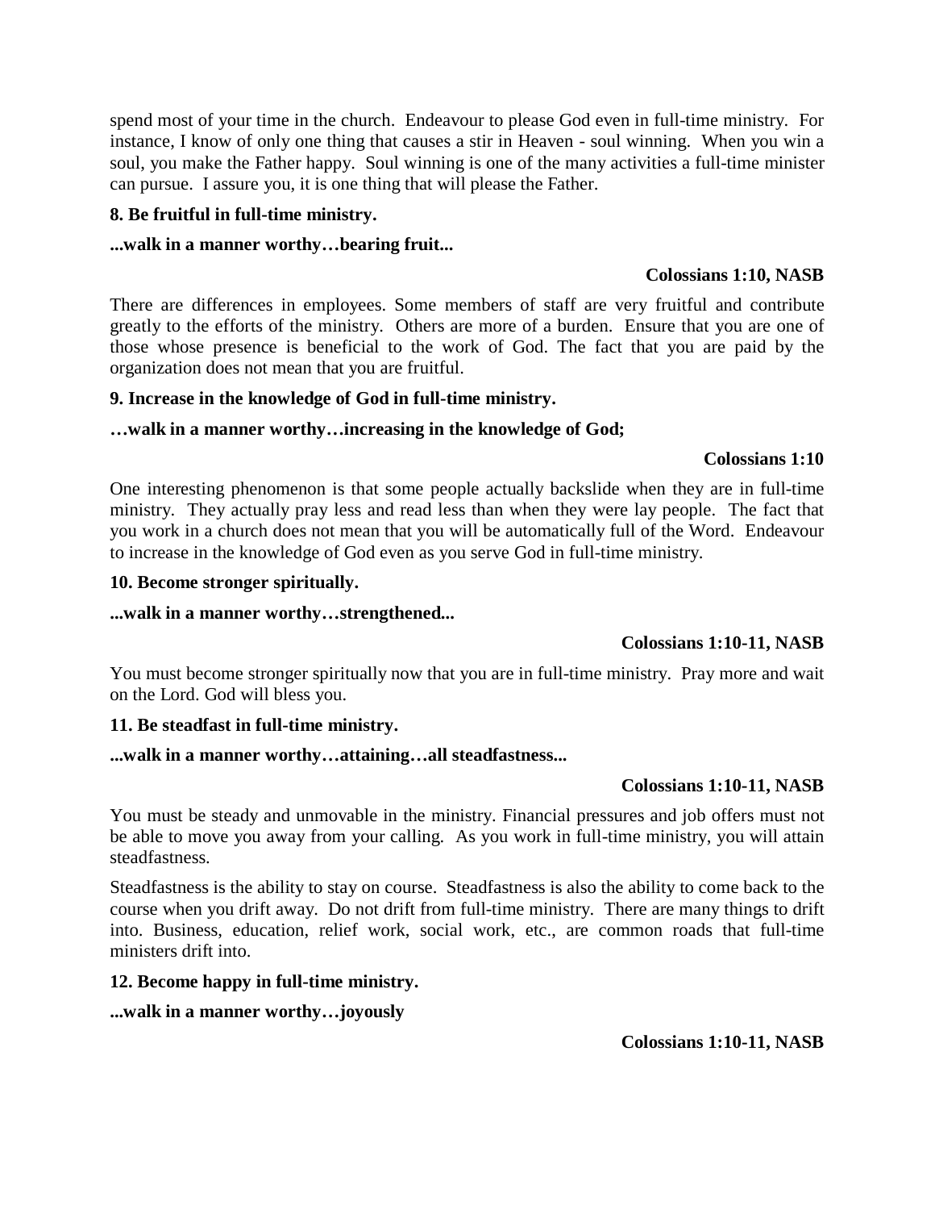spend most of your time in the church. Endeavour to please God even in full-time ministry. For instance, I know of only one thing that causes a stir in Heaven - soul winning. When you win a soul, you make the Father happy. Soul winning is one of the many activities a full-time minister can pursue. I assure you, it is one thing that will please the Father.

**8. Be fruitful in full-time ministry.**

**...walk in a manner worthy…bearing fruit...**

**Colossians 1:10, NASB**

There are differences in employees. Some members of staff are very fruitful and contribute greatly to the efforts of the ministry. Others are more of a burden. Ensure that you are one of those whose presence is beneficial to the work of God. The fact that you are paid by the organization does not mean that you are fruitful.

**9. Increase in the knowledge of God in full-time ministry.**

**…walk in a manner worthy…increasing in the knowledge of God;**

**Colossians 1:10**

One interesting phenomenon is that some people actually backslide when they are in full-time ministry. They actually pray less and read less than when they were lay people. The fact that you work in a church does not mean that you will be automatically full of the Word. Endeavour to increase in the knowledge of God even as you serve God in full-time ministry.

**10. Become stronger spiritually.**

**...walk in a manner worthy…strengthened...**

**Colossians 1:10-11, NASB**

You must become stronger spiritually now that you are in full-time ministry. Pray more and wait on the Lord. God will bless you.

**11. Be steadfast in full-time ministry.**

**...walk in a manner worthy…attaining…all steadfastness...**

**Colossians 1:10-11, NASB**

You must be steady and unmovable in the ministry. Financial pressures and job offers must not be able to move you away from your calling. As you work in full-time ministry, you will attain steadfastness.

Steadfastness is the ability to stay on course. Steadfastness is also the ability to come back to the course when you drift away. Do not drift from full-time ministry. There are many things to drift into. Business, education, relief work, social work, etc., are common roads that full-time ministers drift into.

**12. Become happy in full-time ministry.**

**...walk in a manner worthy…joyously**

**Colossians 1:10-11, NASB**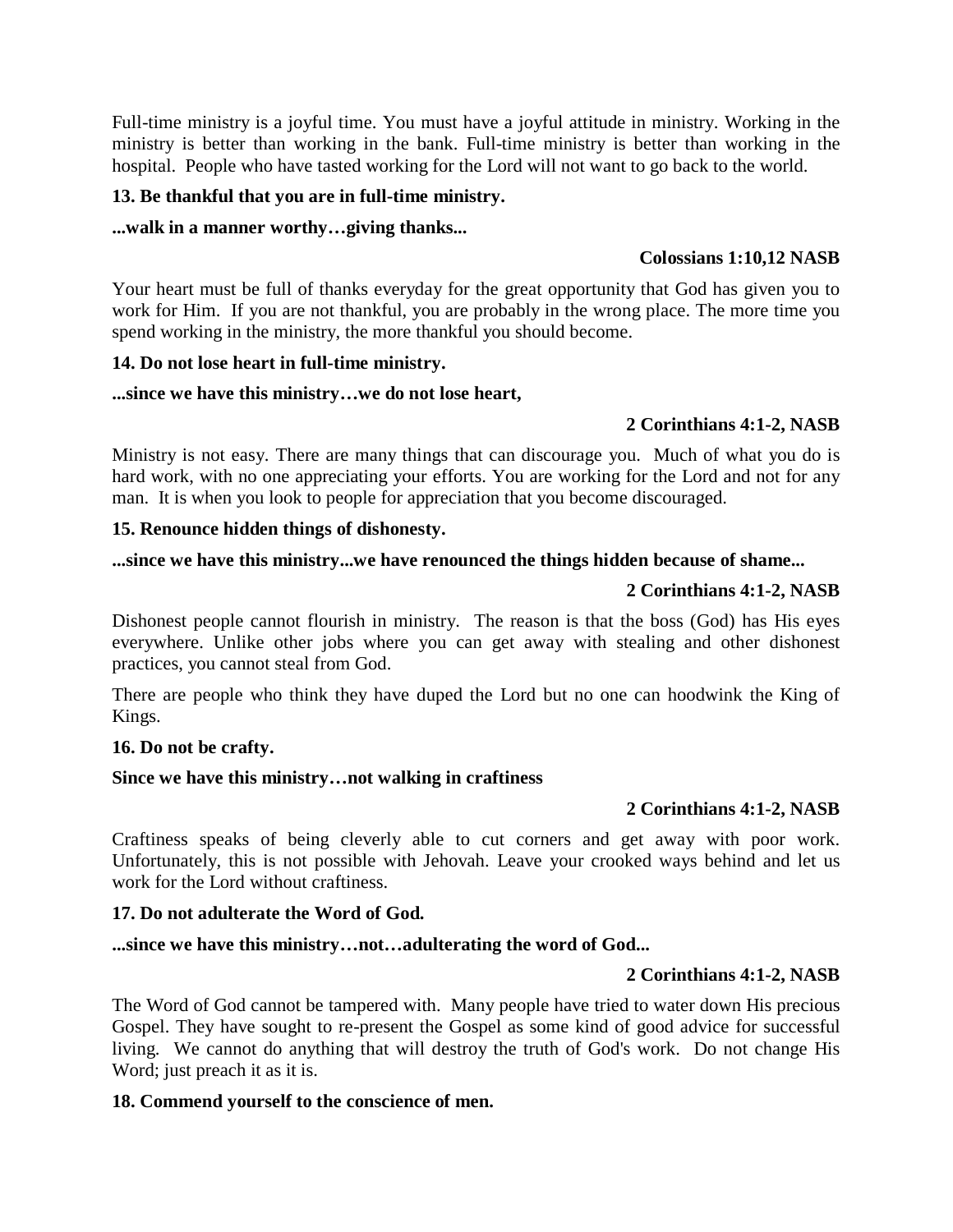Full-time ministry is a joyful time. You must have a joyful attitude in ministry. Working in the ministry is better than working in the bank. Full-time ministry is better than working in the hospital. People who have tasted working for the Lord will not want to go back to the world.

**13. Be thankful that you are in full-time ministry.**

**...walk in a manner worthy…giving thanks...**

**Colossians 1:10,12 NASB**

Your heart must be full of thanks everyday for the great opportunity that God has given you to work for Him. If you are not thankful, you are probably in the wrong place. The more time you spend working in the ministry, the more thankful you should become.

**14. Do not lose heart in full-time ministry.**

**...since we have this ministry…we do not lose heart,**

**2 Corinthians 4:1-2, NASB**

Ministry is not easy. There are many things that can discourage you. Much of what you do is hard work, with no one appreciating your efforts. You are working for the Lord and not for any man. It is when you look to people for appreciation that you become discouraged.

**15. Renounce hidden things of dishonesty.**

**...since we have this ministry...we have renounced the things hidden because of shame...**

**2 Corinthians 4:1-2, NASB**

Dishonest people cannot flourish in ministry. The reason is that the boss (God) has His eyes everywhere. Unlike other jobs where you can get away with stealing and other dishonest practices, you cannot steal from God.

There are people who think they have duped the Lord but no one can hoodwink the King of Kings.

**16. Do not be crafty.**

**Since we have this ministry…not walking in craftiness**

**2 Corinthians 4:1-2, NASB**

Craftiness speaks of being cleverly able to cut corners and get away with poor work. Unfortunately, this is not possible with Jehovah. Leave your crooked ways behind and let us work for the Lord without craftiness.

**17. Do not adulterate the Word of God.**

**...since we have this ministry…not…adulterating the word of God...**

**2 Corinthians 4:1-2, NASB**

The Word of God cannot be tampered with. Many people have tried to water down His precious Gospel. They have sought to re-present the Gospel as some kind of good advice for successful living. We cannot do anything that will destroy the truth of God's work. Do not change His Word; just preach it as it is.

**18. Commend yourself to the conscience of men.**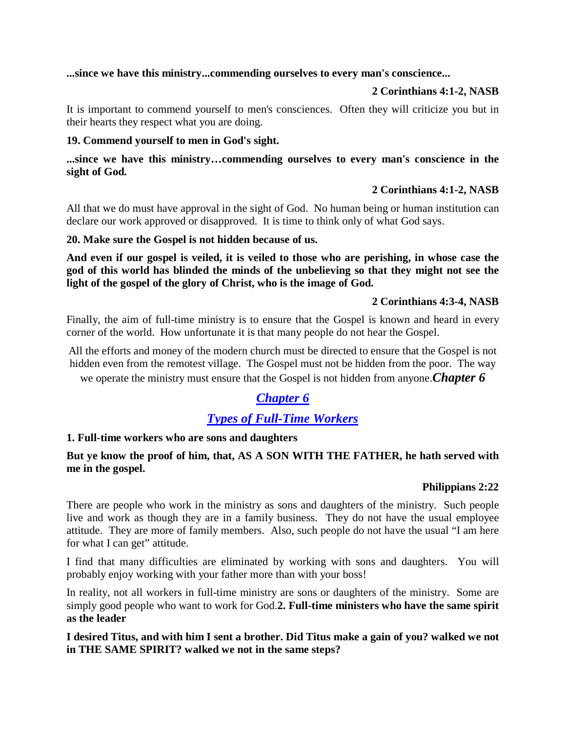**...since we have this ministry...commending ourselves to every man's conscience...**

**2 Corinthians 4:1-2, NASB**

It is important to commend yourself to men's consciences. Often they will criticize you but in their hearts they respect what you are doing.

**19. Commend yourself to men in God's sight.**

**...since we have this ministry…commending ourselves to every man's conscience in the sight of God.**

**2 Corinthians 4:1-2, NASB**

All that we do must have approval in the sight of God. No human being or human institution can declare our work approved or disapproved. It is time to think only of what God says.

**20. Make sure the Gospel is not hidden because of us.**

**And even if our gospel is veiled, it is veiled to those who are perishing, in whose case the god of this world has blinded the minds of the unbelieving so that they might not see the light of the gospel of the glory of Christ, who is the image of God.**

**2 Corinthians 4:3-4, NASB**

Finally, the aim of full-time ministry is to ensure that the Gospel is known and heard in every corner of the world. How unfortunate it is that many people do not hear the Gospel.

All the efforts and money of the modern church must be directed to ensure that the Gospel is not hidden even from the remotest village. The Gospel must not be hidden from the poor. The way we operate the ministry must ensure that the Gospel is not hidden from anyone.***Chapter 6***

## *Chapter 6*

## *Types of Full-Time Workers*

**1. Full-time workers who are sons and daughters**

**But ye know the proof of him, that, AS A SON WITH THE FATHER, he hath served with me in the gospel.**

**Philippians 2:22**

There are people who work in the ministry as sons and daughters of the ministry. Such people live and work as though they are in a family business. They do not have the usual employee attitude. They are more of family members. Also, such people do not have the usual "I am here for what I can get" attitude.

I find that many difficulties are eliminated by working with sons and daughters. You will probably enjoy working with your father more than with your boss!

In reality, not all workers in full-time ministry are sons or daughters of the ministry. Some are simply good people who want to work for God.**2. Full-time ministers who have the same spirit as the leader**

**I desired Titus, and with him I sent a brother. Did Titus make a gain of you? walked we not in THE SAME SPIRIT? walked we not in the same steps?**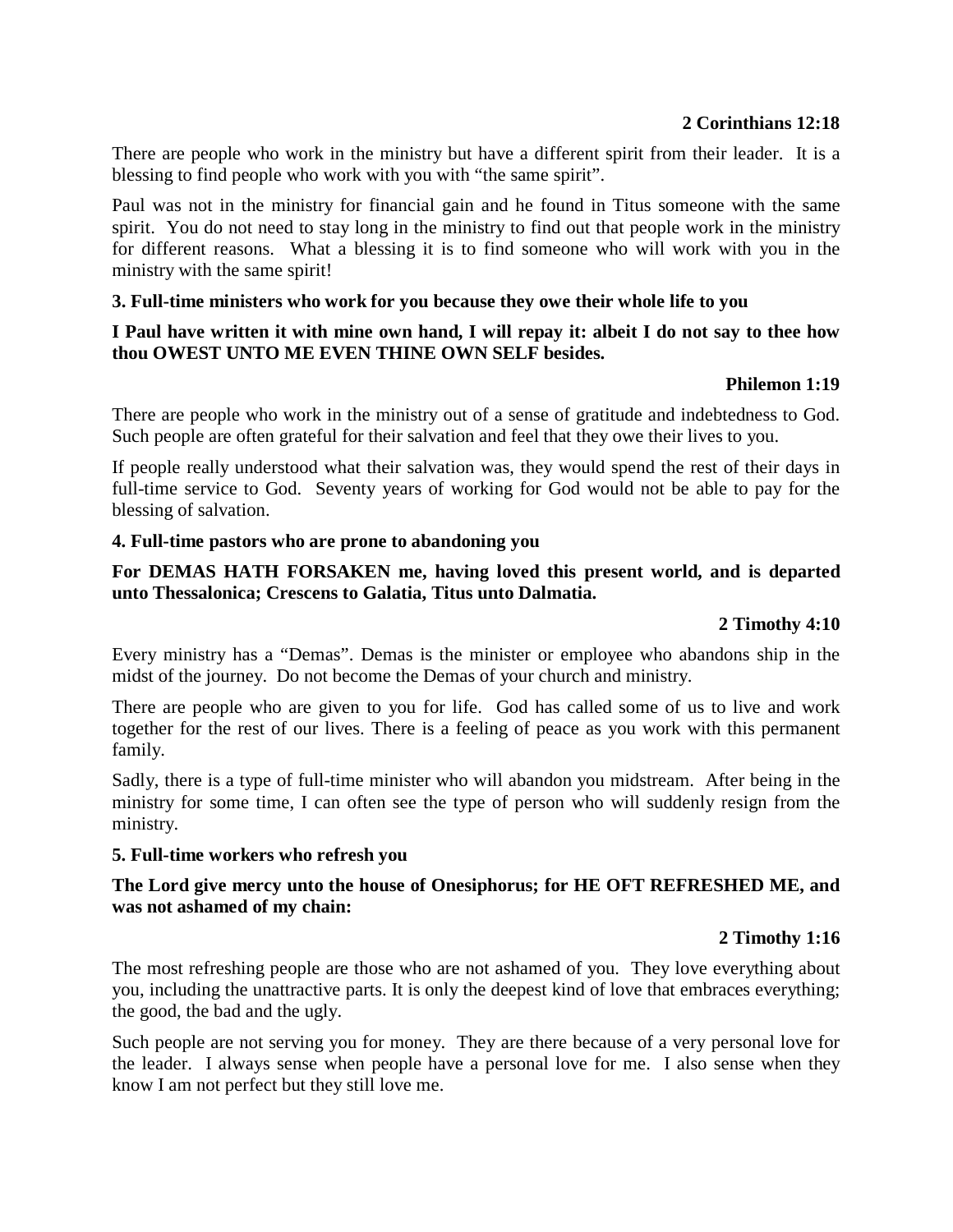**2 Corinthians 12:18**

There are people who work in the ministry but have a different spirit from their leader. It is a blessing to find people who work with you with "the same spirit".

Paul was not in the ministry for financial gain and he found in Titus someone with the same spirit. You do not need to stay long in the ministry to find out that people work in the ministry for different reasons. What a blessing it is to find someone who will work with you in the ministry with the same spirit!

**3. Full-time ministers who work for you because they owe their whole life to you**

**I Paul have written it with mine own hand, I will repay it: albeit I do not say to thee how thou OWEST UNTO ME EVEN THINE OWN SELF besides.**

**Philemon 1:19**

There are people who work in the ministry out of a sense of gratitude and indebtedness to God. Such people are often grateful for their salvation and feel that they owe their lives to you.

If people really understood what their salvation was, they would spend the rest of their days in full-time service to God. Seventy years of working for God would not be able to pay for the blessing of salvation.

**4. Full-time pastors who are prone to abandoning you**

**For DEMAS HATH FORSAKEN me, having loved this present world, and is departed unto Thessalonica; Crescens to Galatia, Titus unto Dalmatia.**

**2 Timothy 4:10**

Every ministry has a "Demas". Demas is the minister or employee who abandons ship in the midst of the journey. Do not become the Demas of your church and ministry.

There are people who are given to you for life. God has called some of us to live and work together for the rest of our lives. There is a feeling of peace as you work with this permanent family.

Sadly, there is a type of full-time minister who will abandon you midstream. After being in the ministry for some time, I can often see the type of person who will suddenly resign from the ministry.

**5. Full-time workers who refresh you**

**The Lord give mercy unto the house of Onesiphorus; for HE OFT REFRESHED ME, and was not ashamed of my chain:**

**2 Timothy 1:16**

The most refreshing people are those who are not ashamed of you. They love everything about you, including the unattractive parts. It is only the deepest kind of love that embraces everything; the good, the bad and the ugly.

Such people are not serving you for money. They are there because of a very personal love for the leader. I always sense when people have a personal love for me. I also sense when they know I am not perfect but they still love me.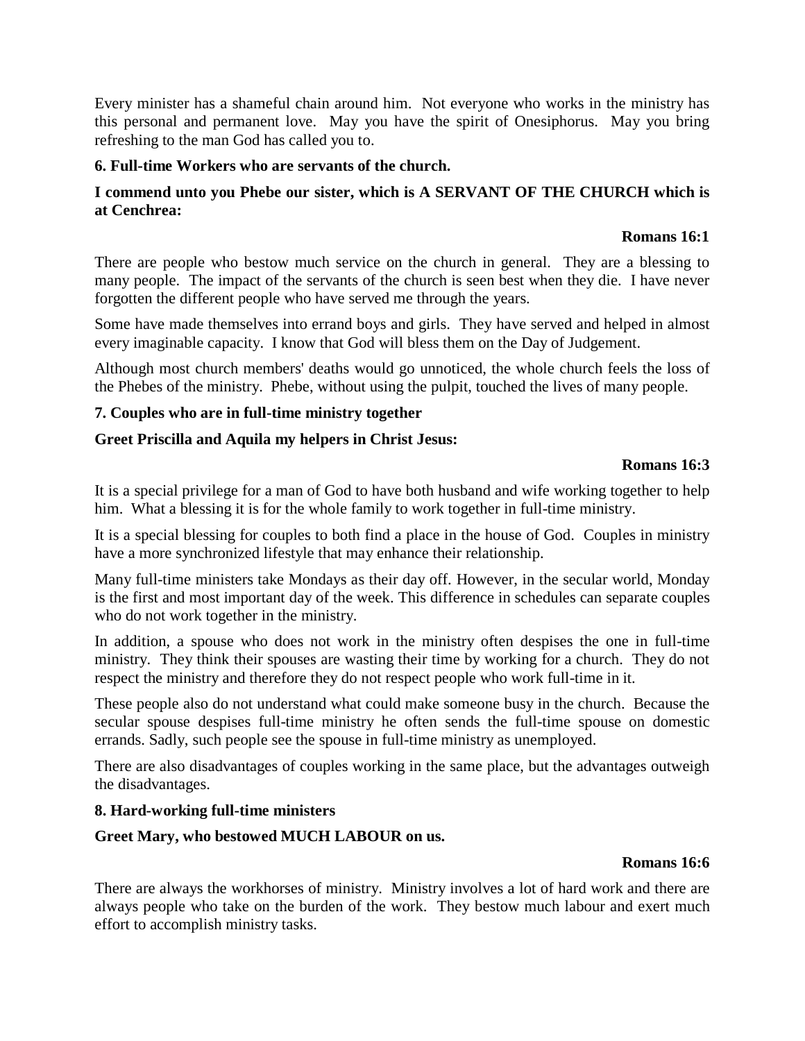Every minister has a shameful chain around him. Not everyone who works in the ministry has this personal and permanent love. May you have the spirit of Onesiphorus. May you bring refreshing to the man God has called you to.

### 6. Full-time Workers who are servants of the church.

**I commend unto you Phebe our sister, which is A SERVANT OF THE CHURCH which is at Cenchrea:**

**Romans 16:1**

There are people who bestow much service on the church in general. They are a blessing to many people. The impact of the servants of the church is seen best when they die. I have never forgotten the different people who have served me through the years.

Some have made themselves into errand boys and girls. They have served and helped in almost every imaginable capacity. I know that God will bless them on the Day of Judgement.

Although most church members' deaths would go unnoticed, the whole church feels the loss of the Phebes of the ministry. Phebe, without using the pulpit, touched the lives of many people.

### 7. Couples who are in full-time ministry together

**Greet Priscilla and Aquila my helpers in Christ Jesus:**

**Romans 16:3**

It is a special privilege for a man of God to have both husband and wife working together to help him. What a blessing it is for the whole family to work together in full-time ministry.

It is a special blessing for couples to both find a place in the house of God. Couples in ministry have a more synchronized lifestyle that may enhance their relationship.

Many full-time ministers take Mondays as their day off. However, in the secular world, Monday is the first and most important day of the week. This difference in schedules can separate couples who do not work together in the ministry.

In addition, a spouse who does not work in the ministry often despises the one in full-time ministry. They think their spouses are wasting their time by working for a church. They do not respect the ministry and therefore they do not respect people who work full-time in it.

These people also do not understand what could make someone busy in the church. Because the secular spouse despises full-time ministry he often sends the full-time spouse on domestic errands. Sadly, such people see the spouse in full-time ministry as unemployed.

There are also disadvantages of couples working in the same place, but the advantages outweigh the disadvantages.

### 8. Hard-working full-time ministers

**Greet Mary, who bestowed MUCH LABOUR on us.**

**Romans 16:6**

There are always the workhorses of ministry. Ministry involves a lot of hard work and there are always people who take on the burden of the work. They bestow much labour and exert much effort to accomplish ministry tasks.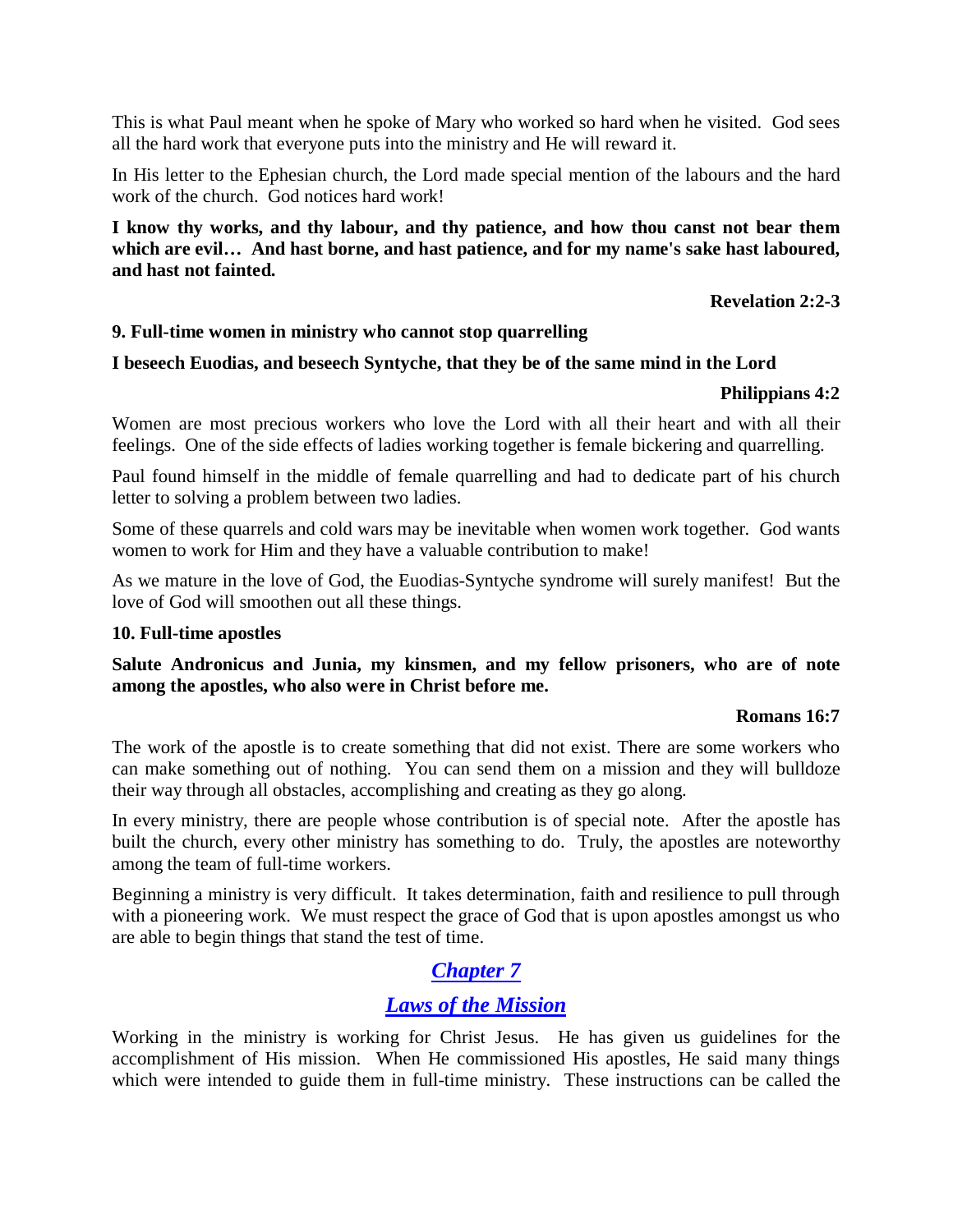This is what Paul meant when he spoke of Mary who worked so hard when he visited. God sees all the hard work that everyone puts into the ministry and He will reward it.

In His letter to the Ephesian church, the Lord made special mention of the labours and the hard work of the church. God notices hard work!

**I know thy works, and thy labour, and thy patience, and how thou canst not bear them which are evil… And hast borne, and hast patience, and for my name's sake hast laboured, and hast not fainted.**

**Revelation 2:2-3**

**9. Full-time women in ministry who cannot stop quarrelling**

**I beseech Euodias, and beseech Syntyche, that they be of the same mind in the Lord**

**Philippians 4:2**

Women are most precious workers who love the Lord with all their heart and with all their feelings. One of the side effects of ladies working together is female bickering and quarrelling.

Paul found himself in the middle of female quarrelling and had to dedicate part of his church letter to solving a problem between two ladies.

Some of these quarrels and cold wars may be inevitable when women work together. God wants women to work for Him and they have a valuable contribution to make!

As we mature in the love of God, the Euodias-Syntyche syndrome will surely manifest! But the love of God will smoothen out all these things.

**10. Full-time apostles**

**Salute Andronicus and Junia, my kinsmen, and my fellow prisoners, who are of note among the apostles, who also were in Christ before me.**

**Romans 16:7**

The work of the apostle is to create something that did not exist. There are some workers who can make something out of nothing. You can send them on a mission and they will bulldoze their way through all obstacles, accomplishing and creating as they go along.

In every ministry, there are people whose contribution is of special note. After the apostle has built the church, every other ministry has something to do. Truly, the apostles are noteworthy among the team of full-time workers.

Beginning a ministry is very difficult. It takes determination, faith and resilience to pull through with a pioneering work. We must respect the grace of God that is upon apostles amongst us who are able to begin things that stand the test of time.

# *Chapter 7*

## *Laws of the Mission*

Working in the ministry is working for Christ Jesus. He has given us guidelines for the accomplishment of His mission. When He commissioned His apostles, He said many things which were intended to guide them in full-time ministry. These instructions can be called the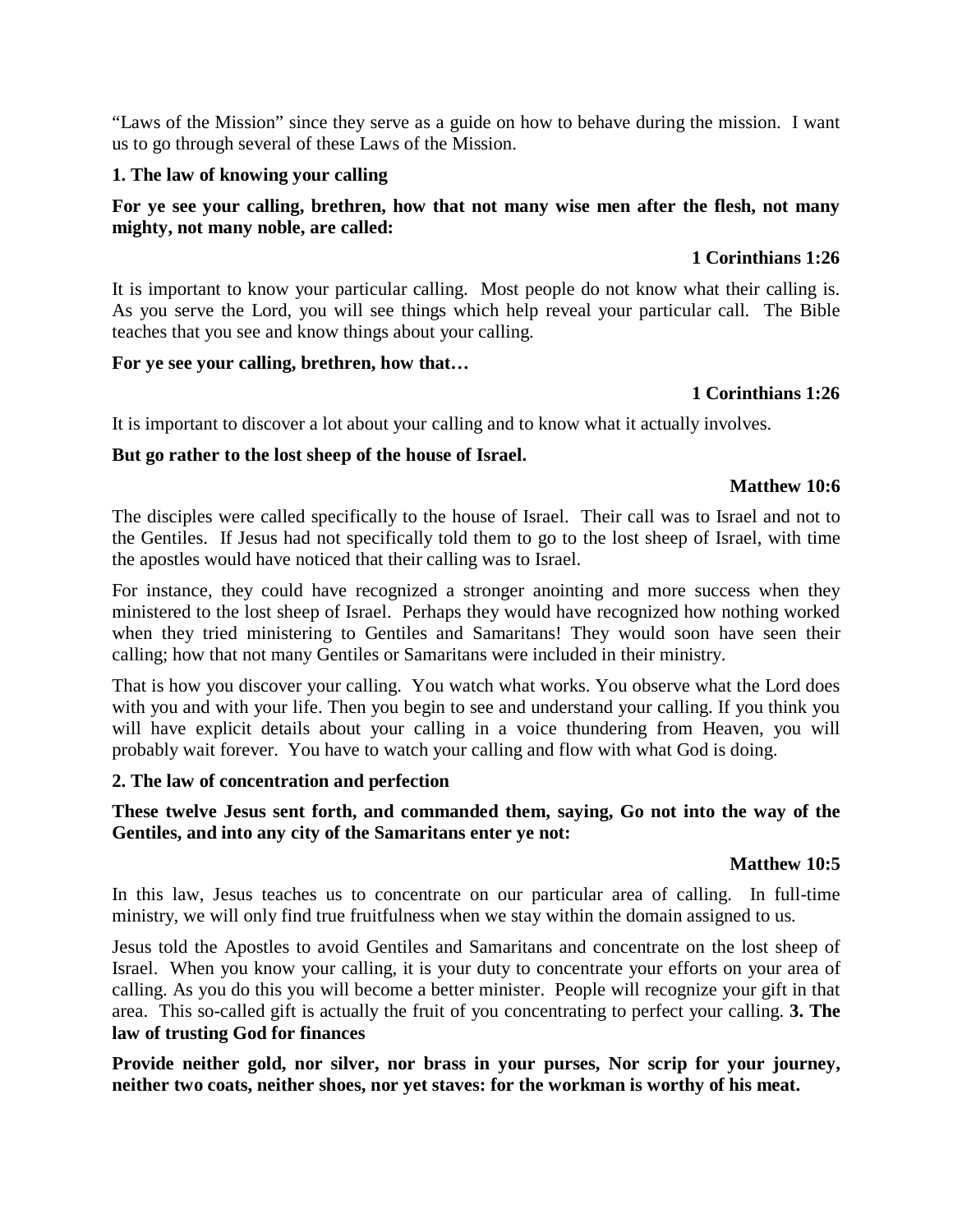"Laws of the Mission" since they serve as a guide on how to behave during the mission. I want us to go through several of these Laws of the Mission.

**1. The law of knowing your calling**

**For ye see your calling, brethren, how that not many wise men after the flesh, not many mighty, not many noble, are called:**

**1 Corinthians 1:26**

It is important to know your particular calling. Most people do not know what their calling is. As you serve the Lord, you will see things which help reveal your particular call. The Bible teaches that you see and know things about your calling.

**For ye see your calling, brethren, how that…**

**1 Corinthians 1:26**

It is important to discover a lot about your calling and to know what it actually involves.

**But go rather to the lost sheep of the house of Israel.**

**Matthew 10:6**

The disciples were called specifically to the house of Israel. Their call was to Israel and not to the Gentiles. If Jesus had not specifically told them to go to the lost sheep of Israel, with time the apostles would have noticed that their calling was to Israel.

For instance, they could have recognized a stronger anointing and more success when they ministered to the lost sheep of Israel. Perhaps they would have recognized how nothing worked when they tried ministering to Gentiles and Samaritans! They would soon have seen their calling; how that not many Gentiles or Samaritans were included in their ministry.

That is how you discover your calling. You watch what works. You observe what the Lord does with you and with your life. Then you begin to see and understand your calling. If you think you will have explicit details about your calling in a voice thundering from Heaven, you will probably wait forever. You have to watch your calling and flow with what God is doing.

**2. The law of concentration and perfection**

**These twelve Jesus sent forth, and commanded them, saying, Go not into the way of the Gentiles, and into any city of the Samaritans enter ye not:**

**Matthew 10:5**

In this law, Jesus teaches us to concentrate on our particular area of calling. In full-time ministry, we will only find true fruitfulness when we stay within the domain assigned to us.

Jesus told the Apostles to avoid Gentiles and Samaritans and concentrate on the lost sheep of Israel. When you know your calling, it is your duty to concentrate your efforts on your area of calling. As you do this you will become a better minister. People will recognize your gift in that area. This so-called gift is actually the fruit of you concentrating to perfect your calling.

**3. The law of trusting God for finances**

**Provide neither gold, nor silver, nor brass in your purses, Nor scrip for your journey, neither two coats, neither shoes, nor yet staves: for the workman is worthy of his meat.**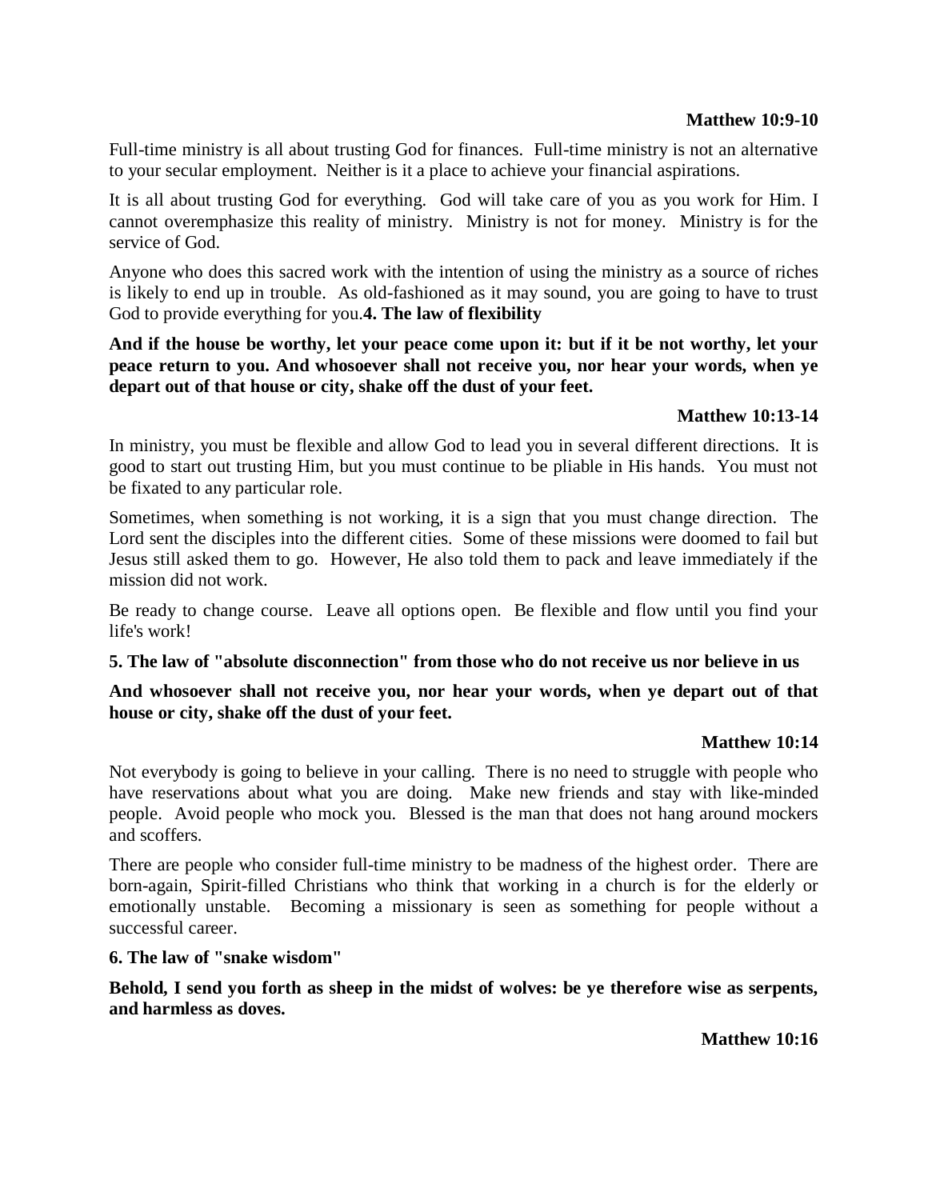**Matthew 10:9-10**

Full-time ministry is all about trusting God for finances. Full-time ministry is not an alternative to your secular employment. Neither is it a place to achieve your financial aspirations.

It is all about trusting God for everything. God will take care of you as you work for Him. I cannot overemphasize this reality of ministry. Ministry is not for money. Ministry is for the service of God.

Anyone who does this sacred work with the intention of using the ministry as a source of riches is likely to end up in trouble. As old-fashioned as it may sound, you are going to have to trust God to provide everything for you.

**4. The law of flexibility**

**And if the house be worthy, let your peace come upon it: but if it be not worthy, let your peace return to you. And whosoever shall not receive you, nor hear your words, when ye depart out of that house or city, shake off the dust of your feet.**

**Matthew 10:13-14**

In ministry, you must be flexible and allow God to lead you in several different directions. It is good to start out trusting Him, but you must continue to be pliable in His hands. You must not be fixated to any particular role.

Sometimes, when something is not working, it is a sign that you must change direction. The Lord sent the disciples into the different cities. Some of these missions were doomed to fail but Jesus still asked them to go. However, He also told them to pack and leave immediately if the mission did not work.

Be ready to change course. Leave all options open. Be flexible and flow until you find your life's work!

**5. The law of "absolute disconnection" from those who do not receive us nor believe in us**

**And whosoever shall not receive you, nor hear your words, when ye depart out of that house or city, shake off the dust of your feet.**

**Matthew 10:14**

Not everybody is going to believe in your calling. There is no need to struggle with people who have reservations about what you are doing. Make new friends and stay with like-minded people. Avoid people who mock you. Blessed is the man that does not hang around mockers and scoffers.

There are people who consider full-time ministry to be madness of the highest order. There are born-again, Spirit-filled Christians who think that working in a church is for the elderly or emotionally unstable. Becoming a missionary is seen as something for people without a successful career.

**6. The law of "snake wisdom"**

**Behold, I send you forth as sheep in the midst of wolves: be ye therefore wise as serpents, and harmless as doves.**

**Matthew 10:16**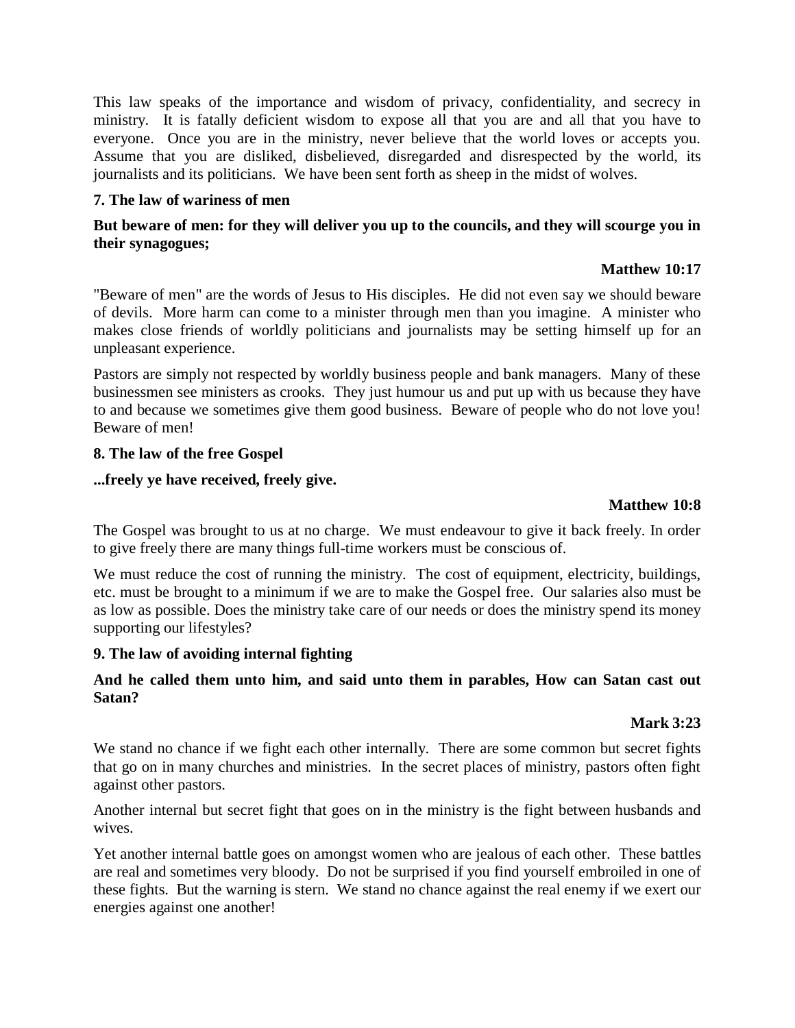This law speaks of the importance and wisdom of privacy, confidentiality, and secrecy in ministry. It is fatally deficient wisdom to expose all that you are and all that you have to everyone. Once you are in the ministry, never believe that the world loves or accepts you. Assume that you are disliked, disbelieved, disregarded and disrespected by the world, its journalists and its politicians. We have been sent forth as sheep in the midst of wolves.

**7. The law of wariness of men**

**But beware of men: for they will deliver you up to the councils, and they will scourge you in their synagogues;**

**Matthew 10:17**

"Beware of men" are the words of Jesus to His disciples. He did not even say we should beware of devils. More harm can come to a minister through men than you imagine. A minister who makes close friends of worldly politicians and journalists may be setting himself up for an unpleasant experience.

Pastors are simply not respected by worldly business people and bank managers. Many of these businessmen see ministers as crooks. They just humour us and put up with us because they have to and because we sometimes give them good business. Beware of people who do not love you! Beware of men!

**8. The law of the free Gospel**

**...freely ye have received, freely give.**

**Matthew 10:8**

The Gospel was brought to us at no charge. We must endeavour to give it back freely. In order to give freely there are many things full-time workers must be conscious of.

We must reduce the cost of running the ministry. The cost of equipment, electricity, buildings, etc. must be brought to a minimum if we are to make the Gospel free. Our salaries also must be as low as possible. Does the ministry take care of our needs or does the ministry spend its money supporting our lifestyles?

**9. The law of avoiding internal fighting**

**And he called them unto him, and said unto them in parables, How can Satan cast out Satan?**

**Mark 3:23**

We stand no chance if we fight each other internally. There are some common but secret fights that go on in many churches and ministries. In the secret places of ministry, pastors often fight against other pastors.

Another internal but secret fight that goes on in the ministry is the fight between husbands and wives.

Yet another internal battle goes on amongst women who are jealous of each other. These battles are real and sometimes very bloody. Do not be surprised if you find yourself embroiled in one of these fights. But the warning is stern. We stand no chance against the real enemy if we exert our energies against one another!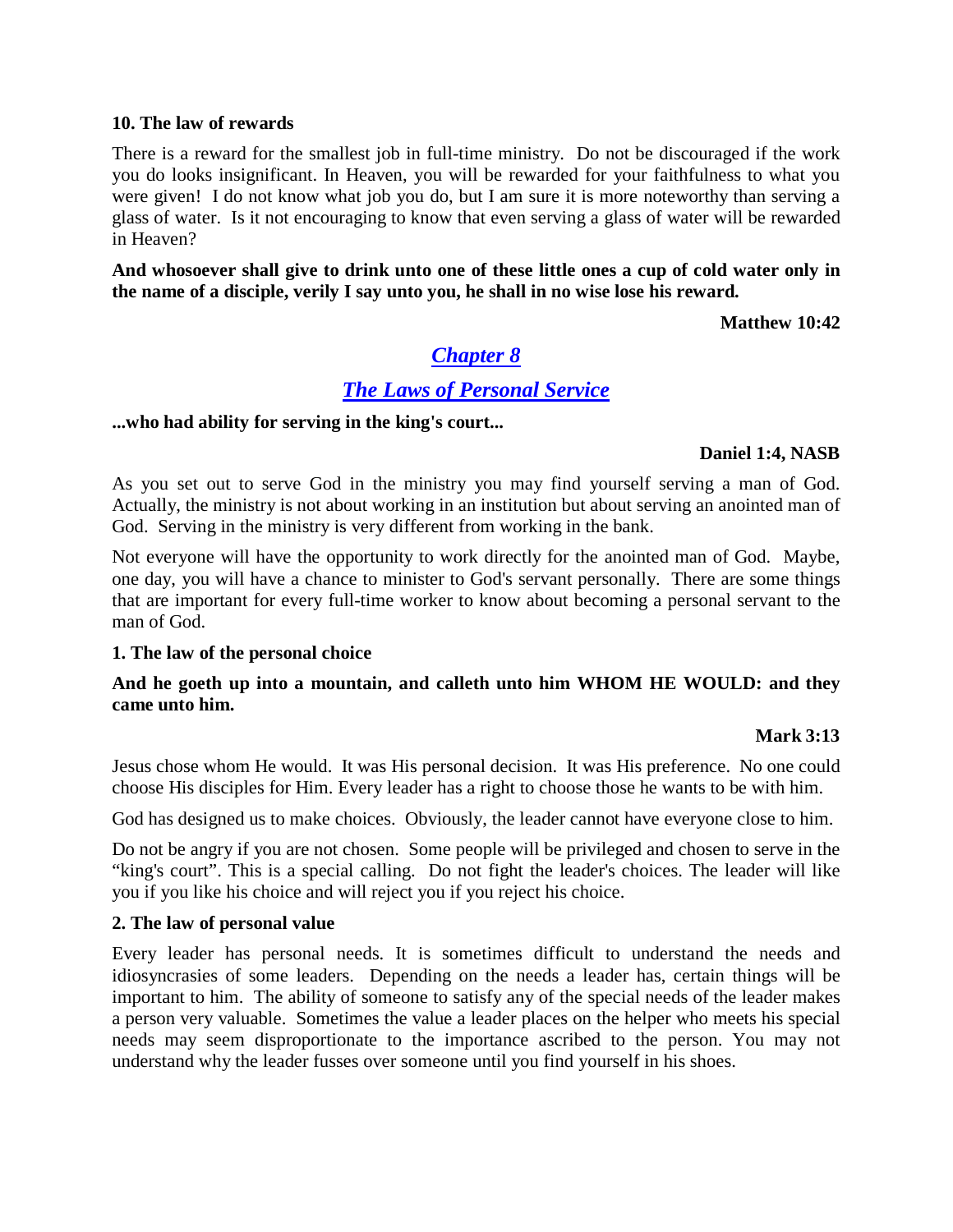**10. The law of rewards**

There is a reward for the smallest job in full-time ministry. Do not be discouraged if the work you do looks insignificant. In Heaven, you will be rewarded for your faithfulness to what you were given! I do not know what job you do, but I am sure it is more noteworthy than serving a glass of water. Is it not encouraging to know that even serving a glass of water will be rewarded in Heaven?

**And whosoever shall give to drink unto one of these little ones a cup of cold water only in the name of a disciple, verily I say unto you, he shall in no wise lose his reward.**

**Matthew 10:42**

## *Chapter 8*

## *The Laws of Personal Service*

**...who had ability for serving in the king's court...**

**Daniel 1:4, NASB**

As you set out to serve God in the ministry you may find yourself serving a man of God. Actually, the ministry is not about working in an institution but about serving an anointed man of God. Serving in the ministry is very different from working in the bank.

Not everyone will have the opportunity to work directly for the anointed man of God. Maybe, one day, you will have a chance to minister to God's servant personally. There are some things that are important for every full-time worker to know about becoming a personal servant to the man of God.

**1. The law of the personal choice**

**And he goeth up into a mountain, and calleth unto him WHOM HE WOULD: and they came unto him.**

**Mark 3:13**

Jesus chose whom He would. It was His personal decision. It was His preference. No one could choose His disciples for Him. Every leader has a right to choose those he wants to be with him.

God has designed us to make choices. Obviously, the leader cannot have everyone close to him.

Do not be angry if you are not chosen. Some people will be privileged and chosen to serve in the "king's court". This is a special calling. Do not fight the leader's choices. The leader will like you if you like his choice and will reject you if you reject his choice.

**2. The law of personal value**

Every leader has personal needs. It is sometimes difficult to understand the needs and idiosyncrasies of some leaders. Depending on the needs a leader has, certain things will be important to him. The ability of someone to satisfy any of the special needs of the leader makes a person very valuable. Sometimes the value a leader places on the helper who meets his special needs may seem disproportionate to the importance ascribed to the person. You may not understand why the leader fusses over someone until you find yourself in his shoes.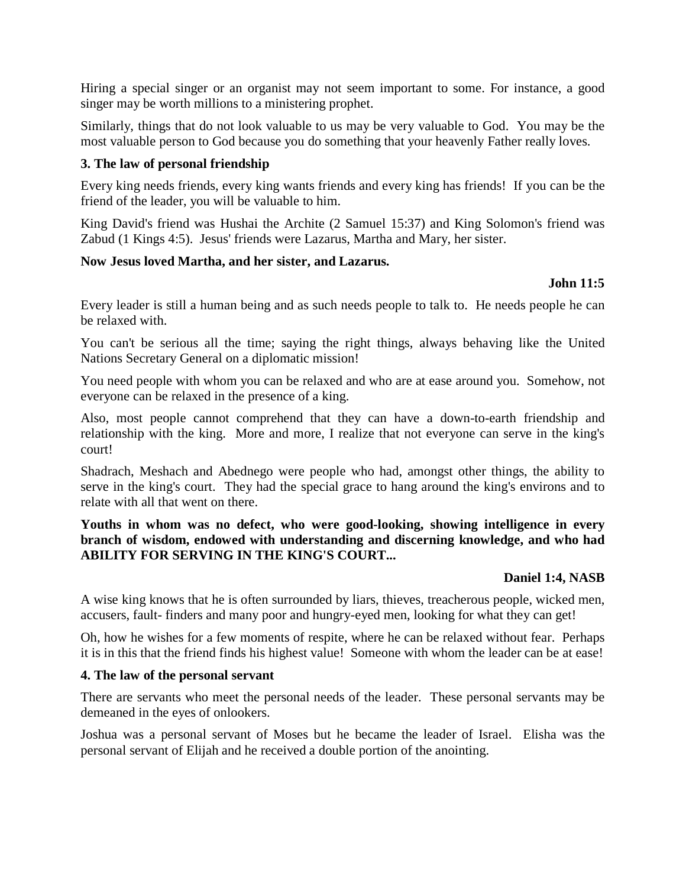Hiring a special singer or an organist may not seem important to some. For instance, a good singer may be worth millions to a ministering prophet.

Similarly, things that do not look valuable to us may be very valuable to God. You may be the most valuable person to God because you do something that your heavenly Father really loves.

### 3. The law of personal friendship

Every king needs friends, every king wants friends and every king has friends! If you can be the friend of the leader, you will be valuable to him.

King David's friend was Hushai the Archite (2 Samuel 15:37) and King Solomon's friend was Zabud (1 Kings 4:5). Jesus' friends were Lazarus, Martha and Mary, her sister.

**Now Jesus loved Martha, and her sister, and Lazarus.**

**John 11:5**

Every leader is still a human being and as such needs people to talk to. He needs people he can be relaxed with.

You can't be serious all the time; saying the right things, always behaving like the United Nations Secretary General on a diplomatic mission!

You need people with whom you can be relaxed and who are at ease around you. Somehow, not everyone can be relaxed in the presence of a king.

Also, most people cannot comprehend that they can have a down-to-earth friendship and relationship with the king. More and more, I realize that not everyone can serve in the king's court!

Shadrach, Meshach and Abednego were people who had, amongst other things, the ability to serve in the king's court. They had the special grace to hang around the king's environs and to relate with all that went on there.

**Youths in whom was no defect, who were good-looking, showing intelligence in every branch of wisdom, endowed with understanding and discerning knowledge, and who had ABILITY FOR SERVING IN THE KING'S COURT...**

**Daniel 1:4, NASB**

A wise king knows that he is often surrounded by liars, thieves, treacherous people, wicked men, accusers, fault- finders and many poor and hungry-eyed men, looking for what they can get!

Oh, how he wishes for a few moments of respite, where he can be relaxed without fear. Perhaps it is in this that the friend finds his highest value! Someone with whom the leader can be at ease!

### 4. The law of the personal servant

There are servants who meet the personal needs of the leader. These personal servants may be demeaned in the eyes of onlookers.

Joshua was a personal servant of Moses but he became the leader of Israel. Elisha was the personal servant of Elijah and he received a double portion of the anointing.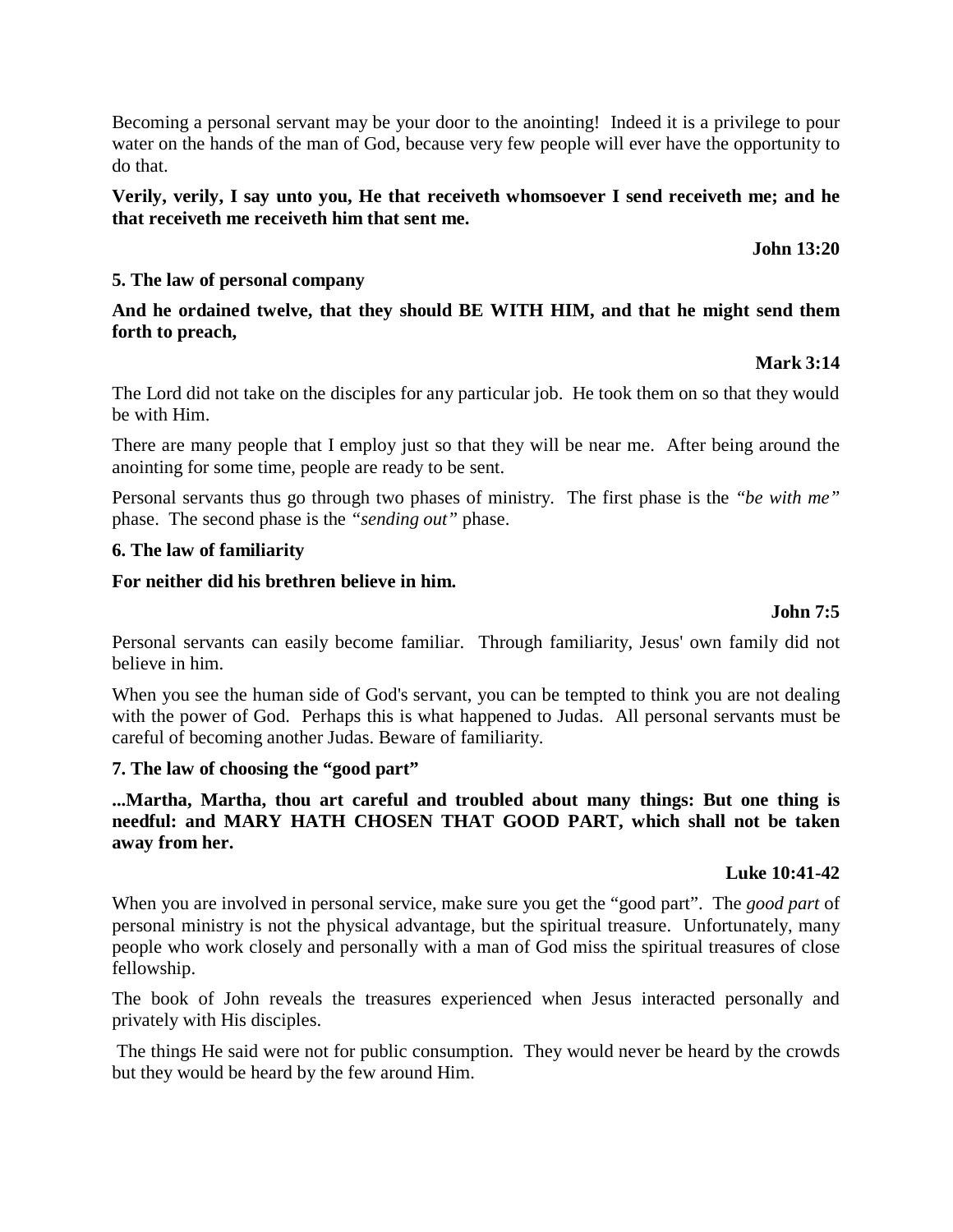Becoming a personal servant may be your door to the anointing! Indeed it is a privilege to pour water on the hands of the man of God, because very few people will ever have the opportunity to do that.

**Verily, verily, I say unto you, He that receiveth whomsoever I send receiveth me; and he that receiveth me receiveth him that sent me.**

**John 13:20**

**5. The law of personal company**

**And he ordained twelve, that they should BE WITH HIM, and that he might send them forth to preach,**

**Mark 3:14**

The Lord did not take on the disciples for any particular job. He took them on so that they would be with Him.

There are many people that I employ just so that they will be near me. After being around the anointing for some time, people are ready to be sent.

Personal servants thus go through two phases of ministry. The first phase is the *"be with me"* phase. The second phase is the *"sending out"* phase.

**6. The law of familiarity**

**For neither did his brethren believe in him.**

**John 7:5**

Personal servants can easily become familiar. Through familiarity, Jesus' own family did not believe in him.

When you see the human side of God's servant, you can be tempted to think you are not dealing with the power of God. Perhaps this is what happened to Judas. All personal servants must be careful of becoming another Judas. Beware of familiarity.

**7. The law of choosing the "good part"**

**...Martha, Martha, thou art careful and troubled about many things: But one thing is needful: and MARY HATH CHOSEN THAT GOOD PART, which shall not be taken away from her.**

**Luke 10:41-42**

When you are involved in personal service, make sure you get the "good part". The *good part* of personal ministry is not the physical advantage, but the spiritual treasure. Unfortunately, many people who work closely and personally with a man of God miss the spiritual treasures of close fellowship.

The book of John reveals the treasures experienced when Jesus interacted personally and privately with His disciples.

The things He said were not for public consumption. They would never be heard by the crowds but they would be heard by the few around Him.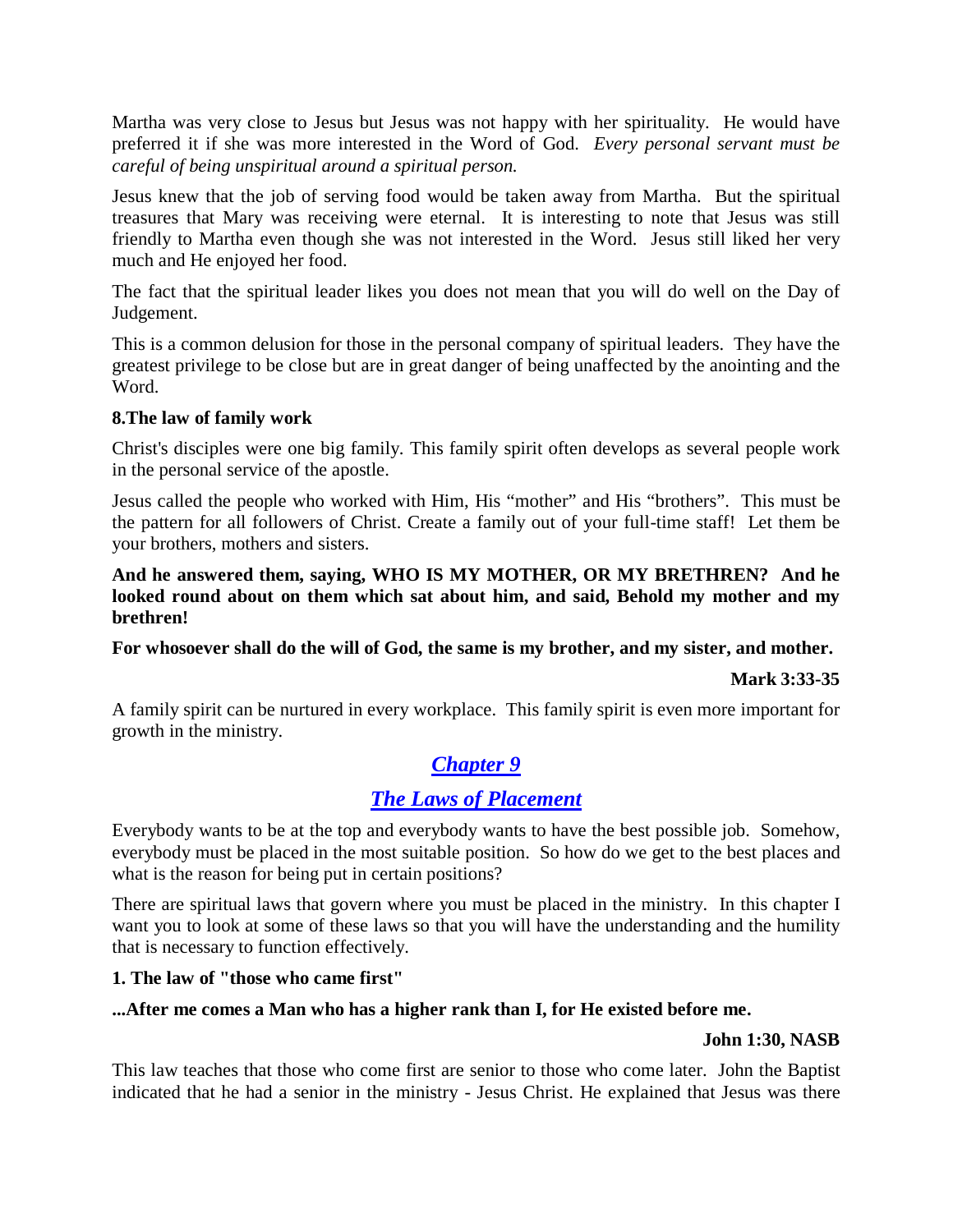Martha was very close to Jesus but Jesus was not happy with her spirituality. He would have preferred it if she was more interested in the Word of God. *Every personal servant must be careful of being unspiritual around a spiritual person.*

Jesus knew that the job of serving food would be taken away from Martha. But the spiritual treasures that Mary was receiving were eternal. It is interesting to note that Jesus was still friendly to Martha even though she was not interested in the Word. Jesus still liked her very much and He enjoyed her food.

The fact that the spiritual leader likes you does not mean that you will do well on the Day of Judgement.

This is a common delusion for those in the personal company of spiritual leaders. They have the greatest privilege to be close but are in great danger of being unaffected by the anointing and the Word.

**8.The law of family work**

Christ's disciples were one big family. This family spirit often develops as several people work in the personal service of the apostle.

Jesus called the people who worked with Him, His "mother" and His "brothers". This must be the pattern for all followers of Christ. Create a family out of your full-time staff! Let them be your brothers, mothers and sisters.

**And he answered them, saying, WHO IS MY MOTHER, OR MY BRETHREN? And he looked round about on them which sat about him, and said, Behold my mother and my brethren!**

**For whosoever shall do the will of God, the same is my brother, and my sister, and mother.**

**Mark 3:33-35**

A family spirit can be nurtured in every workplace. This family spirit is even more important for growth in the ministry.

## *Chapter 9*

## *The Laws of Placement*

Everybody wants to be at the top and everybody wants to have the best possible job. Somehow, everybody must be placed in the most suitable position. So how do we get to the best places and what is the reason for being put in certain positions?

There are spiritual laws that govern where you must be placed in the ministry. In this chapter I want you to look at some of these laws so that you will have the understanding and the humility that is necessary to function effectively.

**1. The law of "those who came first"**

**...After me comes a Man who has a higher rank than I, for He existed before me.**

**John 1:30, NASB**

This law teaches that those who come first are senior to those who come later. John the Baptist indicated that he had a senior in the ministry - Jesus Christ. He explained that Jesus was there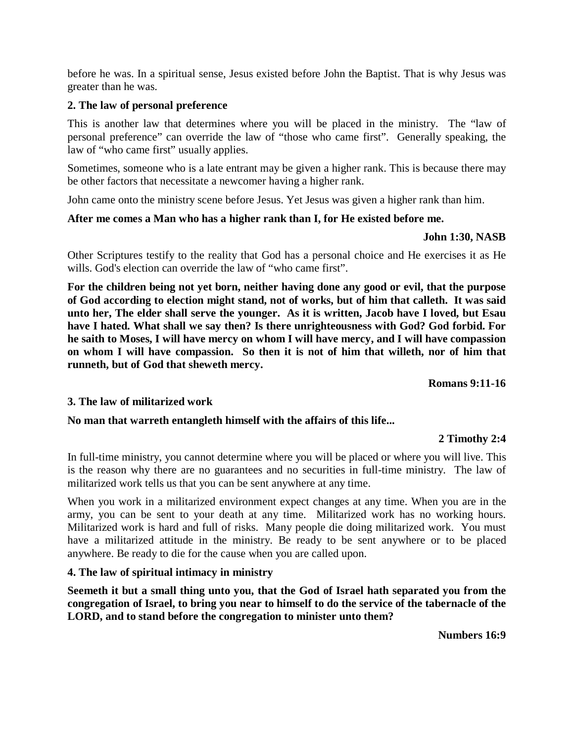before he was. In a spiritual sense, Jesus existed before John the Baptist. That is why Jesus was greater than he was.

**2. The law of personal preference**

This is another law that determines where you will be placed in the ministry. The "law of personal preference" can override the law of "those who came first". Generally speaking, the law of "who came first" usually applies.

Sometimes, someone who is a late entrant may be given a higher rank. This is because there may be other factors that necessitate a newcomer having a higher rank.

John came onto the ministry scene before Jesus. Yet Jesus was given a higher rank than him.

**After me comes a Man who has a higher rank than I, for He existed before me.**

**John 1:30, NASB**

Other Scriptures testify to the reality that God has a personal choice and He exercises it as He wills. God's election can override the law of "who came first".

**For the children being not yet born, neither having done any good or evil, that the purpose of God according to election might stand, not of works, but of him that calleth. It was said unto her, The elder shall serve the younger. As it is written, Jacob have I loved, but Esau have I hated. What shall we say then? Is there unrighteousness with God? God forbid. For he saith to Moses, I will have mercy on whom I will have mercy, and I will have compassion on whom I will have compassion. So then it is not of him that willeth, nor of him that runneth, but of God that sheweth mercy.**

**Romans 9:11-16**

**3. The law of militarized work**

**No man that warreth entangleth himself with the affairs of this life...**

**2 Timothy 2:4**

In full-time ministry, you cannot determine where you will be placed or where you will live. This is the reason why there are no guarantees and no securities in full-time ministry. The law of militarized work tells us that you can be sent anywhere at any time.

When you work in a militarized environment expect changes at any time. When you are in the army, you can be sent to your death at any time. Militarized work has no working hours. Militarized work is hard and full of risks. Many people die doing militarized work. You must have a militarized attitude in the ministry. Be ready to be sent anywhere or to be placed anywhere. Be ready to die for the cause when you are called upon.

**4. The law of spiritual intimacy in ministry**

**Seemeth it but a small thing unto you, that the God of Israel hath separated you from the congregation of Israel, to bring you near to himself to do the service of the tabernacle of the LORD, and to stand before the congregation to minister unto them?**

**Numbers 16:9**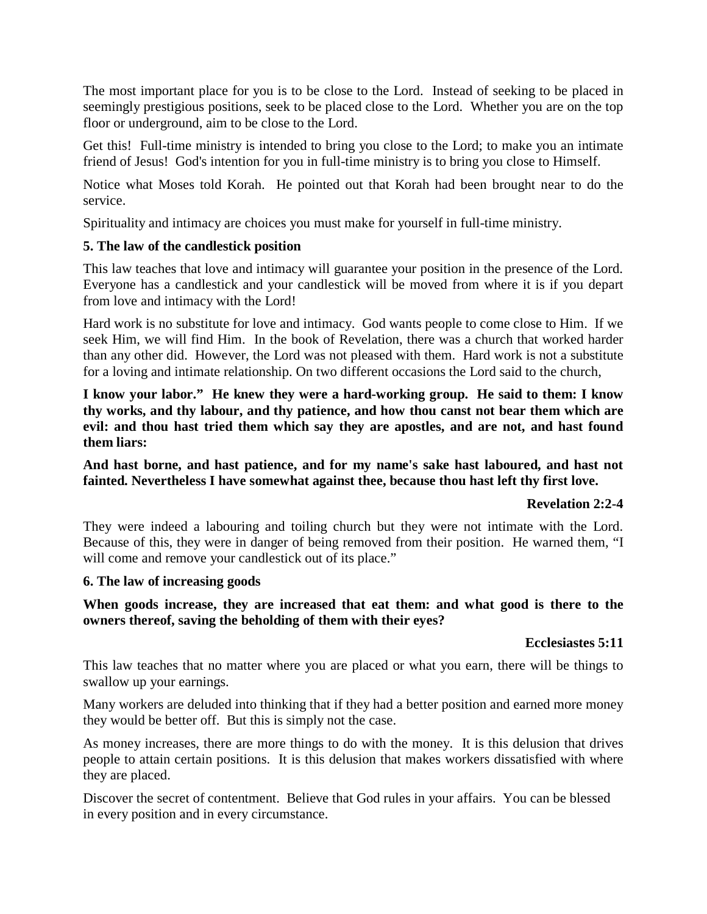The most important place for you is to be close to the Lord. Instead of seeking to be placed in seemingly prestigious positions, seek to be placed close to the Lord. Whether you are on the top floor or underground, aim to be close to the Lord.

Get this! Full-time ministry is intended to bring you close to the Lord; to make you an intimate friend of Jesus! God's intention for you in full-time ministry is to bring you close to Himself.

Notice what Moses told Korah. He pointed out that Korah had been brought near to do the service.

Spirituality and intimacy are choices you must make for yourself in full-time ministry.

**5. The law of the candlestick position**

This law teaches that love and intimacy will guarantee your position in the presence of the Lord. Everyone has a candlestick and your candlestick will be moved from where it is if you depart from love and intimacy with the Lord!

Hard work is no substitute for love and intimacy. God wants people to come close to Him. If we seek Him, we will find Him. In the book of Revelation, there was a church that worked harder than any other did. However, the Lord was not pleased with them. Hard work is not a substitute for a loving and intimate relationship. On two different occasions the Lord said to the church,

**I know your labor." He knew they were a hard-working group. He said to them: I know thy works, and thy labour, and thy patience, and how thou canst not bear them which are evil: and thou hast tried them which say they are apostles, and are not, and hast found them liars:**

**And hast borne, and hast patience, and for my name's sake hast laboured, and hast not fainted. Nevertheless I have somewhat against thee, because thou hast left thy first love.**

**Revelation 2:2-4**

They were indeed a labouring and toiling church but they were not intimate with the Lord. Because of this, they were in danger of being removed from their position. He warned them, "I will come and remove your candlestick out of its place."

**6. The law of increasing goods**

**When goods increase, they are increased that eat them: and what good is there to the owners thereof, saving the beholding of them with their eyes?**

**Ecclesiastes 5:11**

This law teaches that no matter where you are placed or what you earn, there will be things to swallow up your earnings.

Many workers are deluded into thinking that if they had a better position and earned more money they would be better off. But this is simply not the case.

As money increases, there are more things to do with the money. It is this delusion that drives people to attain certain positions. It is this delusion that makes workers dissatisfied with where they are placed.

Discover the secret of contentment. Believe that God rules in your affairs. You can be blessed in every position and in every circumstance.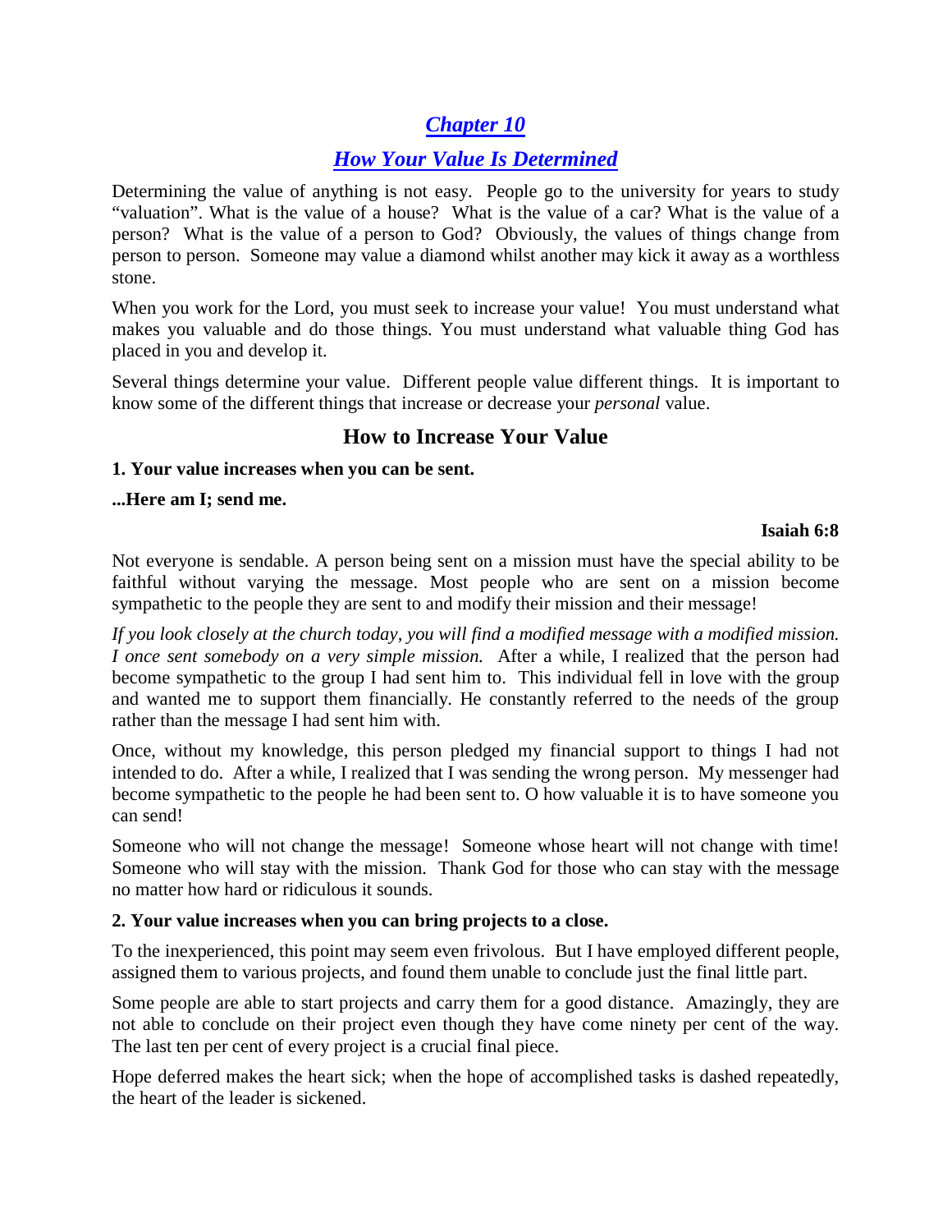# *Chapter 10*

## *How Your Value Is Determined*

Determining the value of anything is not easy. People go to the university for years to study "valuation". What is the value of a house? What is the value of a car? What is the value of a person? What is the value of a person to God? Obviously, the values of things change from person to person. Someone may value a diamond whilst another may kick it away as a worthless stone.

When you work for the Lord, you must seek to increase your value! You must understand what makes you valuable and do those things. You must understand what valuable thing God has placed in you and develop it.

Several things determine your value. Different people value different things. It is important to know some of the different things that increase or decrease your *personal* value.

## How to Increase Your Value

**1. Your value increases when you can be sent.**

**...Here am I; send me.**

**Isaiah 6:8**

Not everyone is sendable. A person being sent on a mission must have the special ability to be faithful without varying the message. Most people who are sent on a mission become sympathetic to the people they are sent to and modify their mission and their message!

*If you look closely at the church today, you will find a modified message with a modified mission. I once sent somebody on a very simple mission.* After a while, I realized that the person had become sympathetic to the group I had sent him to. This individual fell in love with the group and wanted me to support them financially. He constantly referred to the needs of the group rather than the message I had sent him with.

Once, without my knowledge, this person pledged my financial support to things I had not intended to do. After a while, I realized that I was sending the wrong person. My messenger had become sympathetic to the people he had been sent to. O how valuable it is to have someone you can send!

Someone who will not change the message! Someone whose heart will not change with time! Someone who will stay with the mission. Thank God for those who can stay with the message no matter how hard or ridiculous it sounds.

**2. Your value increases when you can bring projects to a close.**

To the inexperienced, this point may seem even frivolous. But I have employed different people, assigned them to various projects, and found them unable to conclude just the final little part.

Some people are able to start projects and carry them for a good distance. Amazingly, they are not able to conclude on their project even though they have come ninety per cent of the way. The last ten per cent of every project is a crucial final piece.

Hope deferred makes the heart sick; when the hope of accomplished tasks is dashed repeatedly, the heart of the leader is sickened.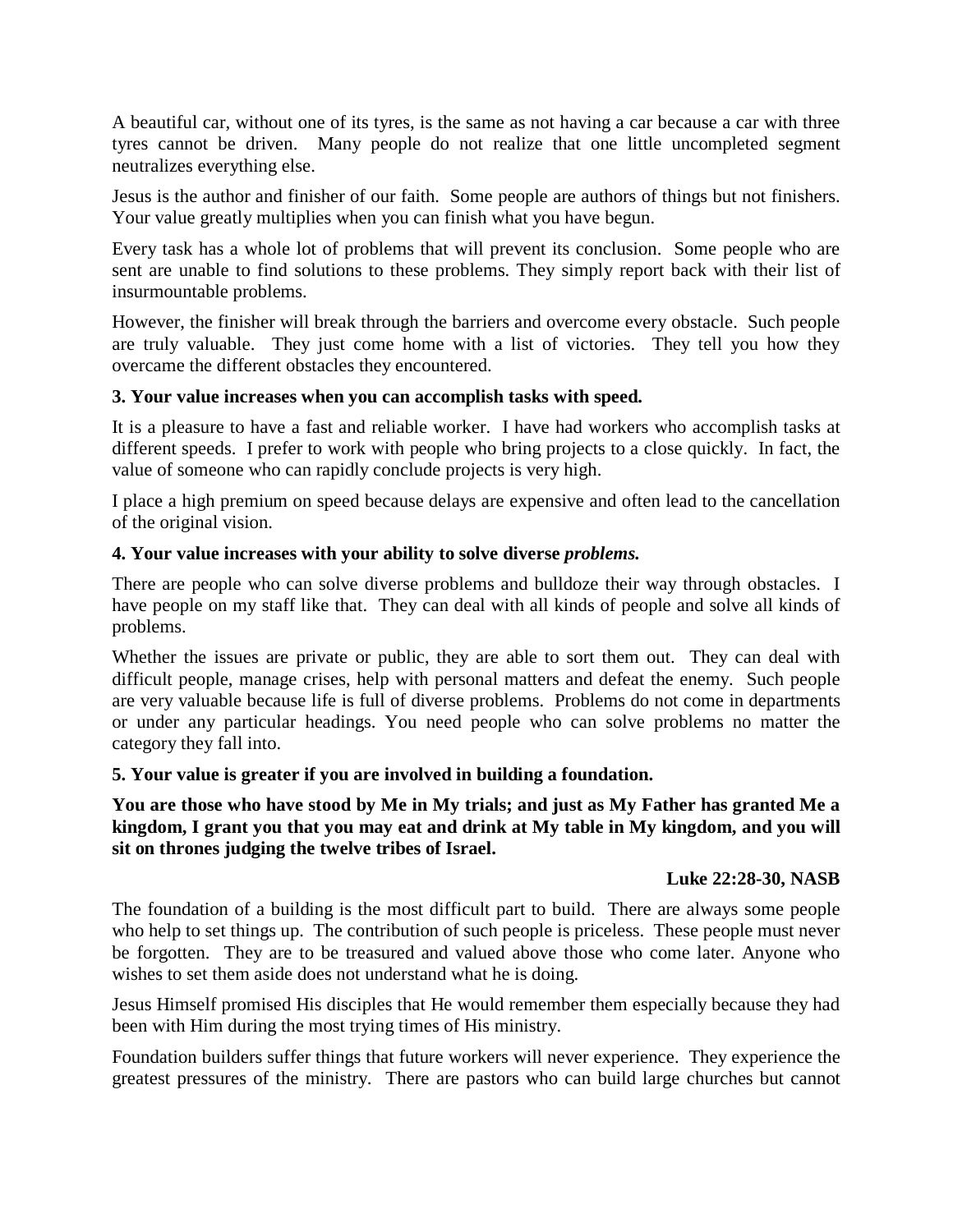A beautiful car, without one of its tyres, is the same as not having a car because a car with three tyres cannot be driven. Many people do not realize that one little uncompleted segment neutralizes everything else.

Jesus is the author and finisher of our faith. Some people are authors of things but not finishers. Your value greatly multiplies when you can finish what you have begun.

Every task has a whole lot of problems that will prevent its conclusion. Some people who are sent are unable to find solutions to these problems. They simply report back with their list of insurmountable problems.

However, the finisher will break through the barriers and overcome every obstacle. Such people are truly valuable. They just come home with a list of victories. They tell you how they overcame the different obstacles they encountered.

**3. Your value increases when you can accomplish tasks with speed.**

It is a pleasure to have a fast and reliable worker. I have had workers who accomplish tasks at different speeds. I prefer to work with people who bring projects to a close quickly. In fact, the value of someone who can rapidly conclude projects is very high.

I place a high premium on speed because delays are expensive and often lead to the cancellation of the original vision.

**4. Your value increases with your ability to solve diverse *problems.***

There are people who can solve diverse problems and bulldoze their way through obstacles. I have people on my staff like that. They can deal with all kinds of people and solve all kinds of problems.

Whether the issues are private or public, they are able to sort them out. They can deal with difficult people, manage crises, help with personal matters and defeat the enemy. Such people are very valuable because life is full of diverse problems. Problems do not come in departments or under any particular headings. You need people who can solve problems no matter the category they fall into.

**5. Your value is greater if you are involved in building a foundation.**

**You are those who have stood by Me in My trials; and just as My Father has granted Me a kingdom, I grant you that you may eat and drink at My table in My kingdom, and you will sit on thrones judging the twelve tribes of Israel.**

**Luke 22:28-30, NASB**

The foundation of a building is the most difficult part to build. There are always some people who help to set things up. The contribution of such people is priceless. These people must never be forgotten. They are to be treasured and valued above those who come later. Anyone who wishes to set them aside does not understand what he is doing.

Jesus Himself promised His disciples that He would remember them especially because they had been with Him during the most trying times of His ministry.

Foundation builders suffer things that future workers will never experience. They experience the greatest pressures of the ministry. There are pastors who can build large churches but cannot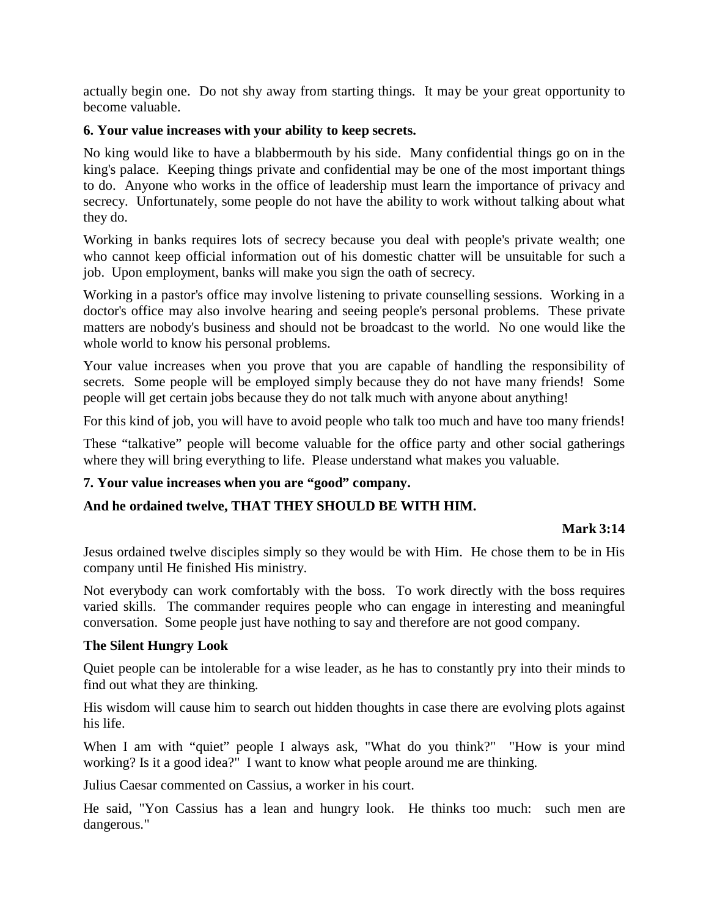actually begin one. Do not shy away from starting things. It may be your great opportunity to become valuable.

**6. Your value increases with your ability to keep secrets.**

No king would like to have a blabbermouth by his side. Many confidential things go on in the king's palace. Keeping things private and confidential may be one of the most important things to do. Anyone who works in the office of leadership must learn the importance of privacy and secrecy. Unfortunately, some people do not have the ability to work without talking about what they do.

Working in banks requires lots of secrecy because you deal with people's private wealth; one who cannot keep official information out of his domestic chatter will be unsuitable for such a job. Upon employment, banks will make you sign the oath of secrecy.

Working in a pastor's office may involve listening to private counselling sessions. Working in a doctor's office may also involve hearing and seeing people's personal problems. These private matters are nobody's business and should not be broadcast to the world. No one would like the whole world to know his personal problems.

Your value increases when you prove that you are capable of handling the responsibility of secrets. Some people will be employed simply because they do not have many friends! Some people will get certain jobs because they do not talk much with anyone about anything!

For this kind of job, you will have to avoid people who talk too much and have too many friends!

These "talkative" people will become valuable for the office party and other social gatherings where they will bring everything to life. Please understand what makes you valuable.

**7. Your value increases when you are "good" company.**

**And he ordained twelve, THAT THEY SHOULD BE WITH HIM.**

**Mark 3:14**

Jesus ordained twelve disciples simply so they would be with Him. He chose them to be in His company until He finished His ministry.

Not everybody can work comfortably with the boss. To work directly with the boss requires varied skills. The commander requires people who can engage in interesting and meaningful conversation. Some people just have nothing to say and therefore are not good company.

**The Silent Hungry Look**

Quiet people can be intolerable for a wise leader, as he has to constantly pry into their minds to find out what they are thinking.

His wisdom will cause him to search out hidden thoughts in case there are evolving plots against his life.

When I am with "quiet" people I always ask, "What do you think?" "How is your mind working? Is it a good idea?" I want to know what people around me are thinking.

Julius Caesar commented on Cassius, a worker in his court.

He said, "Yon Cassius has a lean and hungry look. He thinks too much: such men are dangerous."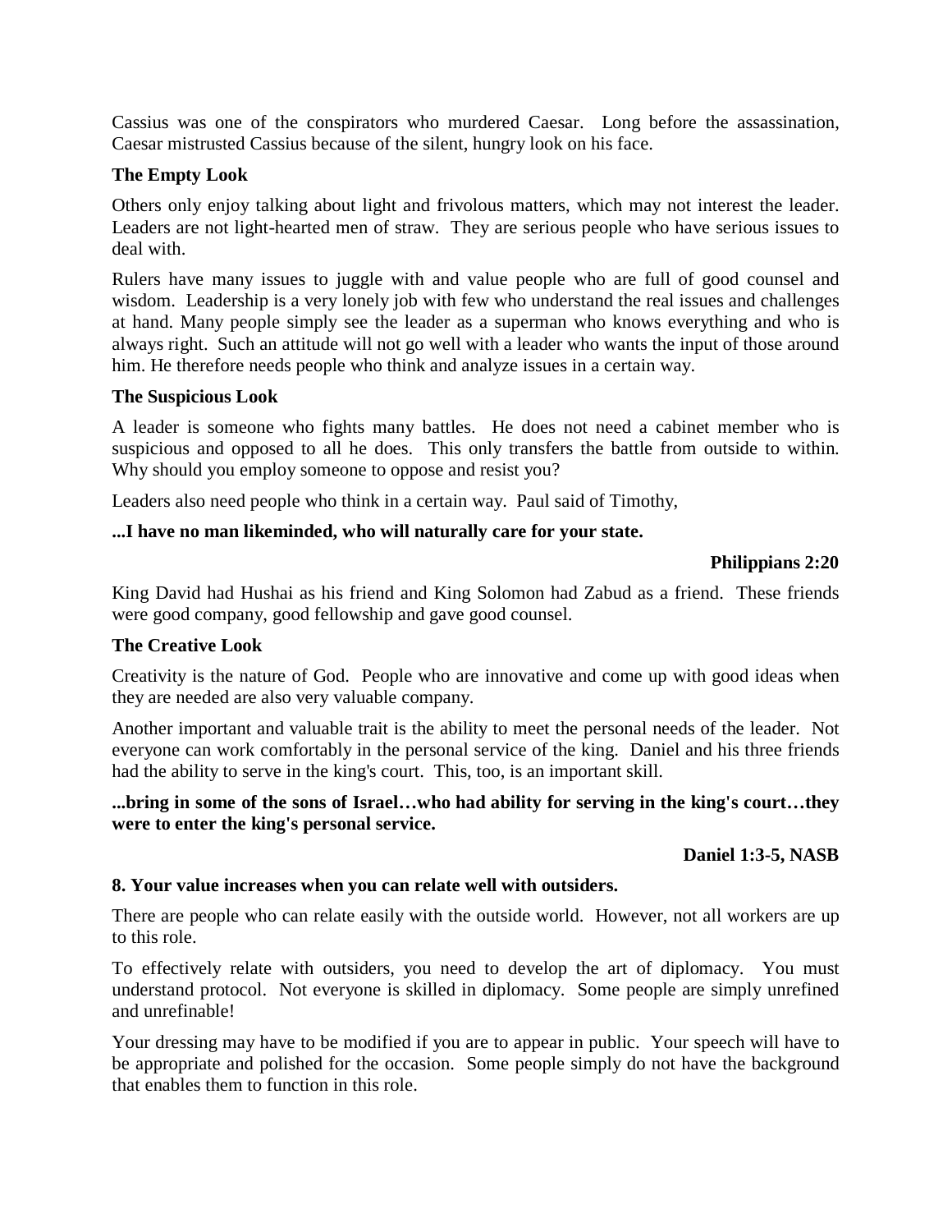Cassius was one of the conspirators who murdered Caesar. Long before the assassination, Caesar mistrusted Cassius because of the silent, hungry look on his face.

### The Empty Look

Others only enjoy talking about light and frivolous matters, which may not interest the leader. Leaders are not light-hearted men of straw. They are serious people who have serious issues to deal with.

Rulers have many issues to juggle with and value people who are full of good counsel and wisdom. Leadership is a very lonely job with few who understand the real issues and challenges at hand. Many people simply see the leader as a superman who knows everything and who is always right. Such an attitude will not go well with a leader who wants the input of those around him. He therefore needs people who think and analyze issues in a certain way.

### The Suspicious Look

A leader is someone who fights many battles. He does not need a cabinet member who is suspicious and opposed to all he does. This only transfers the battle from outside to within. Why should you employ someone to oppose and resist you?

Leaders also need people who think in a certain way. Paul said of Timothy,

**...I have no man likeminded, who will naturally care for your state.**

**Philippians 2:20**

King David had Hushai as his friend and King Solomon had Zabud as a friend. These friends were good company, good fellowship and gave good counsel.

### The Creative Look

Creativity is the nature of God. People who are innovative and come up with good ideas when they are needed are also very valuable company.

Another important and valuable trait is the ability to meet the personal needs of the leader. Not everyone can work comfortably in the personal service of the king. Daniel and his three friends had the ability to serve in the king's court. This, too, is an important skill.

**...bring in some of the sons of Israel…who had ability for serving in the king's court…they were to enter the king's personal service.**

**Daniel 1:3-5, NASB**

### 8. Your value increases when you can relate well with outsiders.

There are people who can relate easily with the outside world. However, not all workers are up to this role.

To effectively relate with outsiders, you need to develop the art of diplomacy. You must understand protocol. Not everyone is skilled in diplomacy. Some people are simply unrefined and unrefinable!

Your dressing may have to be modified if you are to appear in public. Your speech will have to be appropriate and polished for the occasion. Some people simply do not have the background that enables them to function in this role.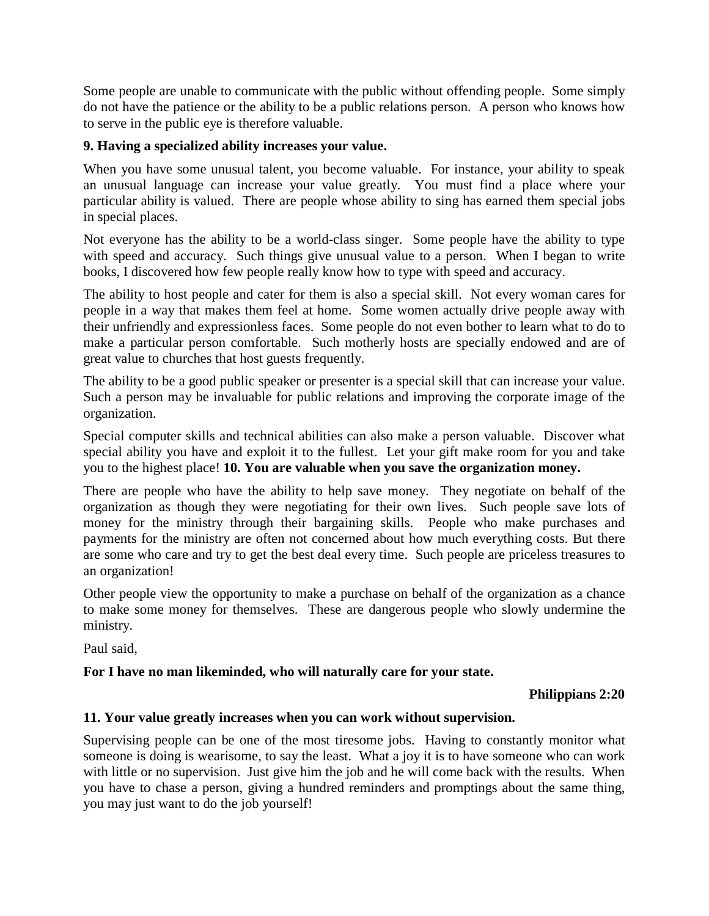Some people are unable to communicate with the public without offending people. Some simply do not have the patience or the ability to be a public relations person. A person who knows how to serve in the public eye is therefore valuable.

**9. Having a specialized ability increases your value.**

When you have some unusual talent, you become valuable. For instance, your ability to speak an unusual language can increase your value greatly. You must find a place where your particular ability is valued. There are people whose ability to sing has earned them special jobs in special places.

Not everyone has the ability to be a world-class singer. Some people have the ability to type with speed and accuracy. Such things give unusual value to a person. When I began to write books, I discovered how few people really know how to type with speed and accuracy.

The ability to host people and cater for them is also a special skill. Not every woman cares for people in a way that makes them feel at home. Some women actually drive people away with their unfriendly and expressionless faces. Some people do not even bother to learn what to do to make a particular person comfortable. Such motherly hosts are specially endowed and are of great value to churches that host guests frequently.

The ability to be a good public speaker or presenter is a special skill that can increase your value. Such a person may be invaluable for public relations and improving the corporate image of the organization.

Special computer skills and technical abilities can also make a person valuable. Discover what special ability you have and exploit it to the fullest. Let your gift make room for you and take you to the highest place! **10. You are valuable when you save the organization money.**

There are people who have the ability to help save money. They negotiate on behalf of the organization as though they were negotiating for their own lives. Such people save lots of money for the ministry through their bargaining skills. People who make purchases and payments for the ministry are often not concerned about how much everything costs. But there are some who care and try to get the best deal every time. Such people are priceless treasures to an organization!

Other people view the opportunity to make a purchase on behalf of the organization as a chance to make some money for themselves. These are dangerous people who slowly undermine the ministry.

Paul said,

**For I have no man likeminded, who will naturally care for your state.**

**Philippians 2:20**

**11. Your value greatly increases when you can work without supervision.**

Supervising people can be one of the most tiresome jobs. Having to constantly monitor what someone is doing is wearisome, to say the least. What a joy it is to have someone who can work with little or no supervision. Just give him the job and he will come back with the results. When you have to chase a person, giving a hundred reminders and promptings about the same thing, you may just want to do the job yourself!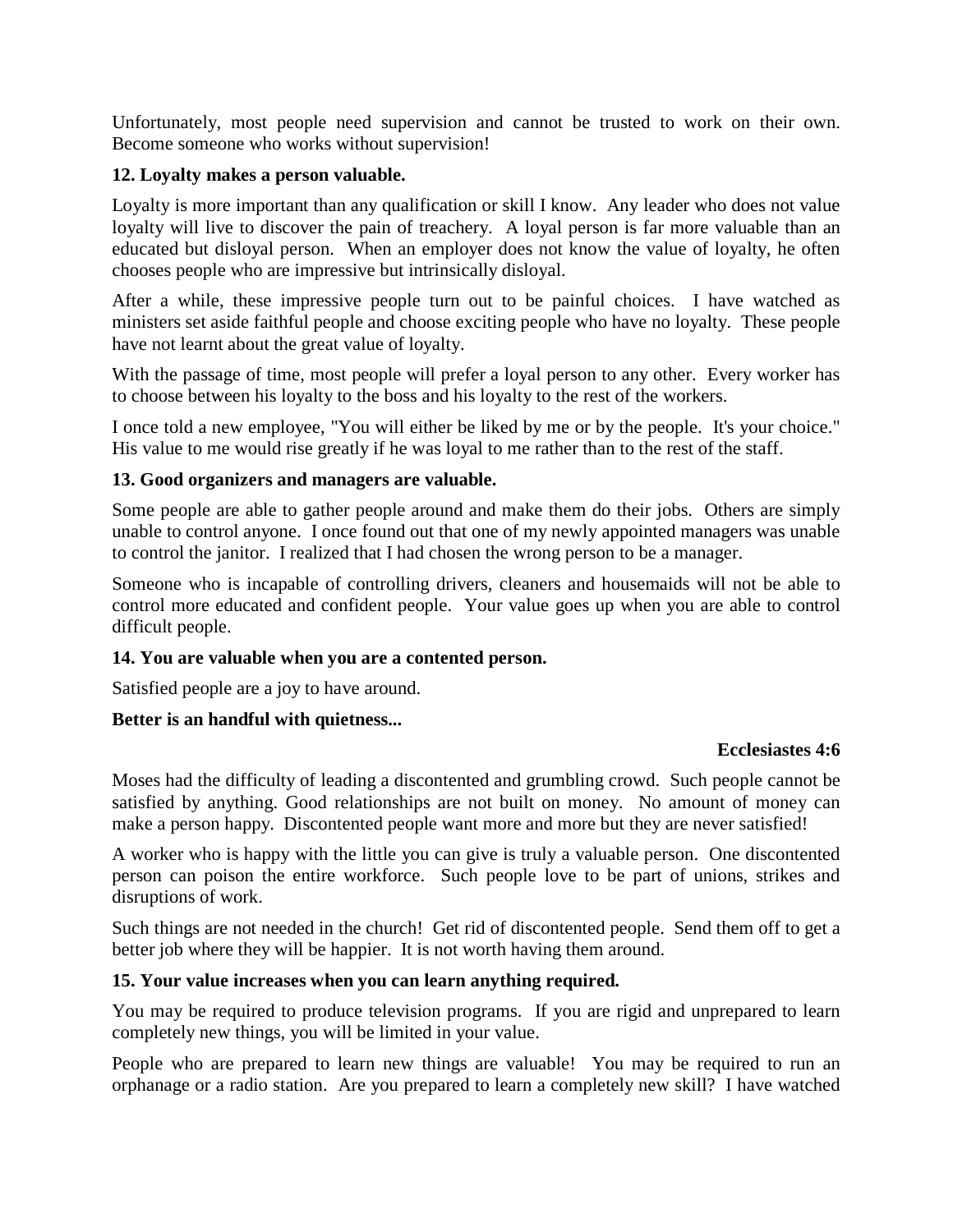Unfortunately, most people need supervision and cannot be trusted to work on their own. Become someone who works without supervision!

**12. Loyalty makes a person valuable.**

Loyalty is more important than any qualification or skill I know. Any leader who does not value loyalty will live to discover the pain of treachery. A loyal person is far more valuable than an educated but disloyal person. When an employer does not know the value of loyalty, he often chooses people who are impressive but intrinsically disloyal.

After a while, these impressive people turn out to be painful choices. I have watched as ministers set aside faithful people and choose exciting people who have no loyalty. These people have not learnt about the great value of loyalty.

With the passage of time, most people will prefer a loyal person to any other. Every worker has to choose between his loyalty to the boss and his loyalty to the rest of the workers.

I once told a new employee, "You will either be liked by me or by the people. It's your choice." His value to me would rise greatly if he was loyal to me rather than to the rest of the staff.

**13. Good organizers and managers are valuable.**

Some people are able to gather people around and make them do their jobs. Others are simply unable to control anyone. I once found out that one of my newly appointed managers was unable to control the janitor. I realized that I had chosen the wrong person to be a manager.

Someone who is incapable of controlling drivers, cleaners and housemaids will not be able to control more educated and confident people. Your value goes up when you are able to control difficult people.

**14. You are valuable when you are a contented person.**

Satisfied people are a joy to have around.

**Better is an handful with quietness...**

**Ecclesiastes 4:6**

Moses had the difficulty of leading a discontented and grumbling crowd. Such people cannot be satisfied by anything. Good relationships are not built on money. No amount of money can make a person happy. Discontented people want more and more but they are never satisfied!

A worker who is happy with the little you can give is truly a valuable person. One discontented person can poison the entire workforce. Such people love to be part of unions, strikes and disruptions of work.

Such things are not needed in the church! Get rid of discontented people. Send them off to get a better job where they will be happier. It is not worth having them around.

**15. Your value increases when you can learn anything required.**

You may be required to produce television programs. If you are rigid and unprepared to learn completely new things, you will be limited in your value.

People who are prepared to learn new things are valuable! You may be required to run an orphanage or a radio station. Are you prepared to learn a completely new skill? I have watched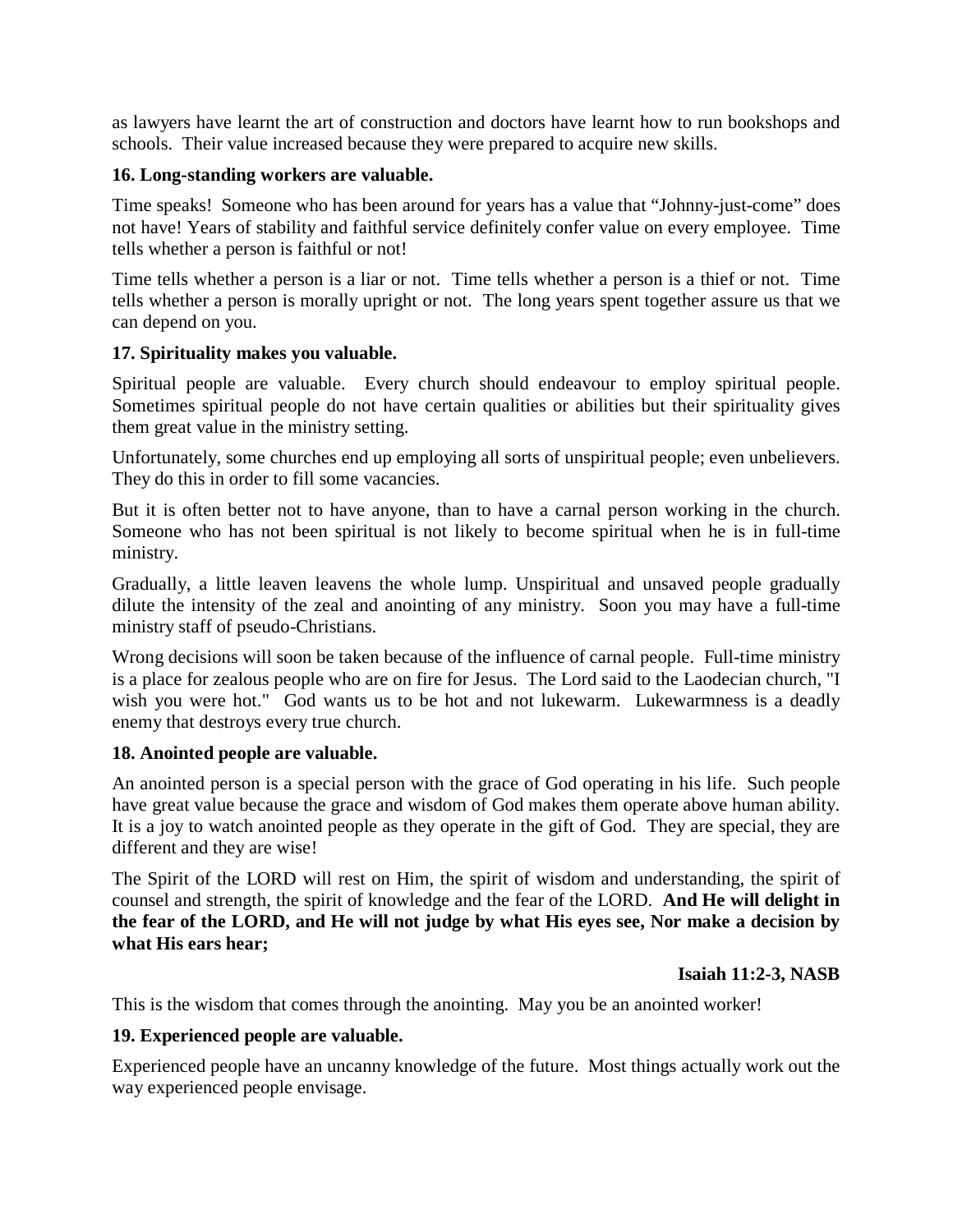as lawyers have learnt the art of construction and doctors have learnt how to run bookshops and schools. Their value increased because they were prepared to acquire new skills.

**16. Long-standing workers are valuable.**

Time speaks! Someone who has been around for years has a value that "Johnny-just-come" does not have! Years of stability and faithful service definitely confer value on every employee. Time tells whether a person is faithful or not!

Time tells whether a person is a liar or not. Time tells whether a person is a thief or not. Time tells whether a person is morally upright or not. The long years spent together assure us that we can depend on you.

**17. Spirituality makes you valuable.**

Spiritual people are valuable. Every church should endeavour to employ spiritual people. Sometimes spiritual people do not have certain qualities or abilities but their spirituality gives them great value in the ministry setting.

Unfortunately, some churches end up employing all sorts of unspiritual people; even unbelievers. They do this in order to fill some vacancies.

But it is often better not to have anyone, than to have a carnal person working in the church. Someone who has not been spiritual is not likely to become spiritual when he is in full-time ministry.

Gradually, a little leaven leavens the whole lump. Unspiritual and unsaved people gradually dilute the intensity of the zeal and anointing of any ministry. Soon you may have a full-time ministry staff of pseudo-Christians.

Wrong decisions will soon be taken because of the influence of carnal people. Full-time ministry is a place for zealous people who are on fire for Jesus. The Lord said to the Laodecian church, "I wish you were hot." God wants us to be hot and not lukewarm. Lukewarmness is a deadly enemy that destroys every true church.

**18. Anointed people are valuable.**

An anointed person is a special person with the grace of God operating in his life. Such people have great value because the grace and wisdom of God makes them operate above human ability. It is a joy to watch anointed people as they operate in the gift of God. They are special, they are different and they are wise!

The Spirit of the LORD will rest on Him, the spirit of wisdom and understanding, the spirit of counsel and strength, the spirit of knowledge and the fear of the LORD. **And He will delight in the fear of the LORD, and He will not judge by what His eyes see, Nor make a decision by what His ears hear;**

**Isaiah 11:2-3, NASB**

This is the wisdom that comes through the anointing. May you be an anointed worker!

**19. Experienced people are valuable.**

Experienced people have an uncanny knowledge of the future. Most things actually work out the way experienced people envisage.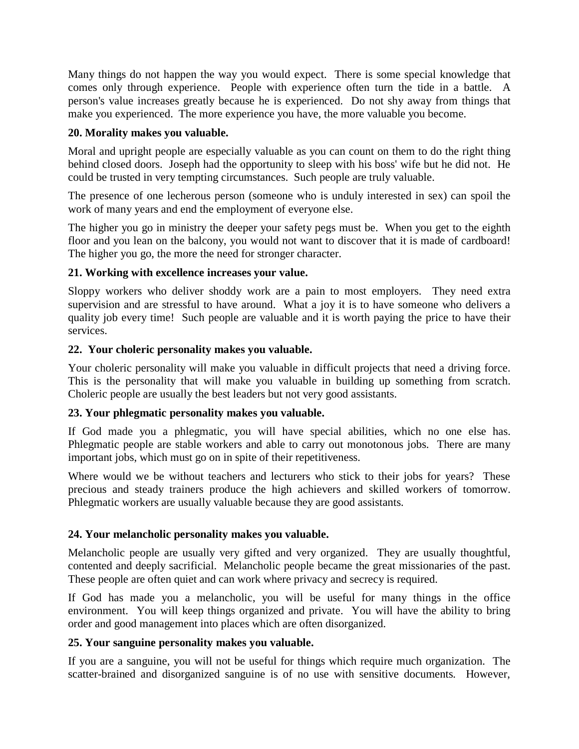Many things do not happen the way you would expect. There is some special knowledge that comes only through experience. People with experience often turn the tide in a battle. A person's value increases greatly because he is experienced. Do not shy away from things that make you experienced. The more experience you have, the more valuable you become.

**20. Morality makes you valuable.**

Moral and upright people are especially valuable as you can count on them to do the right thing behind closed doors. Joseph had the opportunity to sleep with his boss' wife but he did not. He could be trusted in very tempting circumstances. Such people are truly valuable.

The presence of one lecherous person (someone who is unduly interested in sex) can spoil the work of many years and end the employment of everyone else.

The higher you go in ministry the deeper your safety pegs must be. When you get to the eighth floor and you lean on the balcony, you would not want to discover that it is made of cardboard! The higher you go, the more the need for stronger character.

**21. Working with excellence increases your value.**

Sloppy workers who deliver shoddy work are a pain to most employers. They need extra supervision and are stressful to have around. What a joy it is to have someone who delivers a quality job every time! Such people are valuable and it is worth paying the price to have their services.

**22. Your choleric personality makes you valuable.**

Your choleric personality will make you valuable in difficult projects that need a driving force. This is the personality that will make you valuable in building up something from scratch. Choleric people are usually the best leaders but not very good assistants.

**23. Your phlegmatic personality makes you valuable.**

If God made you a phlegmatic, you will have special abilities, which no one else has. Phlegmatic people are stable workers and able to carry out monotonous jobs. There are many important jobs, which must go on in spite of their repetitiveness.

Where would we be without teachers and lecturers who stick to their jobs for years? These precious and steady trainers produce the high achievers and skilled workers of tomorrow. Phlegmatic workers are usually valuable because they are good assistants.

**24. Your melancholic personality makes you valuable.**

Melancholic people are usually very gifted and very organized. They are usually thoughtful, contented and deeply sacrificial. Melancholic people became the great missionaries of the past. These people are often quiet and can work where privacy and secrecy is required.

If God has made you a melancholic, you will be useful for many things in the office environment. You will keep things organized and private. You will have the ability to bring order and good management into places which are often disorganized.

**25. Your sanguine personality makes you valuable.**

If you are a sanguine, you will not be useful for things which require much organization. The scatter-brained and disorganized sanguine is of no use with sensitive documents. However,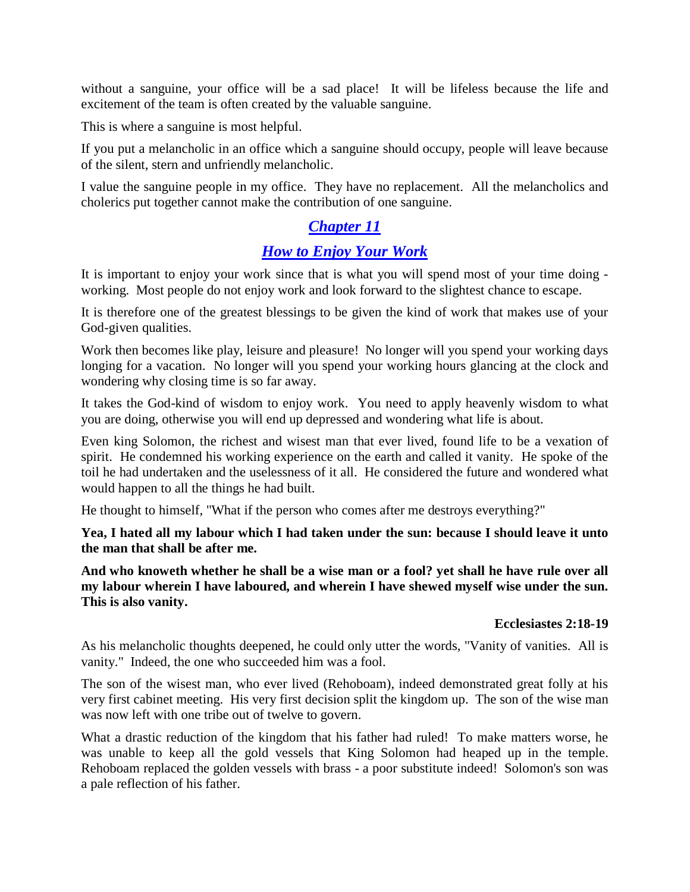without a sanguine, your office will be a sad place! It will be lifeless because the life and excitement of the team is often created by the valuable sanguine.

This is where a sanguine is most helpful.

If you put a melancholic in an office which a sanguine should occupy, people will leave because of the silent, stern and unfriendly melancholic.

I value the sanguine people in my office. They have no replacement. All the melancholics and cholerics put together cannot make the contribution of one sanguine.

## *Chapter 11*

## *How to Enjoy Your Work*

It is important to enjoy your work since that is what you will spend most of your time doing - working. Most people do not enjoy work and look forward to the slightest chance to escape.

It is therefore one of the greatest blessings to be given the kind of work that makes use of your God-given qualities.

Work then becomes like play, leisure and pleasure! No longer will you spend your working days longing for a vacation. No longer will you spend your working hours glancing at the clock and wondering why closing time is so far away.

It takes the God-kind of wisdom to enjoy work. You need to apply heavenly wisdom to what you are doing, otherwise you will end up depressed and wondering what life is about.

Even king Solomon, the richest and wisest man that ever lived, found life to be a vexation of spirit. He condemned his working experience on the earth and called it vanity. He spoke of the toil he had undertaken and the uselessness of it all. He considered the future and wondered what would happen to all the things he had built.

He thought to himself, "What if the person who comes after me destroys everything?"

**Yea, I hated all my labour which I had taken under the sun: because I should leave it unto the man that shall be after me.**

**And who knoweth whether he shall be a wise man or a fool? yet shall he have rule over all my labour wherein I have laboured, and wherein I have shewed myself wise under the sun. This is also vanity.**

**Ecclesiastes 2:18-19**

As his melancholic thoughts deepened, he could only utter the words, "Vanity of vanities. All is vanity." Indeed, the one who succeeded him was a fool.

The son of the wisest man, who ever lived (Rehoboam), indeed demonstrated great folly at his very first cabinet meeting. His very first decision split the kingdom up. The son of the wise man was now left with one tribe out of twelve to govern.

What a drastic reduction of the kingdom that his father had ruled! To make matters worse, he was unable to keep all the gold vessels that King Solomon had heaped up in the temple. Rehoboam replaced the golden vessels with brass - a poor substitute indeed! Solomon's son was a pale reflection of his father.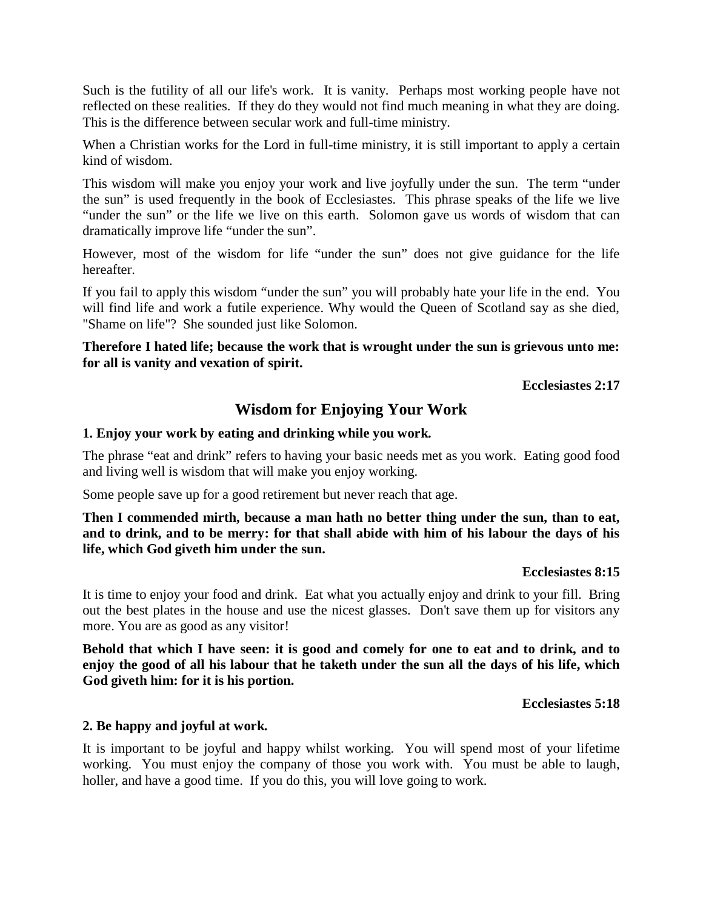Such is the futility of all our life's work. It is vanity. Perhaps most working people have not reflected on these realities. If they do they would not find much meaning in what they are doing. This is the difference between secular work and full-time ministry.

When a Christian works for the Lord in full-time ministry, it is still important to apply a certain kind of wisdom.

This wisdom will make you enjoy your work and live joyfully under the sun. The term "under the sun" is used frequently in the book of Ecclesiastes. This phrase speaks of the life we live "under the sun" or the life we live on this earth. Solomon gave us words of wisdom that can dramatically improve life "under the sun".

However, most of the wisdom for life "under the sun" does not give guidance for the life hereafter.

If you fail to apply this wisdom "under the sun" you will probably hate your life in the end. You will find life and work a futile experience. Why would the Queen of Scotland say as she died, "Shame on life"? She sounded just like Solomon.

**Therefore I hated life; because the work that is wrought under the sun is grievous unto me: for all is vanity and vexation of spirit.**

**Ecclesiastes 2:17**

## Wisdom for Enjoying Your Work

**1. Enjoy your work by eating and drinking while you work.**

The phrase "eat and drink" refers to having your basic needs met as you work. Eating good food and living well is wisdom that will make you enjoy working.

Some people save up for a good retirement but never reach that age.

**Then I commended mirth, because a man hath no better thing under the sun, than to eat, and to drink, and to be merry: for that shall abide with him of his labour the days of his life, which God giveth him under the sun.**

**Ecclesiastes 8:15**

It is time to enjoy your food and drink. Eat what you actually enjoy and drink to your fill. Bring out the best plates in the house and use the nicest glasses. Don't save them up for visitors any more. You are as good as any visitor!

**Behold that which I have seen: it is good and comely for one to eat and to drink, and to enjoy the good of all his labour that he taketh under the sun all the days of his life, which God giveth him: for it is his portion.**

**Ecclesiastes 5:18**

**2. Be happy and joyful at work.**

It is important to be joyful and happy whilst working. You will spend most of your lifetime working. You must enjoy the company of those you work with. You must be able to laugh, holler, and have a good time. If you do this, you will love going to work.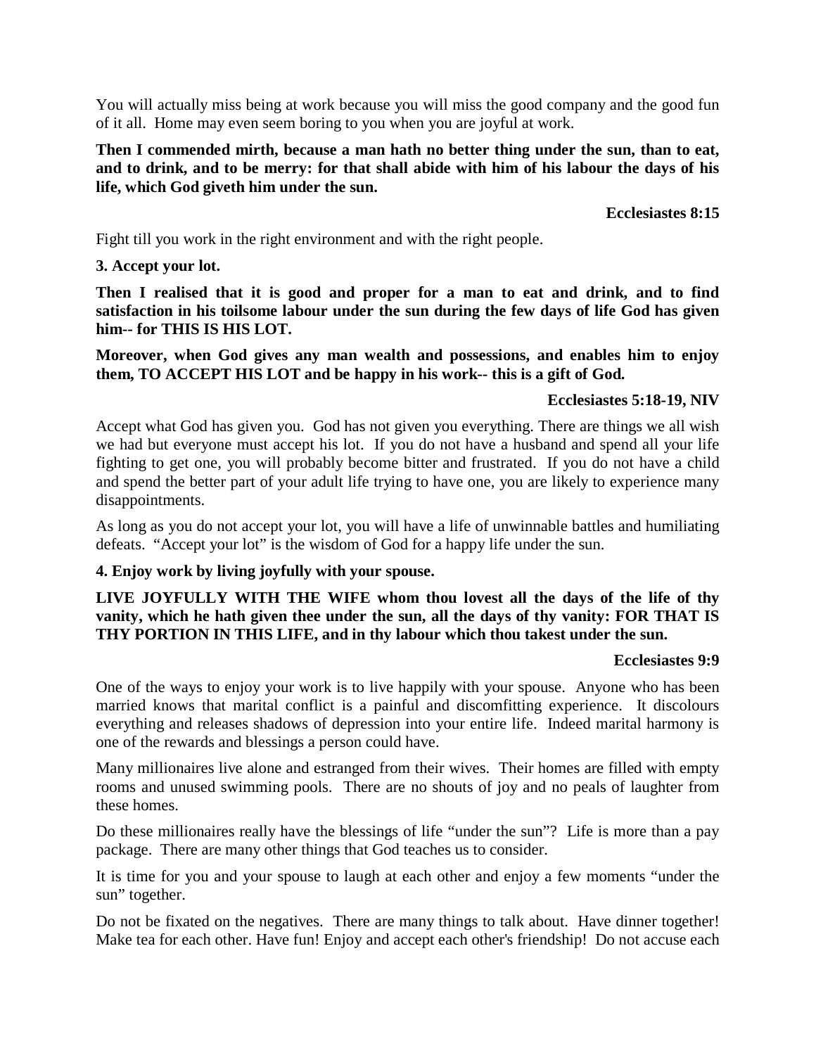You will actually miss being at work because you will miss the good company and the good fun of it all. Home may even seem boring to you when you are joyful at work.

**Then I commended mirth, because a man hath no better thing under the sun, than to eat, and to drink, and to be merry: for that shall abide with him of his labour the days of his life, which God giveth him under the sun.**

**Ecclesiastes 8:15**

Fight till you work in the right environment and with the right people.

**3. Accept your lot.**

**Then I realised that it is good and proper for a man to eat and drink, and to find satisfaction in his toilsome labour under the sun during the few days of life God has given him-- for THIS IS HIS LOT.**

**Moreover, when God gives any man wealth and possessions, and enables him to enjoy them, TO ACCEPT HIS LOT and be happy in his work-- this is a gift of God.**

**Ecclesiastes 5:18-19, NIV**

Accept what God has given you. God has not given you everything. There are things we all wish we had but everyone must accept his lot. If you do not have a husband and spend all your life fighting to get one, you will probably become bitter and frustrated. If you do not have a child and spend the better part of your adult life trying to have one, you are likely to experience many disappointments.

As long as you do not accept your lot, you will have a life of unwinnable battles and humiliating defeats. "Accept your lot" is the wisdom of God for a happy life under the sun.

**4. Enjoy work by living joyfully with your spouse.**

**LIVE JOYFULLY WITH THE WIFE whom thou lovest all the days of the life of thy vanity, which he hath given thee under the sun, all the days of thy vanity: FOR THAT IS THY PORTION IN THIS LIFE, and in thy labour which thou takest under the sun.**

**Ecclesiastes 9:9**

One of the ways to enjoy your work is to live happily with your spouse. Anyone who has been married knows that marital conflict is a painful and discomfitting experience. It discolours everything and releases shadows of depression into your entire life. Indeed marital harmony is one of the rewards and blessings a person could have.

Many millionaires live alone and estranged from their wives. Their homes are filled with empty rooms and unused swimming pools. There are no shouts of joy and no peals of laughter from these homes.

Do these millionaires really have the blessings of life "under the sun"? Life is more than a pay package. There are many other things that God teaches us to consider.

It is time for you and your spouse to laugh at each other and enjoy a few moments "under the sun" together.

Do not be fixated on the negatives. There are many things to talk about. Have dinner together! Make tea for each other. Have fun! Enjoy and accept each other's friendship! Do not accuse each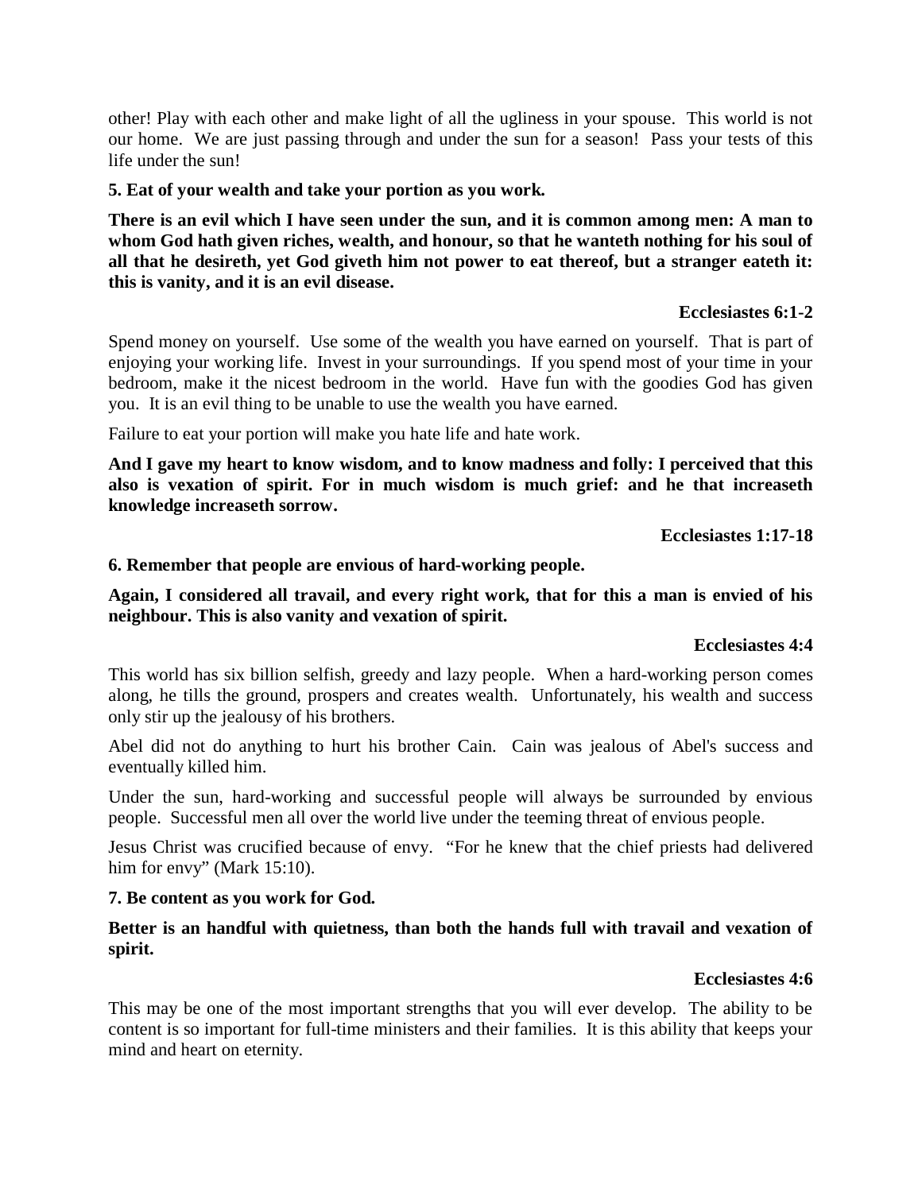other! Play with each other and make light of all the ugliness in your spouse. This world is not our home. We are just passing through and under the sun for a season! Pass your tests of this life under the sun!

**5. Eat of your wealth and take your portion as you work.**

**There is an evil which I have seen under the sun, and it is common among men: A man to whom God hath given riches, wealth, and honour, so that he wanteth nothing for his soul of all that he desireth, yet God giveth him not power to eat thereof, but a stranger eateth it: this is vanity, and it is an evil disease.**

**Ecclesiastes 6:1-2**

Spend money on yourself. Use some of the wealth you have earned on yourself. That is part of enjoying your working life. Invest in your surroundings. If you spend most of your time in your bedroom, make it the nicest bedroom in the world. Have fun with the goodies God has given you. It is an evil thing to be unable to use the wealth you have earned.

Failure to eat your portion will make you hate life and hate work.

**And I gave my heart to know wisdom, and to know madness and folly: I perceived that this also is vexation of spirit. For in much wisdom is much grief: and he that increaseth knowledge increaseth sorrow.**

**Ecclesiastes 1:17-18**

**6. Remember that people are envious of hard-working people.**

**Again, I considered all travail, and every right work, that for this a man is envied of his neighbour. This is also vanity and vexation of spirit.**

**Ecclesiastes 4:4**

This world has six billion selfish, greedy and lazy people. When a hard-working person comes along, he tills the ground, prospers and creates wealth. Unfortunately, his wealth and success only stir up the jealousy of his brothers.

Abel did not do anything to hurt his brother Cain. Cain was jealous of Abel's success and eventually killed him.

Under the sun, hard-working and successful people will always be surrounded by envious people. Successful men all over the world live under the teeming threat of envious people.

Jesus Christ was crucified because of envy. "For he knew that the chief priests had delivered him for envy" (Mark 15:10).

**7. Be content as you work for God.**

**Better is an handful with quietness, than both the hands full with travail and vexation of spirit.**

**Ecclesiastes 4:6**

This may be one of the most important strengths that you will ever develop. The ability to be content is so important for full-time ministers and their families. It is this ability that keeps your mind and heart on eternity.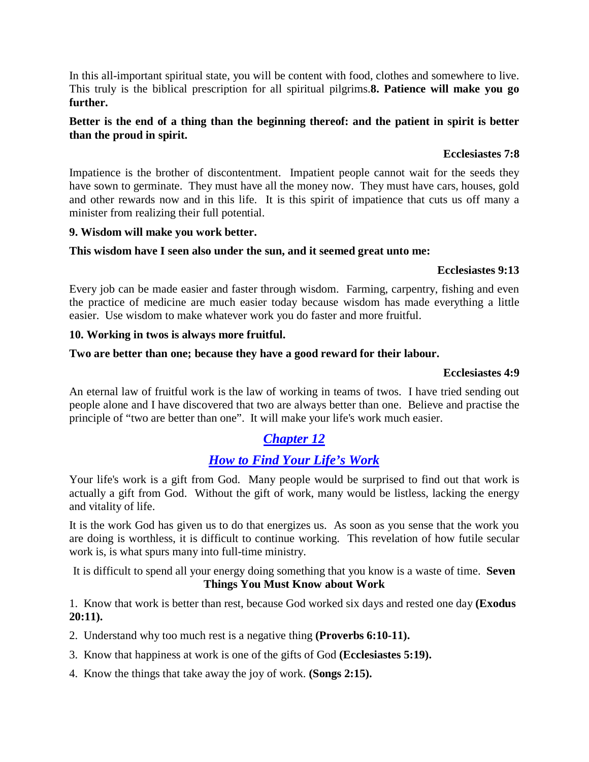In this all-important spiritual state, you will be content with food, clothes and somewhere to live. This truly is the biblical prescription for all spiritual pilgrims.**8. Patience will make you go further.**

**Better is the end of a thing than the beginning thereof: and the patient in spirit is better than the proud in spirit.**

**Ecclesiastes 7:8**

Impatience is the brother of discontentment. Impatient people cannot wait for the seeds they have sown to germinate. They must have all the money now. They must have cars, houses, gold and other rewards now and in this life. It is this spirit of impatience that cuts us off many a minister from realizing their full potential.

**9. Wisdom will make you work better.**

**This wisdom have I seen also under the sun, and it seemed great unto me:**

**Ecclesiastes 9:13**

Every job can be made easier and faster through wisdom. Farming, carpentry, fishing and even the practice of medicine are much easier today because wisdom has made everything a little easier. Use wisdom to make whatever work you do faster and more fruitful.

**10. Working in twos is always more fruitful.**

**Two are better than one; because they have a good reward for their labour.**

**Ecclesiastes 4:9**

An eternal law of fruitful work is the law of working in teams of twos. I have tried sending out people alone and I have discovered that two are always better than one. Believe and practise the principle of "two are better than one". It will make your life's work much easier.

## *Chapter 12*

## *How to Find Your Life's Work*

Your life's work is a gift from God. Many people would be surprised to find out that work is actually a gift from God. Without the gift of work, many would be listless, lacking the energy and vitality of life.

It is the work God has given us to do that energizes us. As soon as you sense that the work you are doing is worthless, it is difficult to continue working. This revelation of how futile secular work is, is what spurs many into full-time ministry.

It is difficult to spend all your energy doing something that you know is a waste of time. **Seven Things You Must Know about Work**

1. Know that work is better than rest, because God worked six days and rested one day **(Exodus 20:11).**
2. Understand why too much rest is a negative thing **(Proverbs 6:10-11).**
3. Know that happiness at work is one of the gifts of God **(Ecclesiastes 5:19).**
4. Know the things that take away the joy of work. **(Songs 2:15).**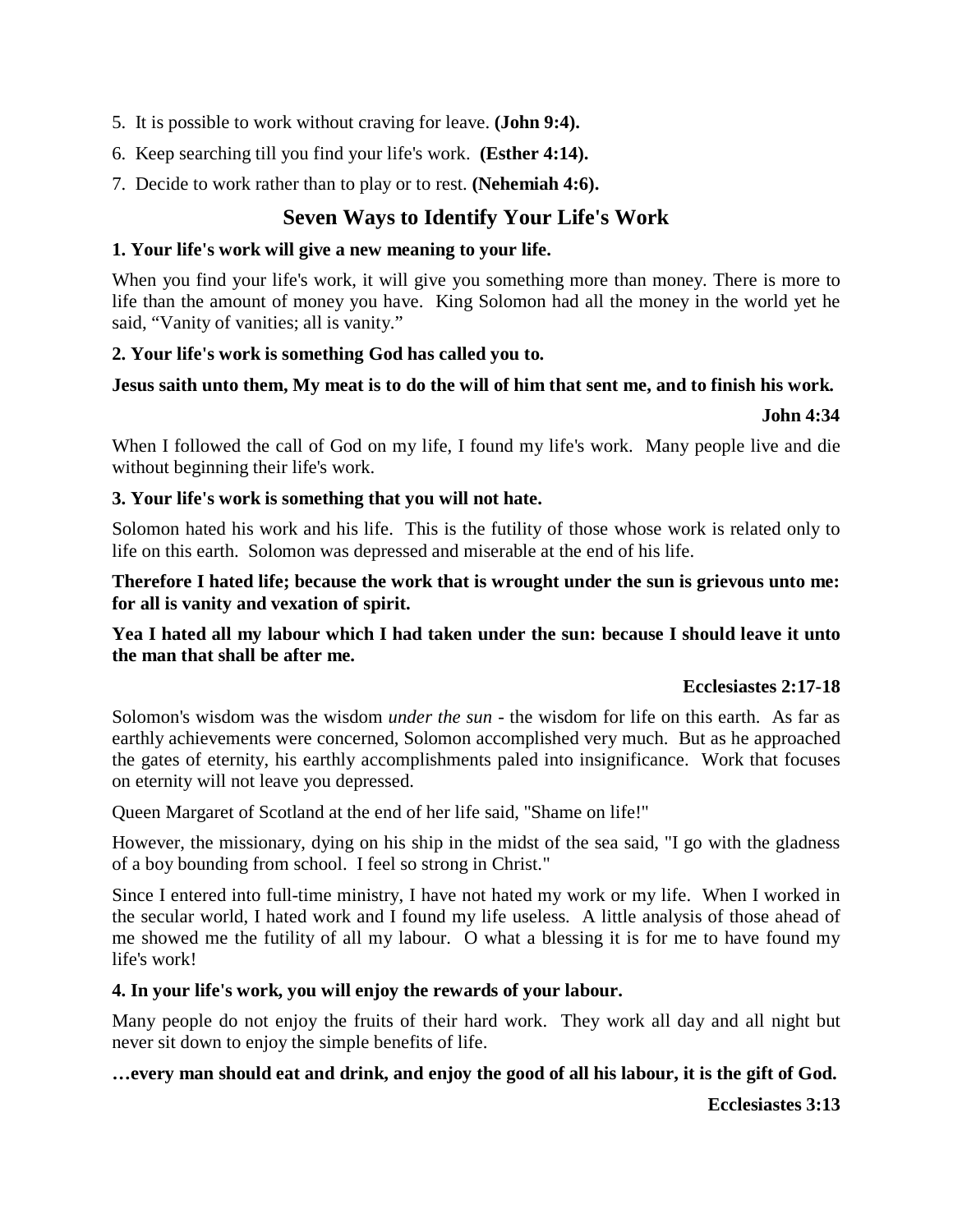5. It is possible to work without craving for leave. **(John 9:4).**
6. Keep searching till you find your life's work. **(Esther 4:14).**
7. Decide to work rather than to play or to rest. **(Nehemiah 4:6).**

## Seven Ways to Identify Your Life's Work

**1. Your life's work will give a new meaning to your life.**

When you find your life's work, it will give you something more than money. There is more to life than the amount of money you have. King Solomon had all the money in the world yet he said, "Vanity of vanities; all is vanity."

**2. Your life's work is something God has called you to.**

**Jesus saith unto them, My meat is to do the will of him that sent me, and to finish his work.**

**John 4:34**

When I followed the call of God on my life, I found my life's work. Many people live and die without beginning their life's work.

**3. Your life's work is something that you will not hate.**

Solomon hated his work and his life. This is the futility of those whose work is related only to life on this earth. Solomon was depressed and miserable at the end of his life.

**Therefore I hated life; because the work that is wrought under the sun is grievous unto me: for all is vanity and vexation of spirit.**

**Yea I hated all my labour which I had taken under the sun: because I should leave it unto the man that shall be after me.**

**Ecclesiastes 2:17-18**

Solomon's wisdom was the wisdom *under the sun* - the wisdom for life on this earth. As far as earthly achievements were concerned, Solomon accomplished very much. But as he approached the gates of eternity, his earthly accomplishments paled into insignificance. Work that focuses on eternity will not leave you depressed.

Queen Margaret of Scotland at the end of her life said, "Shame on life!"

However, the missionary, dying on his ship in the midst of the sea said, "I go with the gladness of a boy bounding from school. I feel so strong in Christ."

Since I entered into full-time ministry, I have not hated my work or my life. When I worked in the secular world, I hated work and I found my life useless. A little analysis of those ahead of me showed me the futility of all my labour. O what a blessing it is for me to have found my life's work!

**4. In your life's work, you will enjoy the rewards of your labour.**

Many people do not enjoy the fruits of their hard work. They work all day and all night but never sit down to enjoy the simple benefits of life.

**…every man should eat and drink, and enjoy the good of all his labour, it is the gift of God.**

**Ecclesiastes 3:13**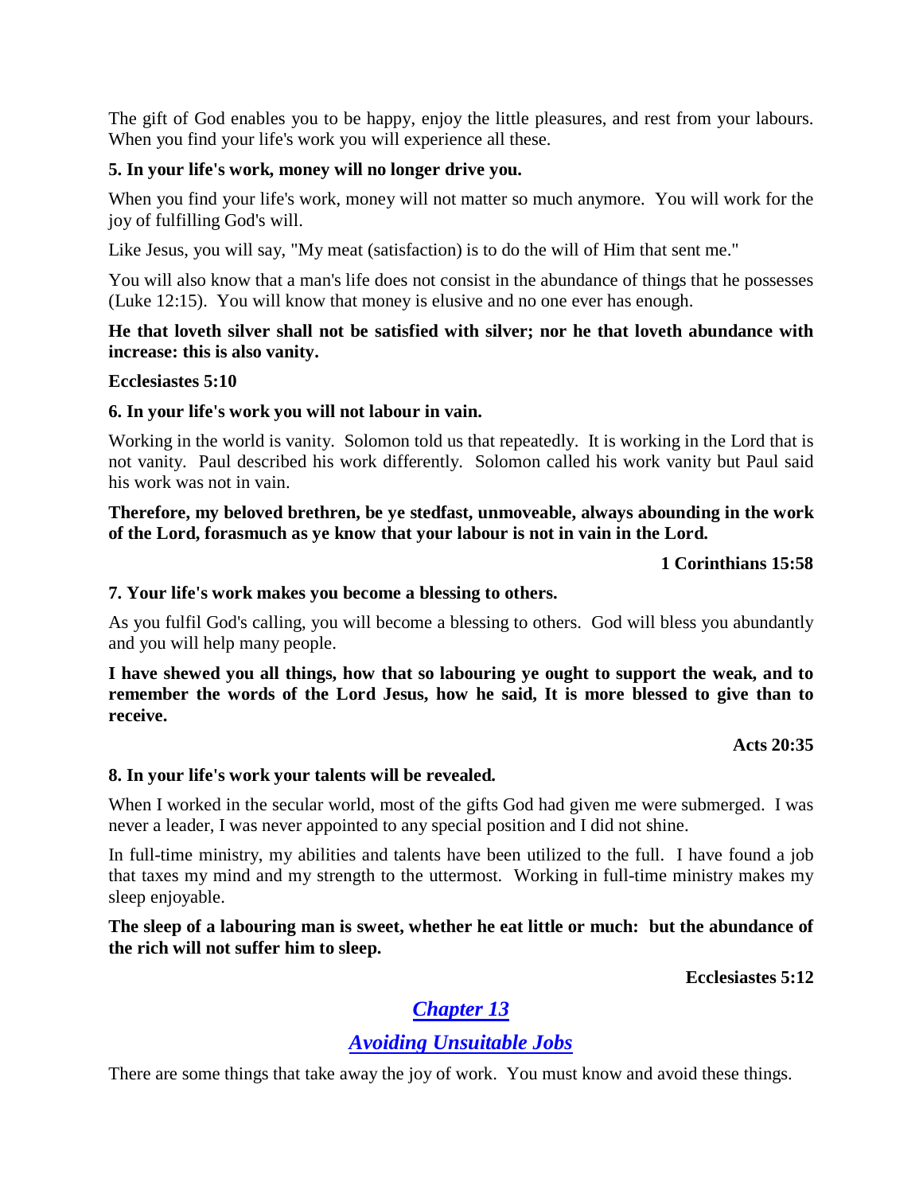The gift of God enables you to be happy, enjoy the little pleasures, and rest from your labours. When you find your life's work you will experience all these.

**5. In your life's work, money will no longer drive you.**

When you find your life's work, money will not matter so much anymore. You will work for the joy of fulfilling God's will.

Like Jesus, you will say, "My meat (satisfaction) is to do the will of Him that sent me."

You will also know that a man's life does not consist in the abundance of things that he possesses (Luke 12:15). You will know that money is elusive and no one ever has enough.

**He that loveth silver shall not be satisfied with silver; nor he that loveth abundance with increase: this is also vanity.**

**Ecclesiastes 5:10**

**6. In your life's work you will not labour in vain.**

Working in the world is vanity. Solomon told us that repeatedly. It is working in the Lord that is not vanity. Paul described his work differently. Solomon called his work vanity but Paul said his work was not in vain.

**Therefore, my beloved brethren, be ye stedfast, unmoveable, always abounding in the work of the Lord, forasmuch as ye know that your labour is not in vain in the Lord.**

**1 Corinthians 15:58**

**7. Your life's work makes you become a blessing to others.**

As you fulfil God's calling, you will become a blessing to others. God will bless you abundantly and you will help many people.

**I have shewed you all things, how that so labouring ye ought to support the weak, and to remember the words of the Lord Jesus, how he said, It is more blessed to give than to receive.**

**Acts 20:35**

**8. In your life's work your talents will be revealed.**

When I worked in the secular world, most of the gifts God had given me were submerged. I was never a leader, I was never appointed to any special position and I did not shine.

In full-time ministry, my abilities and talents have been utilized to the full. I have found a job that taxes my mind and my strength to the uttermost. Working in full-time ministry makes my sleep enjoyable.

**The sleep of a labouring man is sweet, whether he eat little or much: but the abundance of the rich will not suffer him to sleep.**

**Ecclesiastes 5:12**

## *Chapter 13*

## *Avoiding Unsuitable Jobs*

There are some things that take away the joy of work. You must know and avoid these things.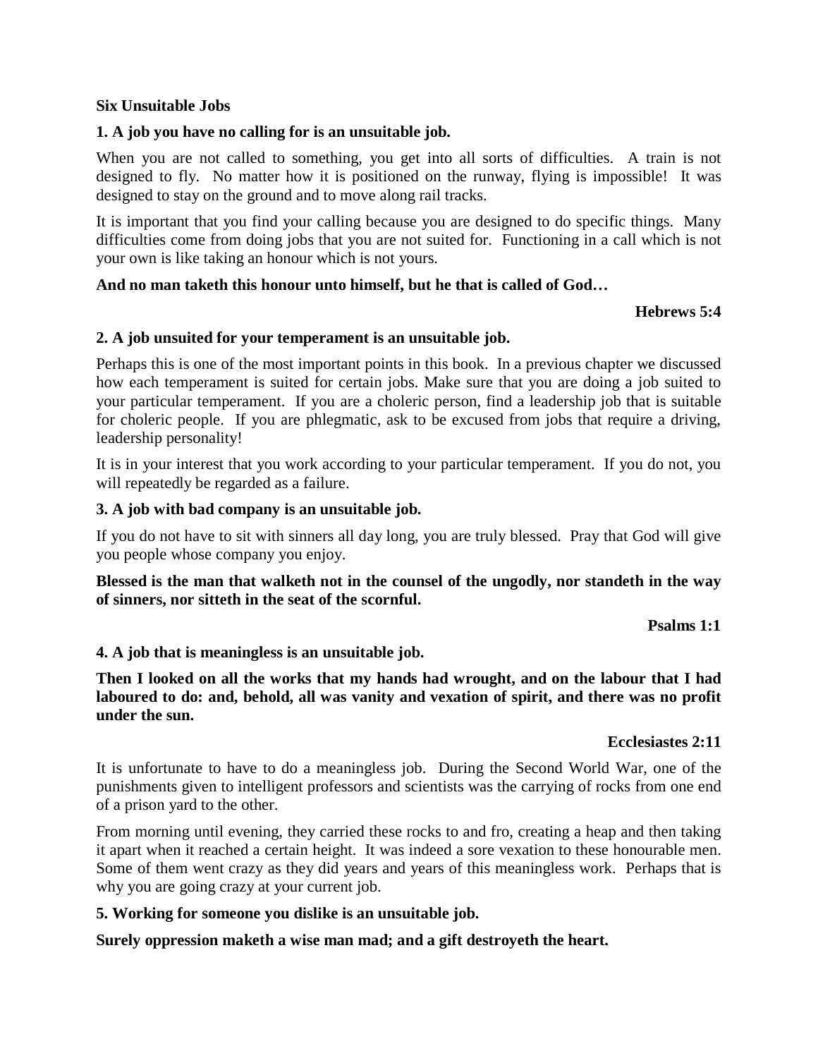**Six Unsuitable Jobs**

**1. A job you have no calling for is an unsuitable job.**

When you are not called to something, you get into all sorts of difficulties. A train is not designed to fly. No matter how it is positioned on the runway, flying is impossible! It was designed to stay on the ground and to move along rail tracks.

It is important that you find your calling because you are designed to do specific things. Many difficulties come from doing jobs that you are not suited for. Functioning in a call which is not your own is like taking an honour which is not yours.

**And no man taketh this honour unto himself, but he that is called of God…**

**Hebrews 5:4**

**2. A job unsuited for your temperament is an unsuitable job.**

Perhaps this is one of the most important points in this book. In a previous chapter we discussed how each temperament is suited for certain jobs. Make sure that you are doing a job suited to your particular temperament. If you are a choleric person, find a leadership job that is suitable for choleric people. If you are phlegmatic, ask to be excused from jobs that require a driving, leadership personality!

It is in your interest that you work according to your particular temperament. If you do not, you will repeatedly be regarded as a failure.

**3. A job with bad company is an unsuitable job.**

If you do not have to sit with sinners all day long, you are truly blessed. Pray that God will give you people whose company you enjoy.

**Blessed is the man that walketh not in the counsel of the ungodly, nor standeth in the way of sinners, nor sitteth in the seat of the scornful.**

**Psalms 1:1**

**4. A job that is meaningless is an unsuitable job.**

**Then I looked on all the works that my hands had wrought, and on the labour that I had laboured to do: and, behold, all was vanity and vexation of spirit, and there was no profit under the sun.**

**Ecclesiastes 2:11**

It is unfortunate to have to do a meaningless job. During the Second World War, one of the punishments given to intelligent professors and scientists was the carrying of rocks from one end of a prison yard to the other.

From morning until evening, they carried these rocks to and fro, creating a heap and then taking it apart when it reached a certain height. It was indeed a sore vexation to these honourable men. Some of them went crazy as they did years and years of this meaningless work. Perhaps that is why you are going crazy at your current job.

**5. Working for someone you dislike is an unsuitable job.**

**Surely oppression maketh a wise man mad; and a gift destroyeth the heart.**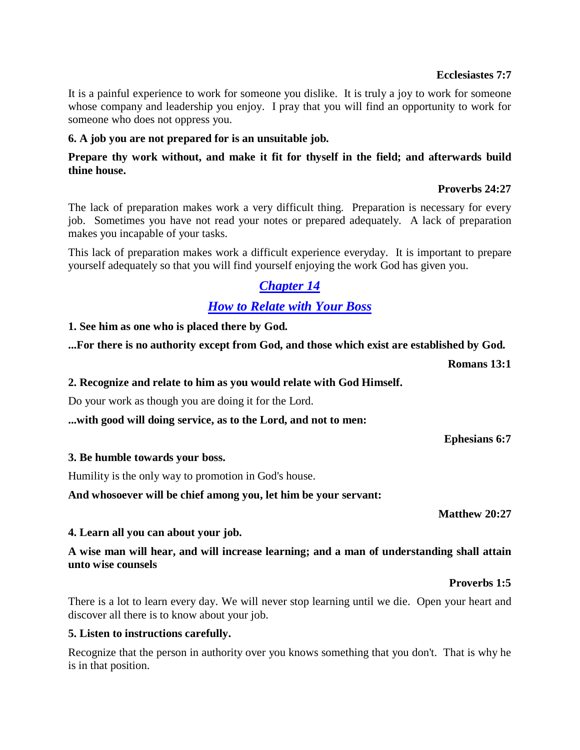**Ecclesiastes 7:7**

It is a painful experience to work for someone you dislike. It is truly a joy to work for someone whose company and leadership you enjoy. I pray that you will find an opportunity to work for someone who does not oppress you.

**6. A job you are not prepared for is an unsuitable job.**

**Prepare thy work without, and make it fit for thyself in the field; and afterwards build thine house.**

**Proverbs 24:27**

The lack of preparation makes work a very difficult thing. Preparation is necessary for every job. Sometimes you have not read your notes or prepared adequately. A lack of preparation makes you incapable of your tasks.

This lack of preparation makes work a difficult experience everyday. It is important to prepare yourself adequately so that you will find yourself enjoying the work God has given you.

## *Chapter 14*

## *How to Relate with Your Boss*

**1. See him as one who is placed there by God.**

**...For there is no authority except from God, and those which exist are established by God.**

**Romans 13:1**

**2. Recognize and relate to him as you would relate with God Himself.**

Do your work as though you are doing it for the Lord.

**...with good will doing service, as to the Lord, and not to men:**

**Ephesians 6:7**

**3. Be humble towards your boss.**

Humility is the only way to promotion in God's house.

**And whosoever will be chief among you, let him be your servant:**

**Matthew 20:27**

**4. Learn all you can about your job.**

**A wise man will hear, and will increase learning; and a man of understanding shall attain unto wise counsels**

**Proverbs 1:5**

There is a lot to learn every day. We will never stop learning until we die. Open your heart and discover all there is to know about your job.

**5. Listen to instructions carefully.**

Recognize that the person in authority over you knows something that you don't. That is why he is in that position.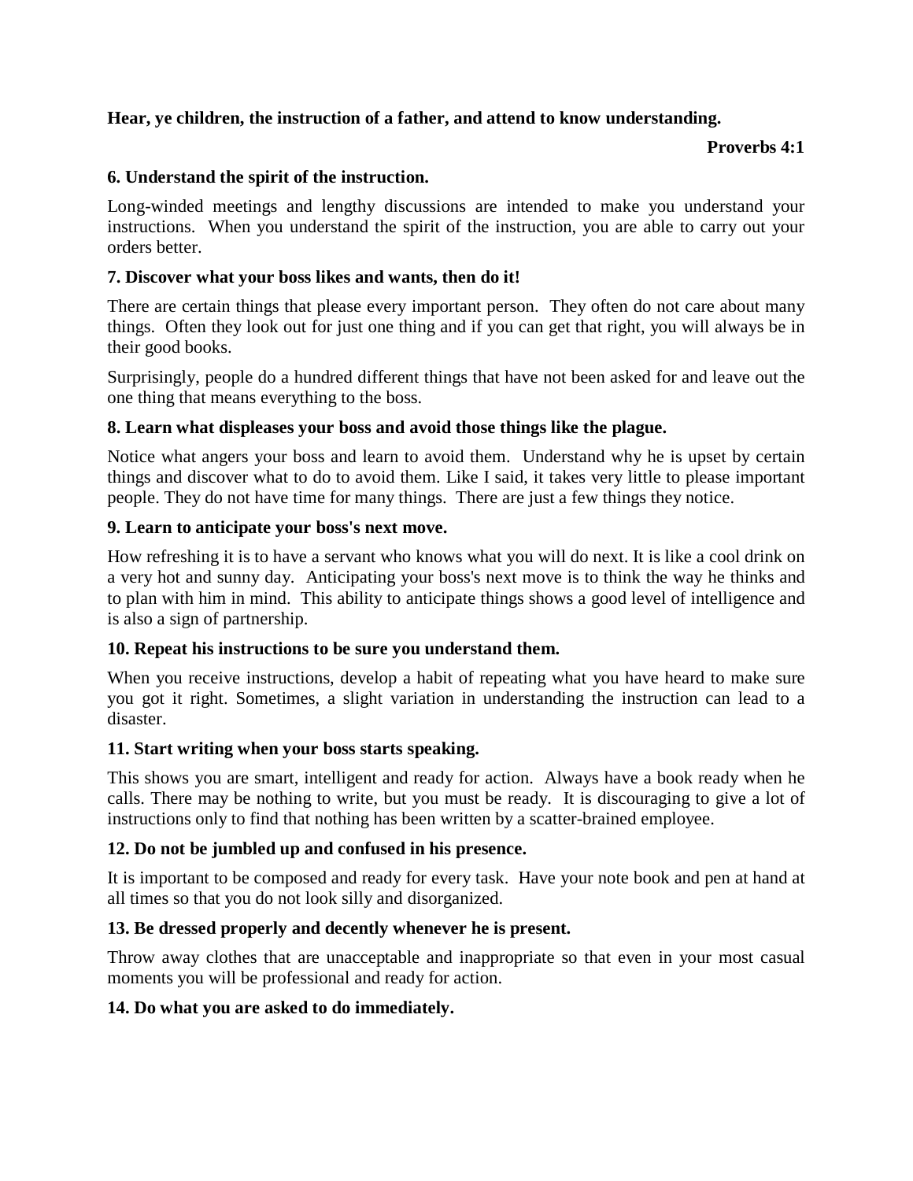**Hear, ye children, the instruction of a father, and attend to know understanding.**

**Proverbs 4:1**

**6. Understand the spirit of the instruction.**

Long-winded meetings and lengthy discussions are intended to make you understand your instructions. When you understand the spirit of the instruction, you are able to carry out your orders better.

**7. Discover what your boss likes and wants, then do it!**

There are certain things that please every important person. They often do not care about many things. Often they look out for just one thing and if you can get that right, you will always be in their good books.

Surprisingly, people do a hundred different things that have not been asked for and leave out the one thing that means everything to the boss.

**8. Learn what displeases your boss and avoid those things like the plague.**

Notice what angers your boss and learn to avoid them. Understand why he is upset by certain things and discover what to do to avoid them. Like I said, it takes very little to please important people. They do not have time for many things. There are just a few things they notice.

**9. Learn to anticipate your boss's next move.**

How refreshing it is to have a servant who knows what you will do next. It is like a cool drink on a very hot and sunny day. Anticipating your boss's next move is to think the way he thinks and to plan with him in mind. This ability to anticipate things shows a good level of intelligence and is also a sign of partnership.

**10. Repeat his instructions to be sure you understand them.**

When you receive instructions, develop a habit of repeating what you have heard to make sure you got it right. Sometimes, a slight variation in understanding the instruction can lead to a disaster.

**11. Start writing when your boss starts speaking.**

This shows you are smart, intelligent and ready for action. Always have a book ready when he calls. There may be nothing to write, but you must be ready. It is discouraging to give a lot of instructions only to find that nothing has been written by a scatter-brained employee.

**12. Do not be jumbled up and confused in his presence.**

It is important to be composed and ready for every task. Have your note book and pen at hand at all times so that you do not look silly and disorganized.

**13. Be dressed properly and decently whenever he is present.**

Throw away clothes that are unacceptable and inappropriate so that even in your most casual moments you will be professional and ready for action.

**14. Do what you are asked to do immediately.**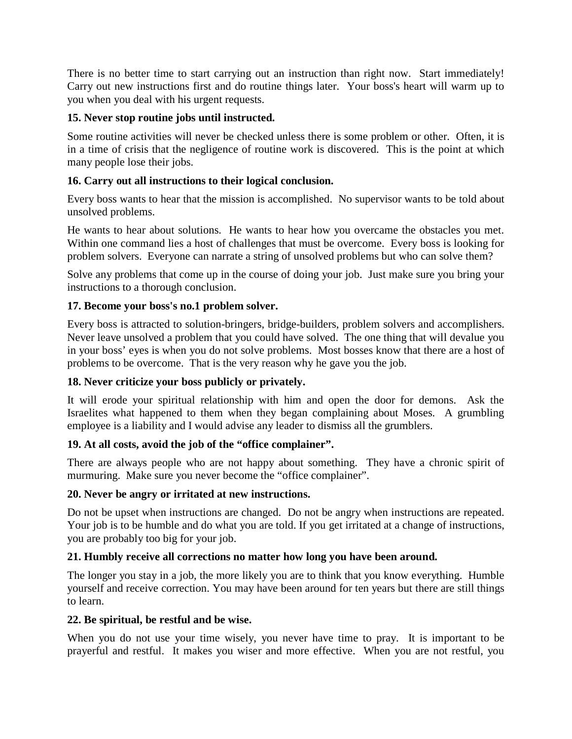There is no better time to start carrying out an instruction than right now. Start immediately! Carry out new instructions first and do routine things later. Your boss's heart will warm up to you when you deal with his urgent requests.

**15. Never stop routine jobs until instructed.**

Some routine activities will never be checked unless there is some problem or other. Often, it is in a time of crisis that the negligence of routine work is discovered. This is the point at which many people lose their jobs.

**16. Carry out all instructions to their logical conclusion.**

Every boss wants to hear that the mission is accomplished. No supervisor wants to be told about unsolved problems.

He wants to hear about solutions. He wants to hear how you overcame the obstacles you met. Within one command lies a host of challenges that must be overcome. Every boss is looking for problem solvers. Everyone can narrate a string of unsolved problems but who can solve them?

Solve any problems that come up in the course of doing your job. Just make sure you bring your instructions to a thorough conclusion.

**17. Become your boss's no.1 problem solver.**

Every boss is attracted to solution-bringers, bridge-builders, problem solvers and accomplishers. Never leave unsolved a problem that you could have solved. The one thing that will devalue you in your boss' eyes is when you do not solve problems. Most bosses know that there are a host of problems to be overcome. That is the very reason why he gave you the job.

**18. Never criticize your boss publicly or privately.**

It will erode your spiritual relationship with him and open the door for demons. Ask the Israelites what happened to them when they began complaining about Moses. A grumbling employee is a liability and I would advise any leader to dismiss all the grumblers.

**19. At all costs, avoid the job of the "office complainer".**

There are always people who are not happy about something. They have a chronic spirit of murmuring. Make sure you never become the "office complainer".

**20. Never be angry or irritated at new instructions.**

Do not be upset when instructions are changed. Do not be angry when instructions are repeated. Your job is to be humble and do what you are told. If you get irritated at a change of instructions, you are probably too big for your job.

**21. Humbly receive all corrections no matter how long you have been around.**

The longer you stay in a job, the more likely you are to think that you know everything. Humble yourself and receive correction. You may have been around for ten years but there are still things to learn.

**22. Be spiritual, be restful and be wise.**

When you do not use your time wisely, you never have time to pray. It is important to be prayerful and restful. It makes you wiser and more effective. When you are not restful, you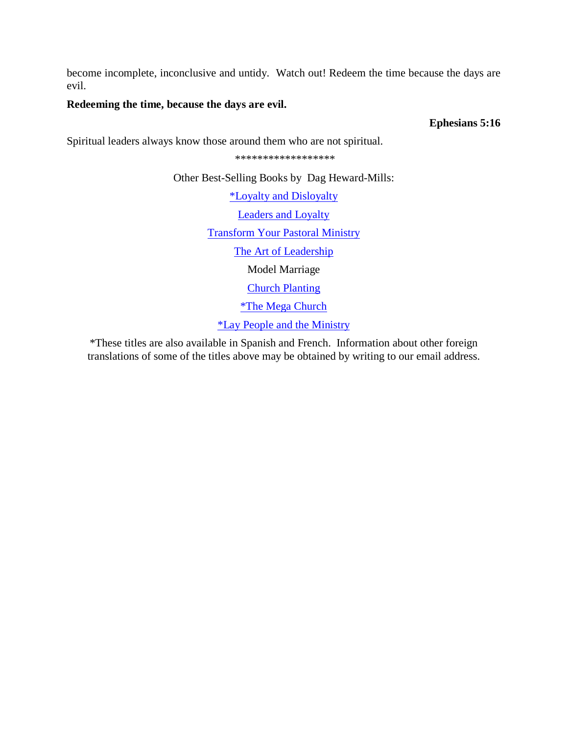become incomplete, inconclusive and untidy. Watch out! Redeem the time because the days are evil.

**Redeeming the time, because the days are evil.**

**Ephesians 5:16**

Spiritual leaders always know those around them who are not spiritual.

*****************

Other Best-Selling Books by Dag Heward-Mills:

*Loyalty and Disloyalty

Leaders and Loyalty

Transform Your Pastoral Ministry

The Art of Leadership

Model Marriage

Church Planting

*The Mega Church

*Lay People and the Ministry

*These titles are also available in Spanish and French. Information about other foreign translations of some of the titles above may be obtained by writing to our email address.